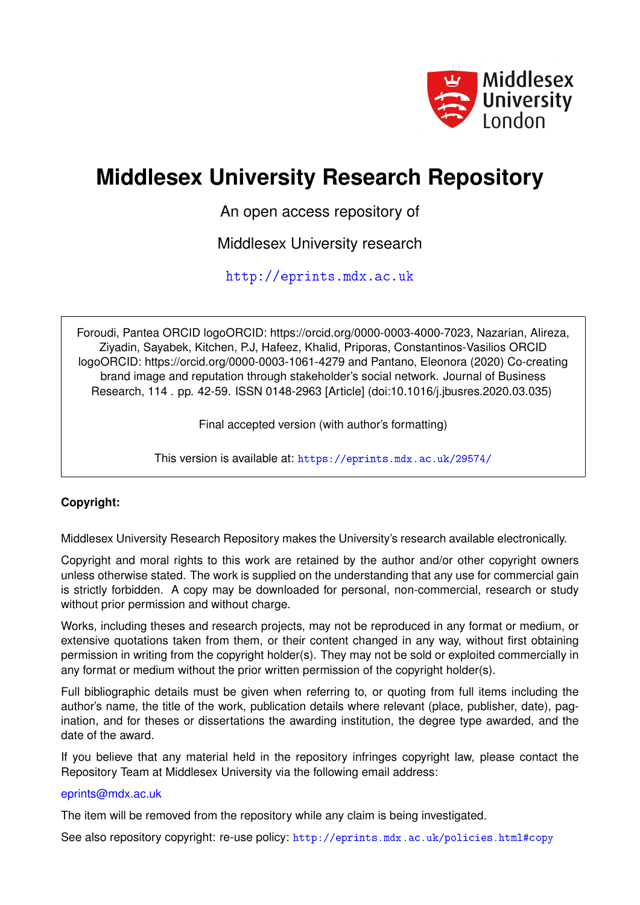Middlesex University London

# Middlesex University Research Repository

An open access repository of

Middlesex University research

http://eprints.mdx.ac.uk

Foroudi, Pantea ORCID logoORCID: https://orcid.org/0000-0003-4000-7023, Nazarian, Alireza, Ziyadin, Sayabek, Kitchen, P.J, Hafeez, Khalid, Priporas, Constantinos-Vasilios ORCID logoORCID: https://orcid.org/0000-0003-1061-4279 and Pantano, Eleonora (2020) Co-creating brand image and reputation through stakeholder's social network. Journal of Business Research, 114 . pp. 42-59. ISSN 0148-2963 [Article] (doi:10.1016/j.jbusres.2020.03.035)

Final accepted version (with author's formatting)

This version is available at: https://eprints.mdx.ac.uk/29574/

**Copyright:**

Middlesex University Research Repository makes the University's research available electronically.

Copyright and moral rights to this work are retained by the author and/or other copyright owners unless otherwise stated. The work is supplied on the understanding that any use for commercial gain is strictly forbidden. A copy may be downloaded for personal, non-commercial, research or study without prior permission and without charge.

Works, including theses and research projects, may not be reproduced in any format or medium, or extensive quotations taken from them, or their content changed in any way, without first obtaining permission in writing from the copyright holder(s). They may not be sold or exploited commercially in any format or medium without the prior written permission of the copyright holder(s).

Full bibliographic details must be given when referring to, or quoting from full items including the author's name, the title of the work, publication details where relevant (place, publisher, date), pagination, and for theses or dissertations the awarding institution, the degree type awarded, and the date of the award.

If you believe that any material held in the repository infringes copyright law, please contact the Repository Team at Middlesex University via the following email address:

eprints@mdx.ac.uk

The item will be removed from the repository while any claim is being investigated.

See also repository copyright: re-use policy: http://eprints.mdx.ac.uk/policies.html#copy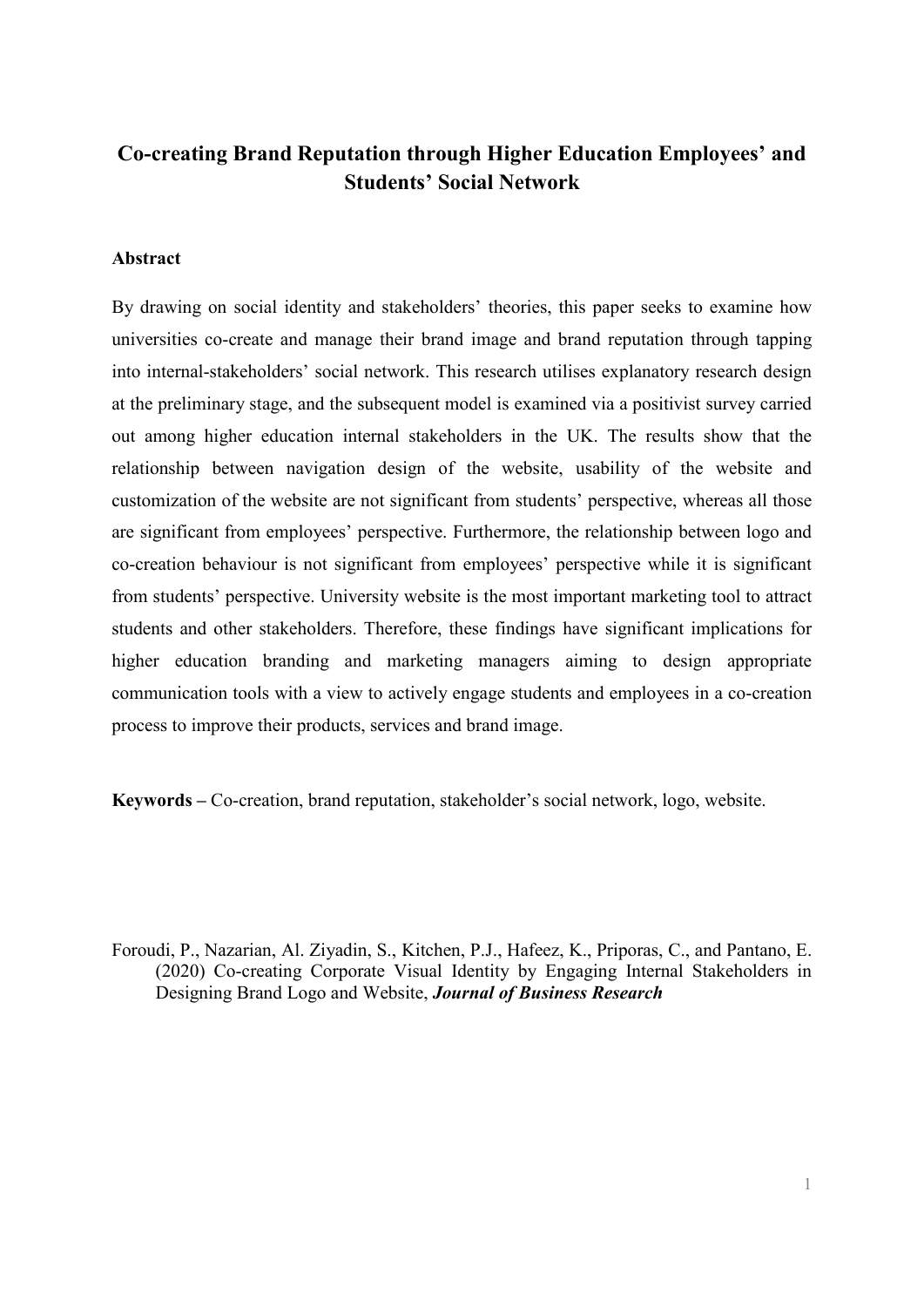# Co-creating Brand Reputation through Higher Education Employees' and Students' Social Network

## Abstract

By drawing on social identity and stakeholders' theories, this paper seeks to examine how universities co-create and manage their brand image and brand reputation through tapping into internal-stakeholders' social network. This research utilises explanatory research design at the preliminary stage, and the subsequent model is examined via a positivist survey carried out among higher education internal stakeholders in the UK. The results show that the relationship between navigation design of the website, usability of the website and customization of the website are not significant from students' perspective, whereas all those are significant from employees' perspective. Furthermore, the relationship between logo and co-creation behaviour is not significant from employees' perspective while it is significant from students' perspective. University website is the most important marketing tool to attract students and other stakeholders. Therefore, these findings have significant implications for higher education branding and marketing managers aiming to design appropriate communication tools with a view to actively engage students and employees in a co-creation process to improve their products, services and brand image.

**Keywords –** Co-creation, brand reputation, stakeholder's social network, logo, website.

Foroudi, P., Nazarian, Al. Ziyadin, S., Kitchen, P.J., Hafeez, K., Priporas, C., and Pantano, E. (2020) Co-creating Corporate Visual Identity by Engaging Internal Stakeholders in Designing Brand Logo and Website, ***Journal of Business Research***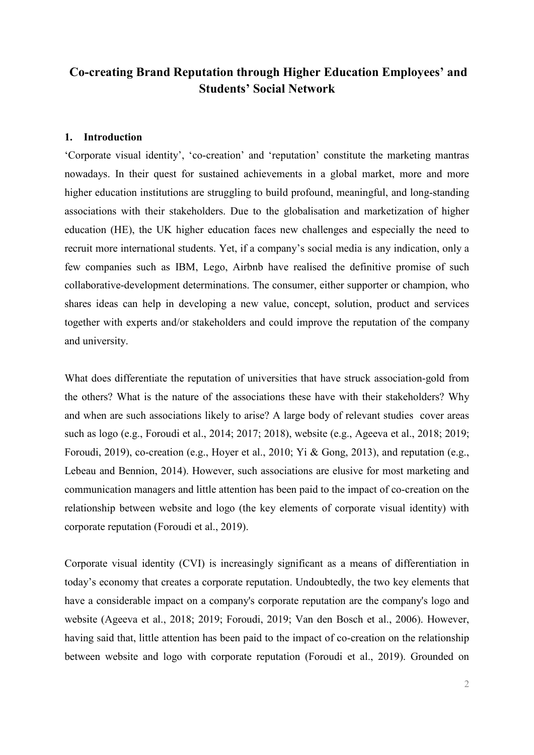# Co-creating Brand Reputation through Higher Education Employees' and Students' Social Network

## 1. Introduction

'Corporate visual identity', 'co-creation' and 'reputation' constitute the marketing mantras nowadays. In their quest for sustained achievements in a global market, more and more higher education institutions are struggling to build profound, meaningful, and long-standing associations with their stakeholders. Due to the globalisation and marketization of higher education (HE), the UK higher education faces new challenges and especially the need to recruit more international students. Yet, if a company's social media is any indication, only a few companies such as IBM, Lego, Airbnb have realised the definitive promise of such collaborative-development determinations. The consumer, either supporter or champion, who shares ideas can help in developing a new value, concept, solution, product and services together with experts and/or stakeholders and could improve the reputation of the company and university.

What does differentiate the reputation of universities that have struck association-gold from the others? What is the nature of the associations these have with their stakeholders? Why and when are such associations likely to arise? A large body of relevant studies cover areas such as logo (e.g., Foroudi et al., 2014; 2017; 2018), website (e.g., Ageeva et al., 2018; 2019; Foroudi, 2019), co-creation (e.g., Hoyer et al., 2010; Yi & Gong, 2013), and reputation (e.g., Lebeau and Bennion, 2014). However, such associations are elusive for most marketing and communication managers and little attention has been paid to the impact of co-creation on the relationship between website and logo (the key elements of corporate visual identity) with corporate reputation (Foroudi et al., 2019).

Corporate visual identity (CVI) is increasingly significant as a means of differentiation in today's economy that creates a corporate reputation. Undoubtedly, the two key elements that have a considerable impact on a company's corporate reputation are the company's logo and website (Ageeva et al., 2018; 2019; Foroudi, 2019; Van den Bosch et al., 2006). However, having said that, little attention has been paid to the impact of co-creation on the relationship between website and logo with corporate reputation (Foroudi et al., 2019). Grounded on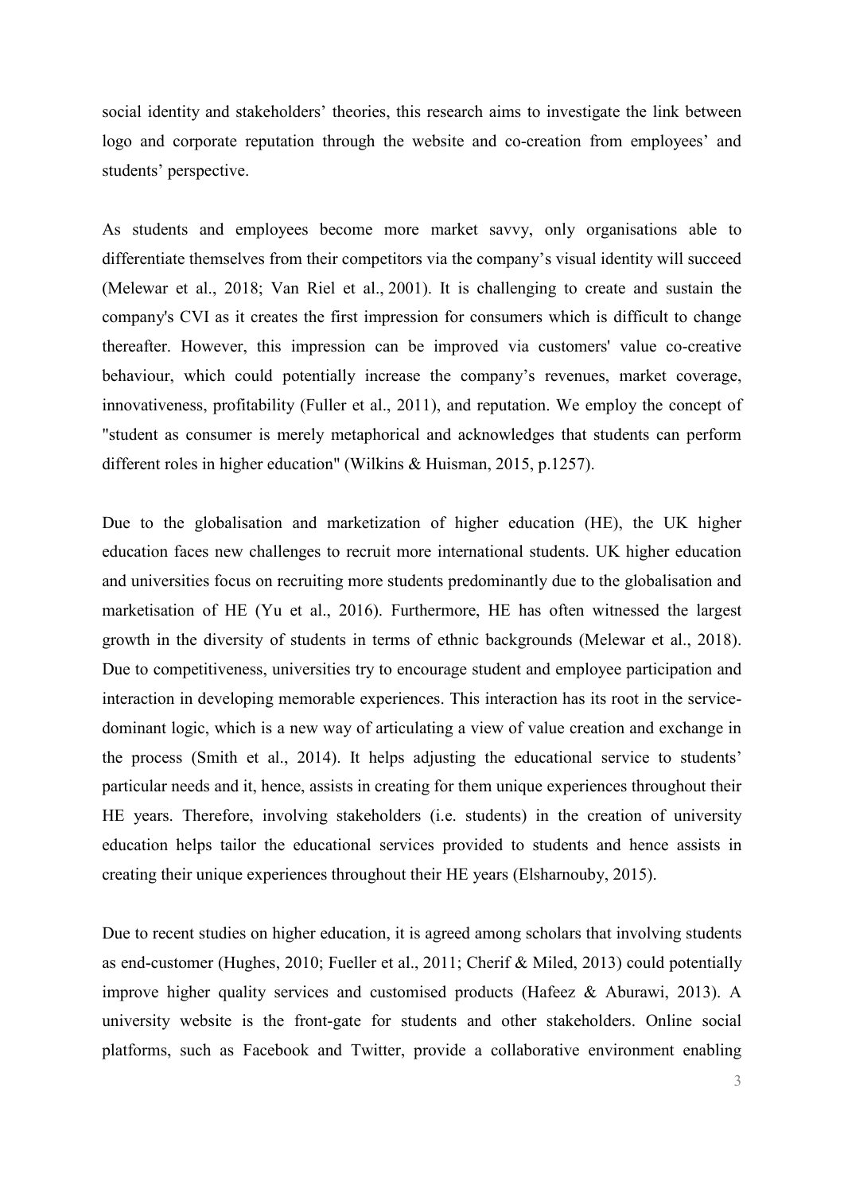social identity and stakeholders' theories, this research aims to investigate the link between logo and corporate reputation through the website and co-creation from employees' and students' perspective.

As students and employees become more market savvy, only organisations able to differentiate themselves from their competitors via the company's visual identity will succeed (Melewar et al., 2018; Van Riel et al., 2001). It is challenging to create and sustain the company's CVI as it creates the first impression for consumers which is difficult to change thereafter. However, this impression can be improved via customers' value co-creative behaviour, which could potentially increase the company's revenues, market coverage, innovativeness, profitability (Fuller et al., 2011), and reputation. We employ the concept of "student as consumer is merely metaphorical and acknowledges that students can perform different roles in higher education" (Wilkins & Huisman, 2015, p.1257).

Due to the globalisation and marketization of higher education (HE), the UK higher education faces new challenges to recruit more international students. UK higher education and universities focus on recruiting more students predominantly due to the globalisation and marketisation of HE (Yu et al., 2016). Furthermore, HE has often witnessed the largest growth in the diversity of students in terms of ethnic backgrounds (Melewar et al., 2018). Due to competitiveness, universities try to encourage student and employee participation and interaction in developing memorable experiences. This interaction has its root in the service-dominant logic, which is a new way of articulating a view of value creation and exchange in the process (Smith et al., 2014). It helps adjusting the educational service to students' particular needs and it, hence, assists in creating for them unique experiences throughout their HE years. Therefore, involving stakeholders (i.e. students) in the creation of university education helps tailor the educational services provided to students and hence assists in creating their unique experiences throughout their HE years (Elsharnouby, 2015).

Due to recent studies on higher education, it is agreed among scholars that involving students as end-customer (Hughes, 2010; Fueller et al., 2011; Cherif & Miled, 2013) could potentially improve higher quality services and customised products (Hafeez & Aburawi, 2013). A university website is the front-gate for students and other stakeholders. Online social platforms, such as Facebook and Twitter, provide a collaborative environment enabling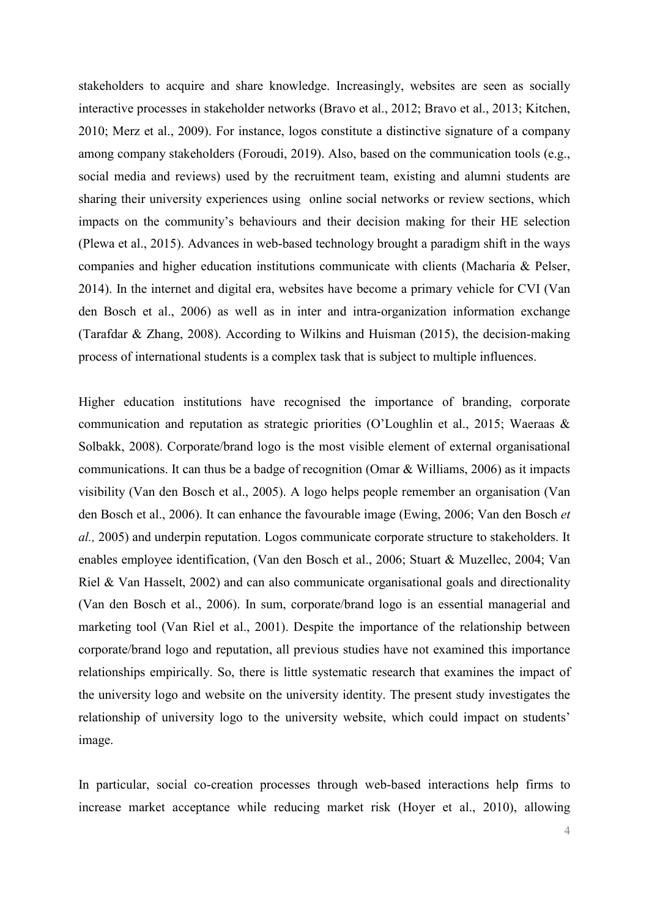stakeholders to acquire and share knowledge. Increasingly, websites are seen as socially interactive processes in stakeholder networks (Bravo et al., 2012; Bravo et al., 2013; Kitchen, 2010; Merz et al., 2009). For instance, logos constitute a distinctive signature of a company among company stakeholders (Foroudi, 2019). Also, based on the communication tools (e.g., social media and reviews) used by the recruitment team, existing and alumni students are sharing their university experiences using online social networks or review sections, which impacts on the community's behaviours and their decision making for their HE selection (Plewa et al., 2015). Advances in web-based technology brought a paradigm shift in the ways companies and higher education institutions communicate with clients (Macharia & Pelser, 2014). In the internet and digital era, websites have become a primary vehicle for CVI (Van den Bosch et al., 2006) as well as in inter and intra-organization information exchange (Tarafdar & Zhang, 2008). According to Wilkins and Huisman (2015), the decision-making process of international students is a complex task that is subject to multiple influences.

Higher education institutions have recognised the importance of branding, corporate communication and reputation as strategic priorities (O'Loughlin et al., 2015; Waeraas & Solbakk, 2008). Corporate/brand logo is the most visible element of external organisational communications. It can thus be a badge of recognition (Omar & Williams, 2006) as it impacts visibility (Van den Bosch et al., 2005). A logo helps people remember an organisation (Van den Bosch et al., 2006). It can enhance the favourable image (Ewing, 2006; Van den Bosch *et al.,* 2005) and underpin reputation. Logos communicate corporate structure to stakeholders. It enables employee identification, (Van den Bosch et al., 2006; Stuart & Muzellec, 2004; Van Riel & Van Hasselt, 2002) and can also communicate organisational goals and directionality (Van den Bosch et al., 2006). In sum, corporate/brand logo is an essential managerial and marketing tool (Van Riel et al., 2001). Despite the importance of the relationship between corporate/brand logo and reputation, all previous studies have not examined this importance relationships empirically. So, there is little systematic research that examines the impact of the university logo and website on the university identity. The present study investigates the relationship of university logo to the university website, which could impact on students' image.

In particular, social co-creation processes through web-based interactions help firms to increase market acceptance while reducing market risk (Hoyer et al., 2010), allowing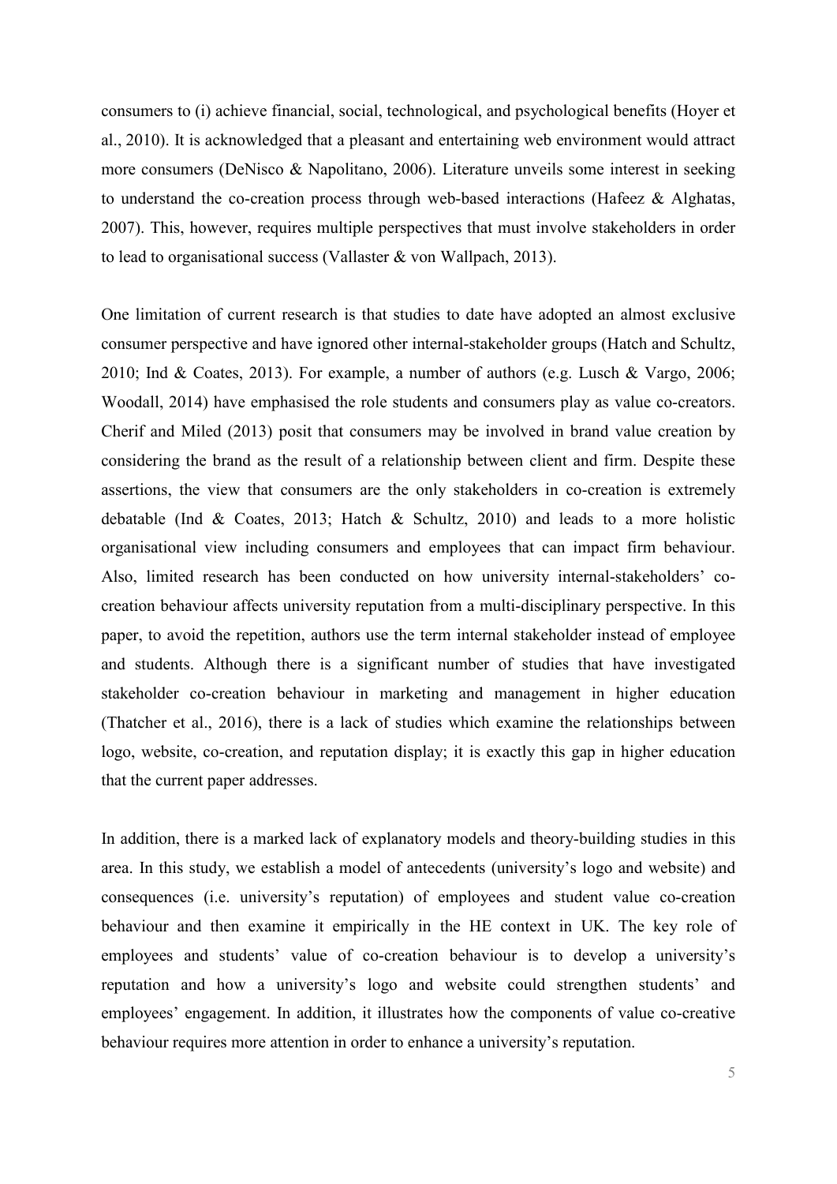consumers to (i) achieve financial, social, technological, and psychological benefits (Hoyer et al., 2010). It is acknowledged that a pleasant and entertaining web environment would attract more consumers (DeNisco & Napolitano, 2006). Literature unveils some interest in seeking to understand the co-creation process through web-based interactions (Hafeez & Alghatas, 2007). This, however, requires multiple perspectives that must involve stakeholders in order to lead to organisational success (Vallaster & von Wallpach, 2013).

One limitation of current research is that studies to date have adopted an almost exclusive consumer perspective and have ignored other internal-stakeholder groups (Hatch and Schultz, 2010; Ind & Coates, 2013). For example, a number of authors (e.g. Lusch & Vargo, 2006; Woodall, 2014) have emphasised the role students and consumers play as value co-creators. Cherif and Miled (2013) posit that consumers may be involved in brand value creation by considering the brand as the result of a relationship between client and firm. Despite these assertions, the view that consumers are the only stakeholders in co-creation is extremely debatable (Ind & Coates, 2013; Hatch & Schultz, 2010) and leads to a more holistic organisational view including consumers and employees that can impact firm behaviour. Also, limited research has been conducted on how university internal-stakeholders' co-creation behaviour affects university reputation from a multi-disciplinary perspective. In this paper, to avoid the repetition, authors use the term internal stakeholder instead of employee and students. Although there is a significant number of studies that have investigated stakeholder co-creation behaviour in marketing and management in higher education (Thatcher et al., 2016), there is a lack of studies which examine the relationships between logo, website, co-creation, and reputation display; it is exactly this gap in higher education that the current paper addresses.

In addition, there is a marked lack of explanatory models and theory-building studies in this area. In this study, we establish a model of antecedents (university's logo and website) and consequences (i.e. university's reputation) of employees and student value co-creation behaviour and then examine it empirically in the HE context in UK. The key role of employees and students' value of co-creation behaviour is to develop a university's reputation and how a university's logo and website could strengthen students' and employees' engagement. In addition, it illustrates how the components of value co-creative behaviour requires more attention in order to enhance a university's reputation.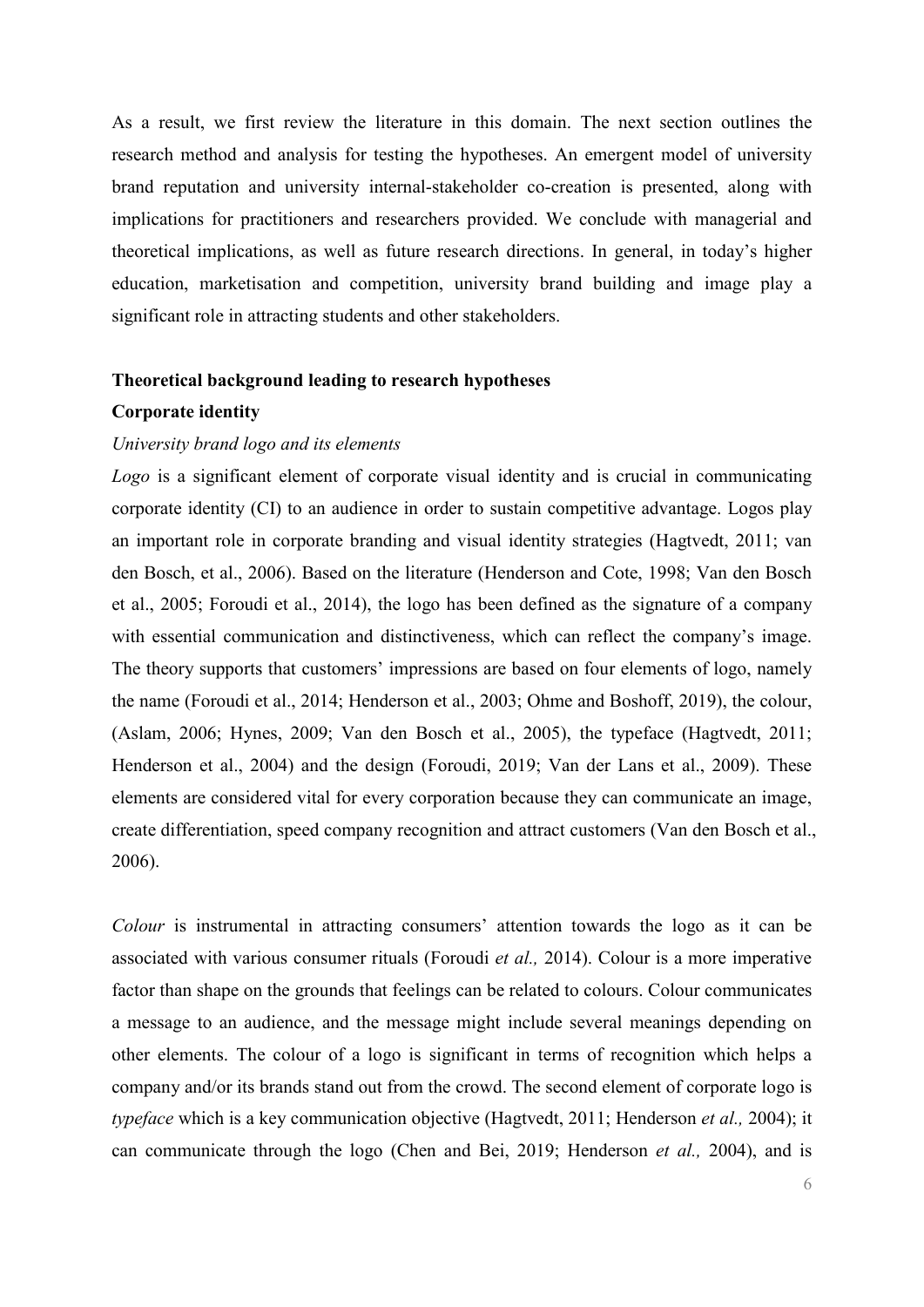As a result, we first review the literature in this domain. The next section outlines the research method and analysis for testing the hypotheses. An emergent model of university brand reputation and university internal-stakeholder co-creation is presented, along with implications for practitioners and researchers provided. We conclude with managerial and theoretical implications, as well as future research directions. In general, in today's higher education, marketisation and competition, university brand building and image play a significant role in attracting students and other stakeholders.

## Theoretical background leading to research hypotheses

### Corporate identity

#### *University brand logo and its elements*

*Logo* is a significant element of corporate visual identity and is crucial in communicating corporate identity (CI) to an audience in order to sustain competitive advantage. Logos play an important role in corporate branding and visual identity strategies (Hagtvedt, 2011; van den Bosch, et al., 2006). Based on the literature (Henderson and Cote, 1998; Van den Bosch et al., 2005; Foroudi et al., 2014), the logo has been defined as the signature of a company with essential communication and distinctiveness, which can reflect the company's image. The theory supports that customers' impressions are based on four elements of logo, namely the name (Foroudi et al., 2014; Henderson et al., 2003; Ohme and Boshoff, 2019), the colour, (Aslam, 2006; Hynes, 2009; Van den Bosch et al., 2005), the typeface (Hagtvedt, 2011; Henderson et al., 2004) and the design (Foroudi, 2019; Van der Lans et al., 2009). These elements are considered vital for every corporation because they can communicate an image, create differentiation, speed company recognition and attract customers (Van den Bosch et al., 2006).

*Colour* is instrumental in attracting consumers' attention towards the logo as it can be associated with various consumer rituals (Foroudi *et al.,* 2014). Colour is a more imperative factor than shape on the grounds that feelings can be related to colours. Colour communicates a message to an audience, and the message might include several meanings depending on other elements. The colour of a logo is significant in terms of recognition which helps a company and/or its brands stand out from the crowd. The second element of corporate logo is *typeface* which is a key communication objective (Hagtvedt, 2011; Henderson *et al.,* 2004); it can communicate through the logo (Chen and Bei, 2019; Henderson *et al.,* 2004), and is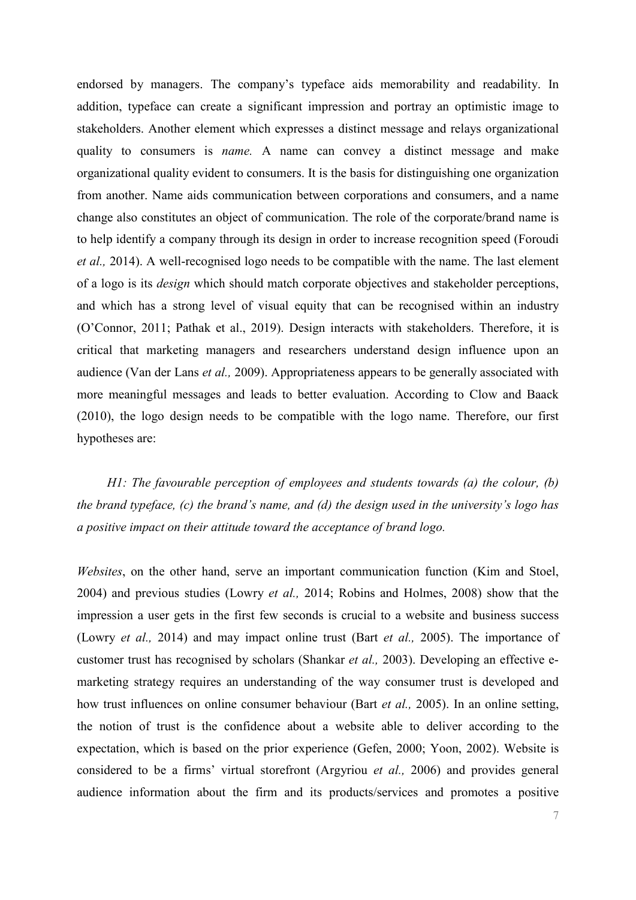endorsed by managers. The company's typeface aids memorability and readability. In addition, typeface can create a significant impression and portray an optimistic image to stakeholders. Another element which expresses a distinct message and relays organizational quality to consumers is *name.* A name can convey a distinct message and make organizational quality evident to consumers. It is the basis for distinguishing one organization from another. Name aids communication between corporations and consumers, and a name change also constitutes an object of communication. The role of the corporate/brand name is to help identify a company through its design in order to increase recognition speed (Foroudi *et al.,* 2014). A well-recognised logo needs to be compatible with the name. The last element of a logo is its *design* which should match corporate objectives and stakeholder perceptions, and which has a strong level of visual equity that can be recognised within an industry (O'Connor, 2011; Pathak et al., 2019). Design interacts with stakeholders. Therefore, it is critical that marketing managers and researchers understand design influence upon an audience (Van der Lans *et al.,* 2009). Appropriateness appears to be generally associated with more meaningful messages and leads to better evaluation. According to Clow and Baack (2010), the logo design needs to be compatible with the logo name. Therefore, our first hypotheses are:

*H1: The favourable perception of employees and students towards (a) the colour, (b) the brand typeface, (c) the brand's name, and (d) the design used in the university's logo has a positive impact on their attitude toward the acceptance of brand logo.*

*Websites*, on the other hand, serve an important communication function (Kim and Stoel, 2004) and previous studies (Lowry *et al.,* 2014; Robins and Holmes, 2008) show that the impression a user gets in the first few seconds is crucial to a website and business success (Lowry *et al.,* 2014) and may impact online trust (Bart *et al.,* 2005). The importance of customer trust has recognised by scholars (Shankar *et al.,* 2003). Developing an effective e-marketing strategy requires an understanding of the way consumer trust is developed and how trust influences on online consumer behaviour (Bart *et al.,* 2005). In an online setting, the notion of trust is the confidence about a website able to deliver according to the expectation, which is based on the prior experience (Gefen, 2000; Yoon, 2002). Website is considered to be a firms' virtual storefront (Argyriou *et al.,* 2006) and provides general audience information about the firm and its products/services and promotes a positive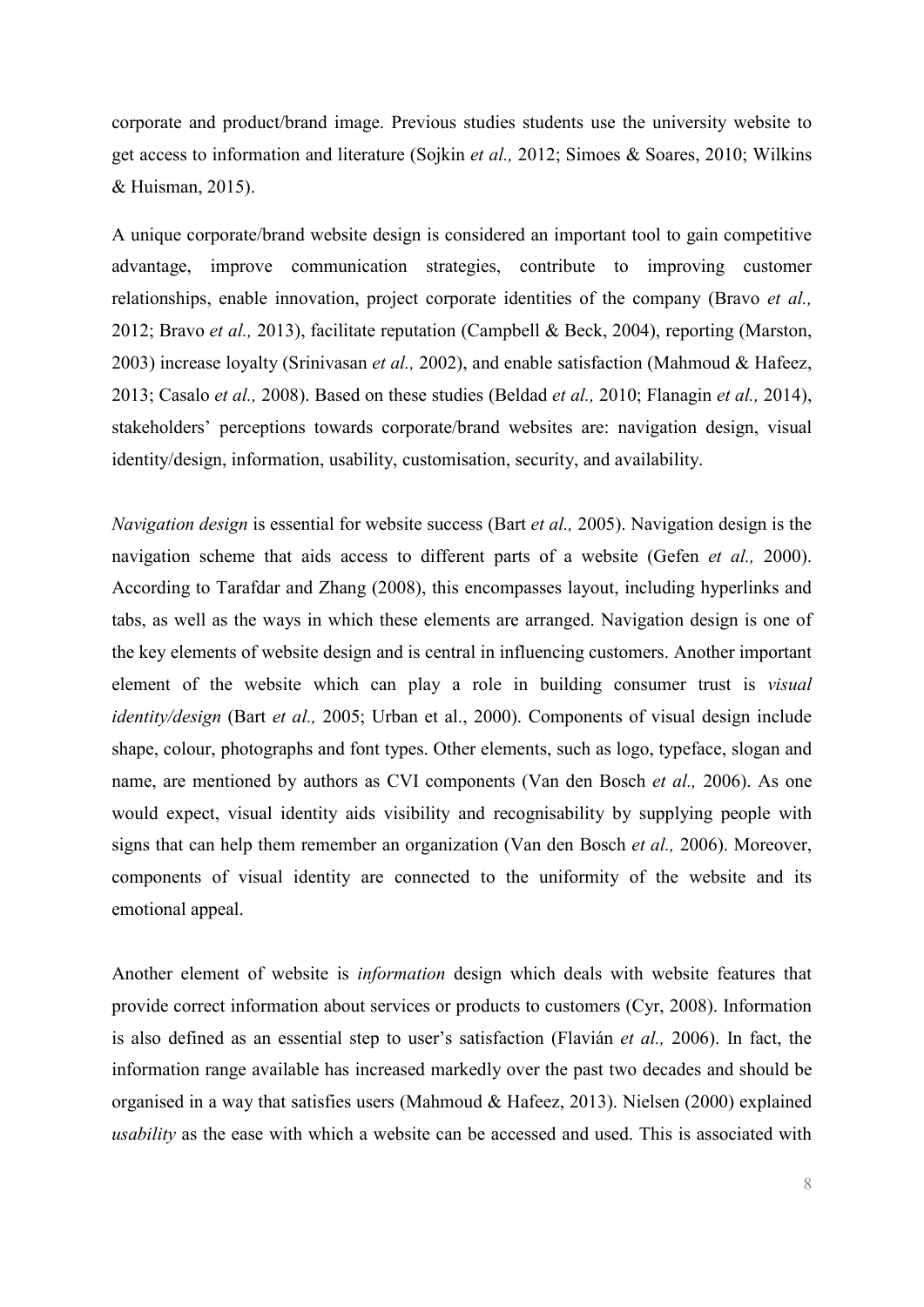corporate and product/brand image. Previous studies students use the university website to get access to information and literature (Sojkin *et al.,* 2012; Simoes & Soares, 2010; Wilkins & Huisman, 2015).

A unique corporate/brand website design is considered an important tool to gain competitive advantage, improve communication strategies, contribute to improving customer relationships, enable innovation, project corporate identities of the company (Bravo *et al.,* 2012; Bravo *et al.,* 2013), facilitate reputation (Campbell & Beck, 2004), reporting (Marston, 2003) increase loyalty (Srinivasan *et al.,* 2002), and enable satisfaction (Mahmoud & Hafeez, 2013; Casalo *et al.,* 2008). Based on these studies (Beldad *et al.,* 2010; Flanagin *et al.,* 2014), stakeholders' perceptions towards corporate/brand websites are: navigation design, visual identity/design, information, usability, customisation, security, and availability.

*Navigation design* is essential for website success (Bart *et al.,* 2005). Navigation design is the navigation scheme that aids access to different parts of a website (Gefen *et al.,* 2000). According to Tarafdar and Zhang (2008), this encompasses layout, including hyperlinks and tabs, as well as the ways in which these elements are arranged. Navigation design is one of the key elements of website design and is central in influencing customers. Another important element of the website which can play a role in building consumer trust is *visual identity/design* (Bart *et al.,* 2005; Urban et al., 2000). Components of visual design include shape, colour, photographs and font types. Other elements, such as logo, typeface, slogan and name, are mentioned by authors as CVI components (Van den Bosch *et al.,* 2006). As one would expect, visual identity aids visibility and recognisability by supplying people with signs that can help them remember an organization (Van den Bosch *et al.,* 2006). Moreover, components of visual identity are connected to the uniformity of the website and its emotional appeal.

Another element of website is *information* design which deals with website features that provide correct information about services or products to customers (Cyr, 2008). Information is also defined as an essential step to user's satisfaction (Flavián *et al.,* 2006). In fact, the information range available has increased markedly over the past two decades and should be organised in a way that satisfies users (Mahmoud & Hafeez, 2013). Nielsen (2000) explained *usability* as the ease with which a website can be accessed and used. This is associated with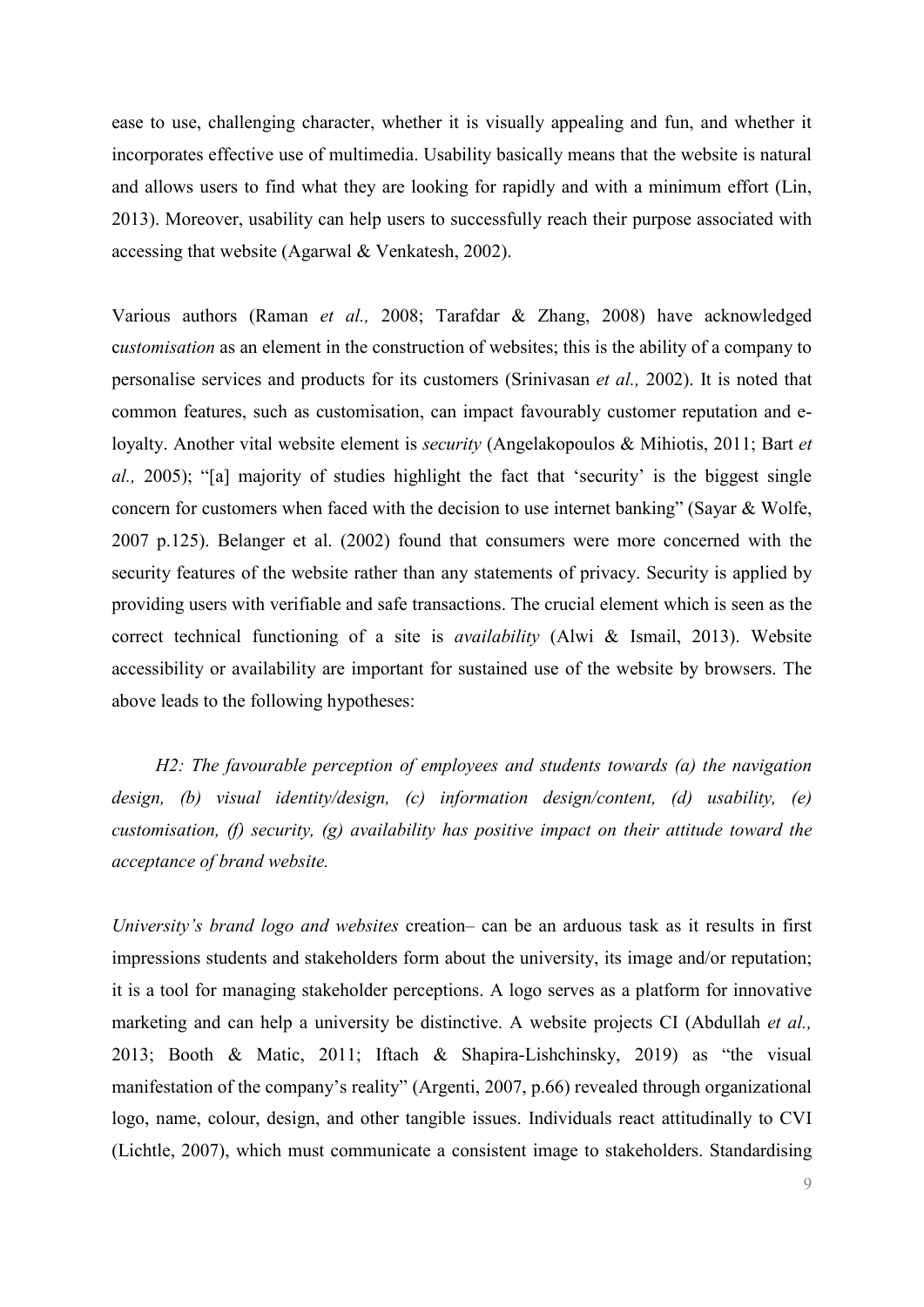ease to use, challenging character, whether it is visually appealing and fun, and whether it incorporates effective use of multimedia. Usability basically means that the website is natural and allows users to find what they are looking for rapidly and with a minimum effort (Lin, 2013). Moreover, usability can help users to successfully reach their purpose associated with accessing that website (Agarwal & Venkatesh, 2002).

Various authors (Raman *et al.,* 2008; Tarafdar & Zhang, 2008) have acknowledged c*ustomisation* as an element in the construction of websites; this is the ability of a company to personalise services and products for its customers (Srinivasan *et al.,* 2002). It is noted that common features, such as customisation, can impact favourably customer reputation and e-loyalty. Another vital website element is *security* (Angelakopoulos & Mihiotis, 2011; Bart *et al.,* 2005); "[a] majority of studies highlight the fact that 'security' is the biggest single concern for customers when faced with the decision to use internet banking" (Sayar & Wolfe, 2007 p.125). Belanger et al. (2002) found that consumers were more concerned with the security features of the website rather than any statements of privacy. Security is applied by providing users with verifiable and safe transactions. The crucial element which is seen as the correct technical functioning of a site is *availability* (Alwi & Ismail, 2013). Website accessibility or availability are important for sustained use of the website by browsers. The above leads to the following hypotheses:

*H2: The favourable perception of employees and students towards (a) the navigation design, (b) visual identity/design, (c) information design/content, (d) usability, (e) customisation, (f) security, (g) availability has positive impact on their attitude toward the acceptance of brand website.*

*University's brand logo and websites* creation– can be an arduous task as it results in first impressions students and stakeholders form about the university, its image and/or reputation; it is a tool for managing stakeholder perceptions. A logo serves as a platform for innovative marketing and can help a university be distinctive. A website projects CI (Abdullah *et al.,* 2013; Booth & Matic, 2011; Iftach & Shapira-Lishchinsky, 2019) as "the visual manifestation of the company's reality" (Argenti, 2007, p.66) revealed through organizational logo, name, colour, design, and other tangible issues. Individuals react attitudinally to CVI (Lichtle, 2007), which must communicate a consistent image to stakeholders. Standardising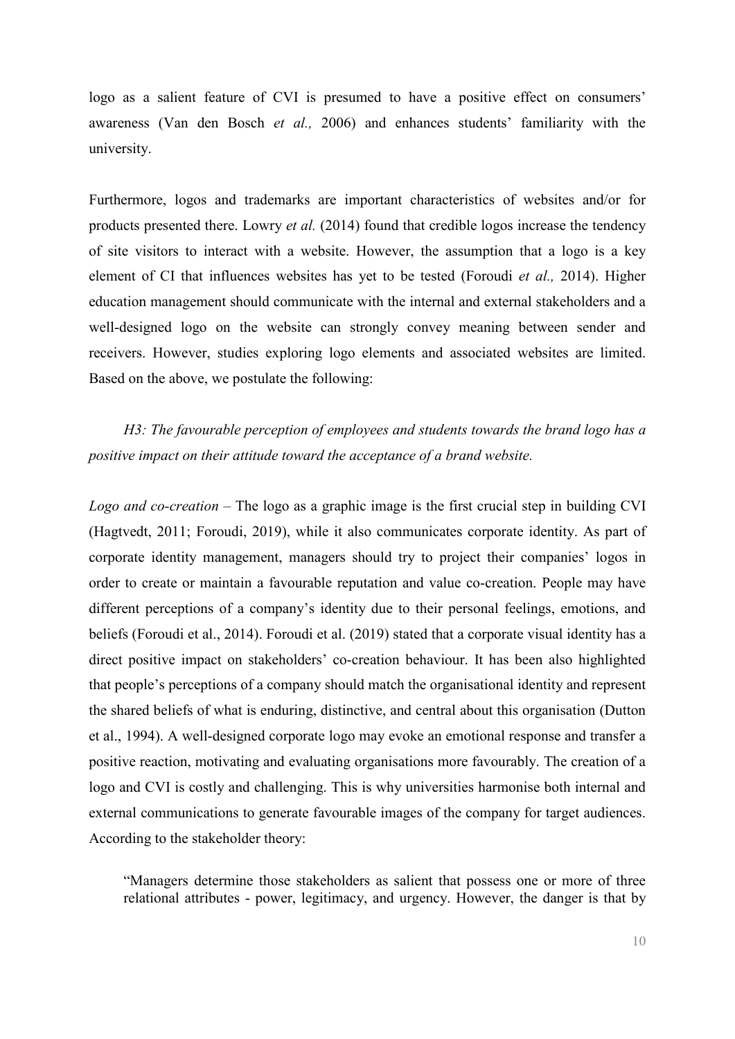logo as a salient feature of CVI is presumed to have a positive effect on consumers' awareness (Van den Bosch *et al.,* 2006) and enhances students' familiarity with the university.

Furthermore, logos and trademarks are important characteristics of websites and/or for products presented there. Lowry *et al.* (2014) found that credible logos increase the tendency of site visitors to interact with a website. However, the assumption that a logo is a key element of CI that influences websites has yet to be tested (Foroudi *et al.,* 2014). Higher education management should communicate with the internal and external stakeholders and a well-designed logo on the website can strongly convey meaning between sender and receivers. However, studies exploring logo elements and associated websites are limited. Based on the above, we postulate the following:

*H3: The favourable perception of employees and students towards the brand logo has a positive impact on their attitude toward the acceptance of a brand website.*

*Logo and co-creation* – The logo as a graphic image is the first crucial step in building CVI (Hagtvedt, 2011; Foroudi, 2019), while it also communicates corporate identity. As part of corporate identity management, managers should try to project their companies' logos in order to create or maintain a favourable reputation and value co-creation. People may have different perceptions of a company's identity due to their personal feelings, emotions, and beliefs (Foroudi et al., 2014). Foroudi et al. (2019) stated that a corporate visual identity has a direct positive impact on stakeholders' co-creation behaviour. It has been also highlighted that people's perceptions of a company should match the organisational identity and represent the shared beliefs of what is enduring, distinctive, and central about this organisation (Dutton et al., 1994). A well-designed corporate logo may evoke an emotional response and transfer a positive reaction, motivating and evaluating organisations more favourably. The creation of a logo and CVI is costly and challenging. This is why universities harmonise both internal and external communications to generate favourable images of the company for target audiences. According to the stakeholder theory:

> "Managers determine those stakeholders as salient that possess one or more of three relational attributes - power, legitimacy, and urgency. However, the danger is that by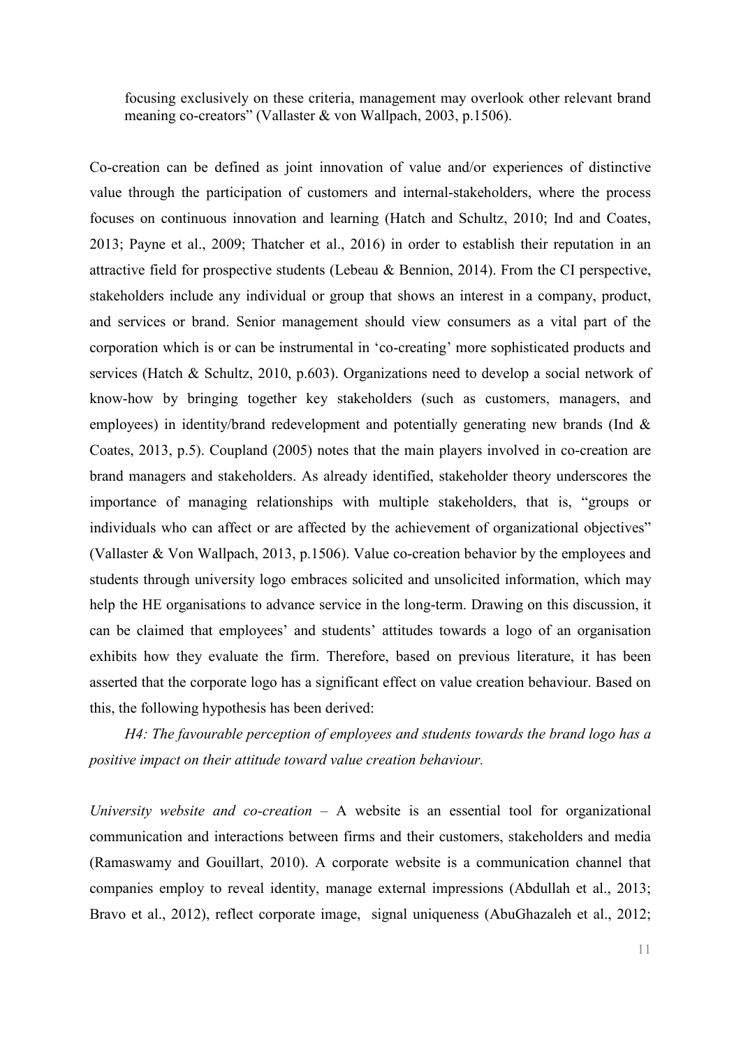focusing exclusively on these criteria, management may overlook other relevant brand meaning co-creators" (Vallaster & von Wallpach, 2003, p.1506).

Co-creation can be defined as joint innovation of value and/or experiences of distinctive value through the participation of customers and internal-stakeholders, where the process focuses on continuous innovation and learning (Hatch and Schultz, 2010; Ind and Coates, 2013; Payne et al., 2009; Thatcher et al., 2016) in order to establish their reputation in an attractive field for prospective students (Lebeau & Bennion, 2014). From the CI perspective, stakeholders include any individual or group that shows an interest in a company, product, and services or brand. Senior management should view consumers as a vital part of the corporation which is or can be instrumental in 'co-creating' more sophisticated products and services (Hatch & Schultz, 2010, p.603). Organizations need to develop a social network of know-how by bringing together key stakeholders (such as customers, managers, and employees) in identity/brand redevelopment and potentially generating new brands (Ind & Coates, 2013, p.5). Coupland (2005) notes that the main players involved in co-creation are brand managers and stakeholders. As already identified, stakeholder theory underscores the importance of managing relationships with multiple stakeholders, that is, "groups or individuals who can affect or are affected by the achievement of organizational objectives" (Vallaster & Von Wallpach, 2013, p.1506). Value co-creation behavior by the employees and students through university logo embraces solicited and unsolicited information, which may help the HE organisations to advance service in the long-term. Drawing on this discussion, it can be claimed that employees' and students' attitudes towards a logo of an organisation exhibits how they evaluate the firm. Therefore, based on previous literature, it has been asserted that the corporate logo has a significant effect on value creation behaviour. Based on this, the following hypothesis has been derived:

*H4: The favourable perception of employees and students towards the brand logo has a positive impact on their attitude toward value creation behaviour.*

*University website and co-creation* – A website is an essential tool for organizational communication and interactions between firms and their customers, stakeholders and media (Ramaswamy and Gouillart, 2010). A corporate website is a communication channel that companies employ to reveal identity, manage external impressions (Abdullah et al., 2013; Bravo et al., 2012), reflect corporate image, signal uniqueness (AbuGhazaleh et al., 2012;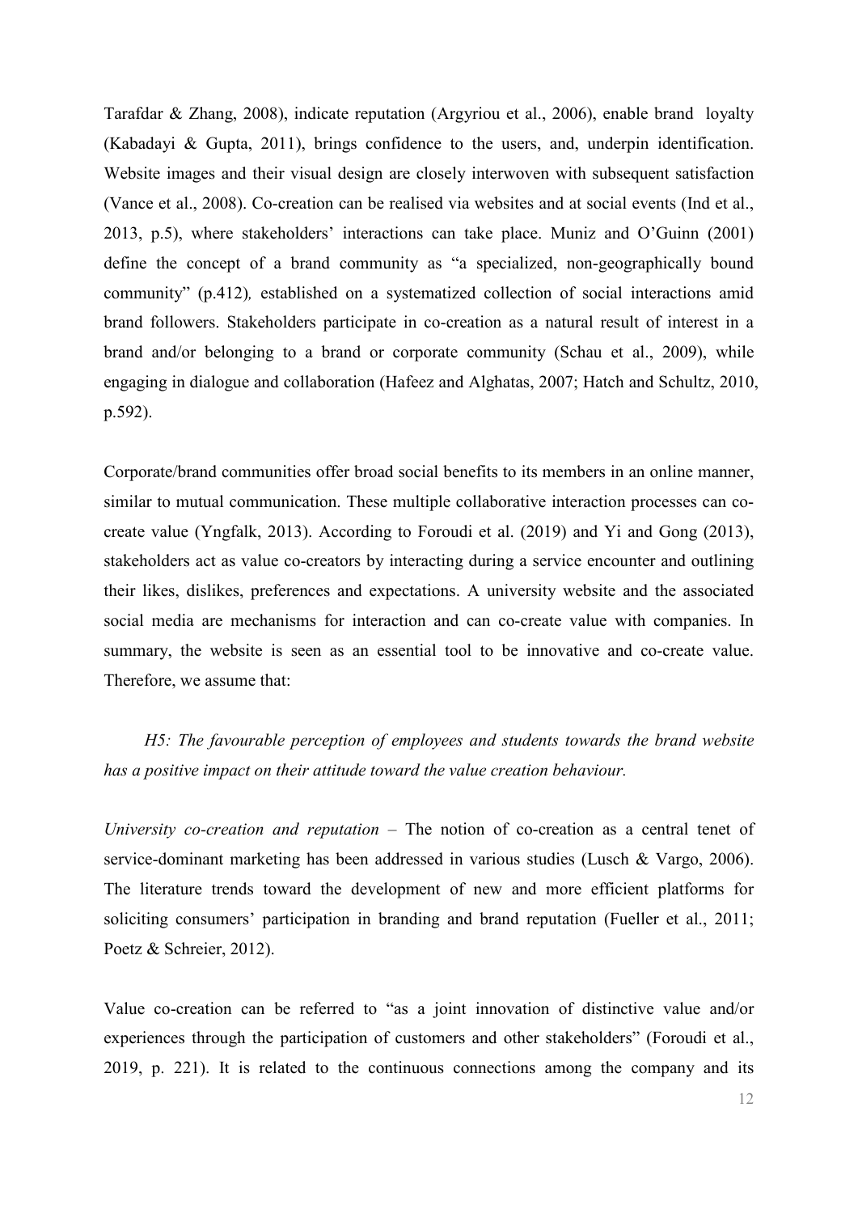Tarafdar & Zhang, 2008), indicate reputation (Argyriou et al., 2006), enable brand loyalty (Kabadayi & Gupta, 2011), brings confidence to the users, and, underpin identification. Website images and their visual design are closely interwoven with subsequent satisfaction (Vance et al., 2008). Co-creation can be realised via websites and at social events (Ind et al., 2013, p.5), where stakeholders' interactions can take place. Muniz and O'Guinn (2001) define the concept of a brand community as "a specialized, non-geographically bound community" (p.412)*,* established on a systematized collection of social interactions amid brand followers. Stakeholders participate in co-creation as a natural result of interest in a brand and/or belonging to a brand or corporate community (Schau et al., 2009), while engaging in dialogue and collaboration (Hafeez and Alghatas, 2007; Hatch and Schultz, 2010, p.592).

Corporate/brand communities offer broad social benefits to its members in an online manner, similar to mutual communication. These multiple collaborative interaction processes can co-create value (Yngfalk, 2013). According to Foroudi et al. (2019) and Yi and Gong (2013), stakeholders act as value co-creators by interacting during a service encounter and outlining their likes, dislikes, preferences and expectations. A university website and the associated social media are mechanisms for interaction and can co-create value with companies. In summary, the website is seen as an essential tool to be innovative and co-create value. Therefore, we assume that:

*H5: The favourable perception of employees and students towards the brand website has a positive impact on their attitude toward the value creation behaviour.*

*University co-creation and reputation* – The notion of co-creation as a central tenet of service-dominant marketing has been addressed in various studies (Lusch & Vargo, 2006). The literature trends toward the development of new and more efficient platforms for soliciting consumers' participation in branding and brand reputation (Fueller et al., 2011; Poetz & Schreier, 2012).

Value co-creation can be referred to "as a joint innovation of distinctive value and/or experiences through the participation of customers and other stakeholders" (Foroudi et al., 2019, p. 221). It is related to the continuous connections among the company and its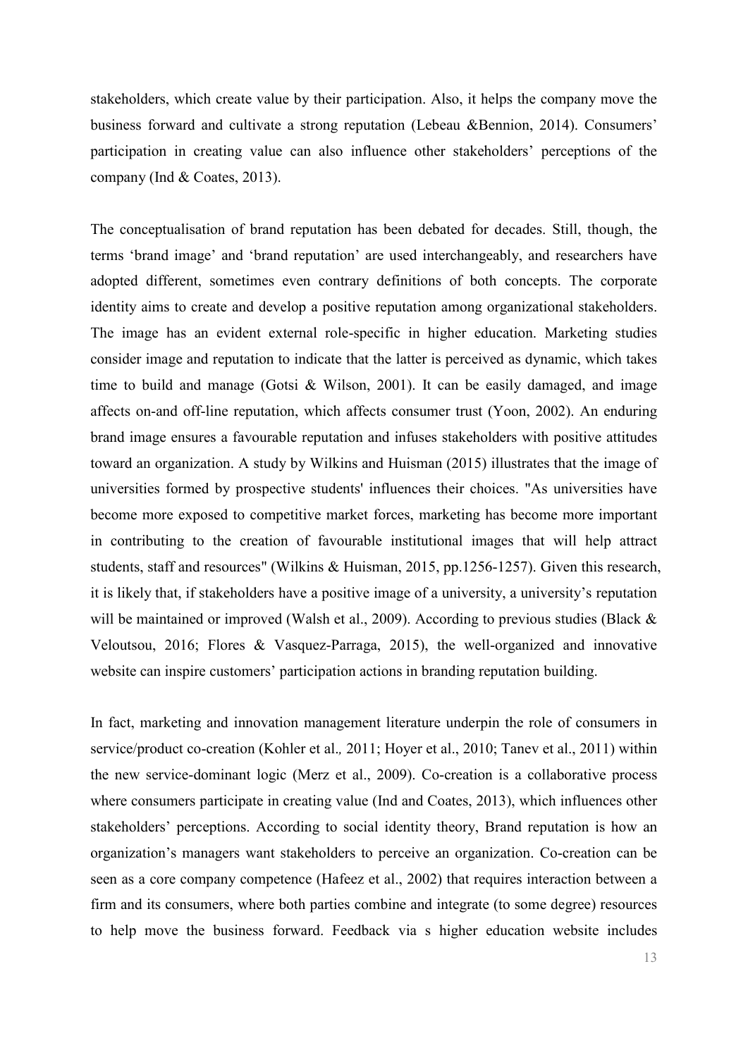stakeholders, which create value by their participation. Also, it helps the company move the business forward and cultivate a strong reputation (Lebeau &Bennion, 2014). Consumers' participation in creating value can also influence other stakeholders' perceptions of the company (Ind & Coates, 2013).

The conceptualisation of brand reputation has been debated for decades. Still, though, the terms 'brand image' and 'brand reputation' are used interchangeably, and researchers have adopted different, sometimes even contrary definitions of both concepts. The corporate identity aims to create and develop a positive reputation among organizational stakeholders. The image has an evident external role-specific in higher education. Marketing studies consider image and reputation to indicate that the latter is perceived as dynamic, which takes time to build and manage (Gotsi & Wilson, 2001). It can be easily damaged, and image affects on-and off-line reputation, which affects consumer trust (Yoon, 2002). An enduring brand image ensures a favourable reputation and infuses stakeholders with positive attitudes toward an organization. A study by Wilkins and Huisman (2015) illustrates that the image of universities formed by prospective students' influences their choices. "As universities have become more exposed to competitive market forces, marketing has become more important in contributing to the creation of favourable institutional images that will help attract students, staff and resources" (Wilkins & Huisman, 2015, pp.1256-1257). Given this research, it is likely that, if stakeholders have a positive image of a university, a university's reputation will be maintained or improved (Walsh et al., 2009). According to previous studies (Black & Veloutsou, 2016; Flores & Vasquez-Parraga, 2015), the well-organized and innovative website can inspire customers' participation actions in branding reputation building.

In fact, marketing and innovation management literature underpin the role of consumers in service/product co-creation (Kohler et al., 2011; Hoyer et al., 2010; Tanev et al., 2011) within the new service-dominant logic (Merz et al., 2009). Co-creation is a collaborative process where consumers participate in creating value (Ind and Coates, 2013), which influences other stakeholders' perceptions. According to social identity theory, Brand reputation is how an organization's managers want stakeholders to perceive an organization. Co-creation can be seen as a core company competence (Hafeez et al., 2002) that requires interaction between a firm and its consumers, where both parties combine and integrate (to some degree) resources to help move the business forward. Feedback via s higher education website includes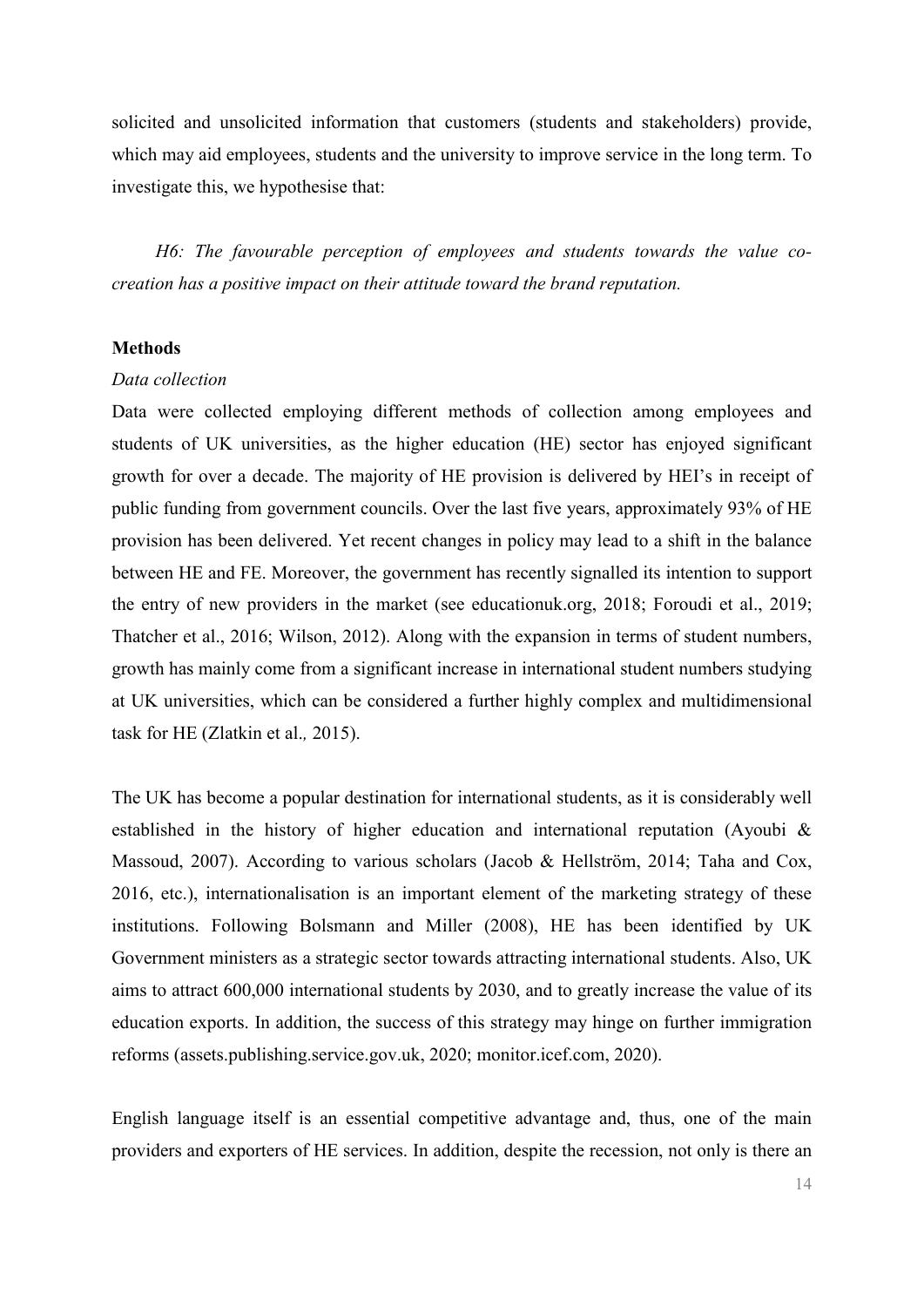solicited and unsolicited information that customers (students and stakeholders) provide, which may aid employees, students and the university to improve service in the long term. To investigate this, we hypothesise that:

*H6: The favourable perception of employees and students towards the value co-creation has a positive impact on their attitude toward the brand reputation.*

## Methods

### *Data collection*

Data were collected employing different methods of collection among employees and students of UK universities, as the higher education (HE) sector has enjoyed significant growth for over a decade. The majority of HE provision is delivered by HEI's in receipt of public funding from government councils. Over the last five years, approximately 93% of HE provision has been delivered. Yet recent changes in policy may lead to a shift in the balance between HE and FE. Moreover, the government has recently signalled its intention to support the entry of new providers in the market (see educationuk.org, 2018; Foroudi et al., 2019; Thatcher et al., 2016; Wilson, 2012). Along with the expansion in terms of student numbers, growth has mainly come from a significant increase in international student numbers studying at UK universities, which can be considered a further highly complex and multidimensional task for HE (Zlatkin et al., 2015).

The UK has become a popular destination for international students, as it is considerably well established in the history of higher education and international reputation (Ayoubi & Massoud, 2007). According to various scholars (Jacob & Hellström, 2014; Taha and Cox, 2016, etc.), internationalisation is an important element of the marketing strategy of these institutions. Following Bolsmann and Miller (2008), HE has been identified by UK Government ministers as a strategic sector towards attracting international students. Also, UK aims to attract 600,000 international students by 2030, and to greatly increase the value of its education exports. In addition, the success of this strategy may hinge on further immigration reforms (assets.publishing.service.gov.uk, 2020; monitor.icef.com, 2020).

English language itself is an essential competitive advantage and, thus, one of the main providers and exporters of HE services. In addition, despite the recession, not only is there an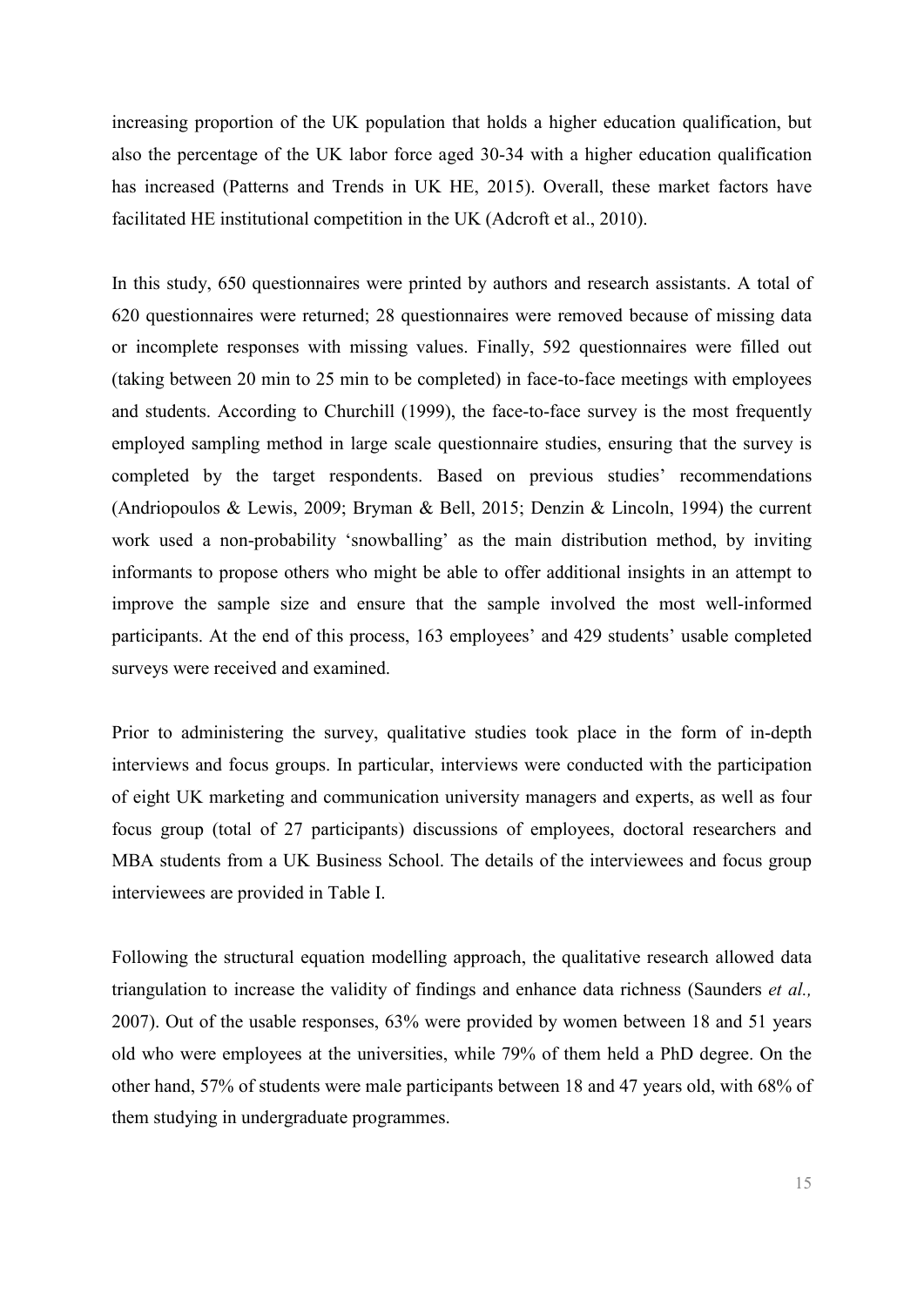increasing proportion of the UK population that holds a higher education qualification, but also the percentage of the UK labor force aged 30-34 with a higher education qualification has increased (Patterns and Trends in UK HE, 2015). Overall, these market factors have facilitated HE institutional competition in the UK (Adcroft et al., 2010).

In this study, 650 questionnaires were printed by authors and research assistants. A total of 620 questionnaires were returned; 28 questionnaires were removed because of missing data or incomplete responses with missing values. Finally, 592 questionnaires were filled out (taking between 20 min to 25 min to be completed) in face-to-face meetings with employees and students. According to Churchill (1999), the face-to-face survey is the most frequently employed sampling method in large scale questionnaire studies, ensuring that the survey is completed by the target respondents. Based on previous studies' recommendations (Andriopoulos & Lewis, 2009; Bryman & Bell, 2015; Denzin & Lincoln, 1994) the current work used a non-probability 'snowballing' as the main distribution method, by inviting informants to propose others who might be able to offer additional insights in an attempt to improve the sample size and ensure that the sample involved the most well-informed participants. At the end of this process, 163 employees' and 429 students' usable completed surveys were received and examined.

Prior to administering the survey, qualitative studies took place in the form of in-depth interviews and focus groups. In particular, interviews were conducted with the participation of eight UK marketing and communication university managers and experts, as well as four focus group (total of 27 participants) discussions of employees, doctoral researchers and MBA students from a UK Business School. The details of the interviewees and focus group interviewees are provided in Table I.

Following the structural equation modelling approach, the qualitative research allowed data triangulation to increase the validity of findings and enhance data richness (Saunders *et al.,* 2007). Out of the usable responses, 63% were provided by women between 18 and 51 years old who were employees at the universities, while 79% of them held a PhD degree. On the other hand, 57% of students were male participants between 18 and 47 years old, with 68% of them studying in undergraduate programmes.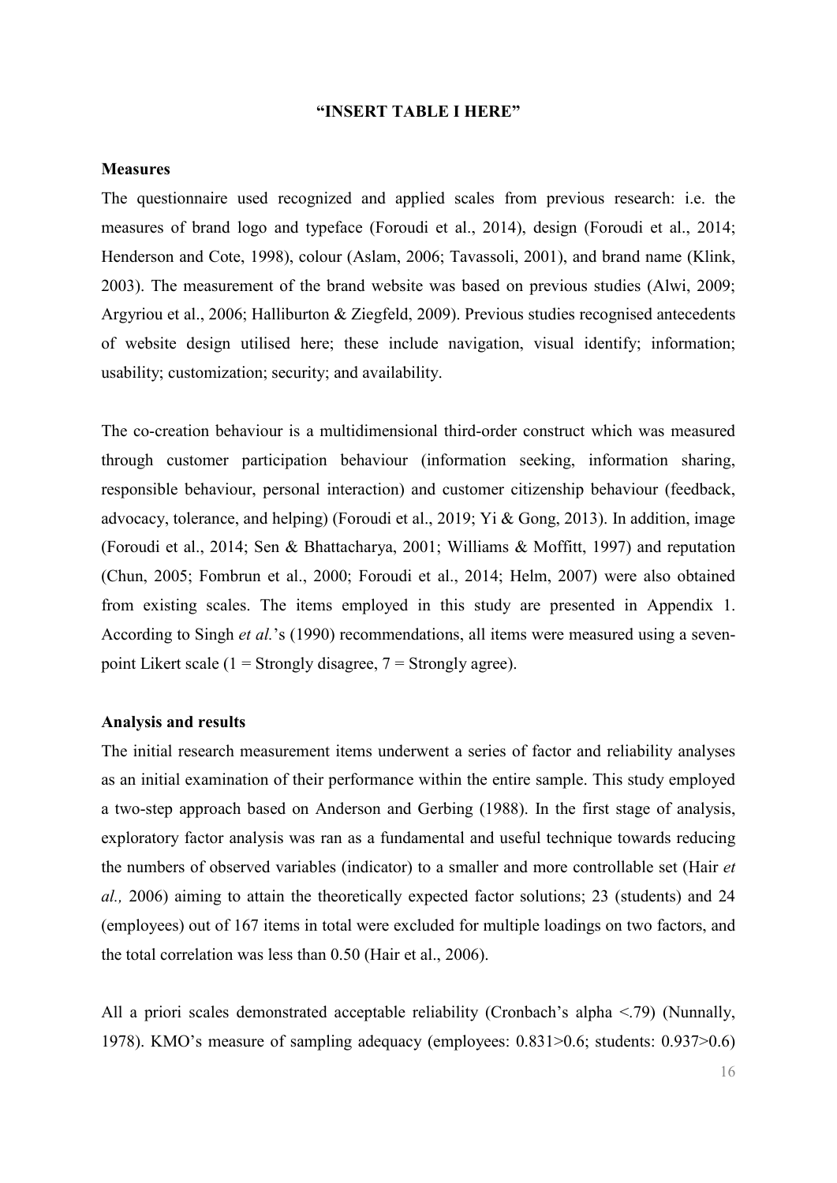**"INSERT TABLE I HERE"**

**Measures**

The questionnaire used recognized and applied scales from previous research: i.e. the measures of brand logo and typeface (Foroudi et al., 2014), design (Foroudi et al., 2014; Henderson and Cote, 1998), colour (Aslam, 2006; Tavassoli, 2001), and brand name (Klink, 2003). The measurement of the brand website was based on previous studies (Alwi, 2009; Argyriou et al., 2006; Halliburton & Ziegfeld, 2009). Previous studies recognised antecedents of website design utilised here; these include navigation, visual identify; information; usability; customization; security; and availability.

The co-creation behaviour is a multidimensional third-order construct which was measured through customer participation behaviour (information seeking, information sharing, responsible behaviour, personal interaction) and customer citizenship behaviour (feedback, advocacy, tolerance, and helping) (Foroudi et al., 2019; Yi & Gong, 2013). In addition, image (Foroudi et al., 2014; Sen & Bhattacharya, 2001; Williams & Moffitt, 1997) and reputation (Chun, 2005; Fombrun et al., 2000; Foroudi et al., 2014; Helm, 2007) were also obtained from existing scales. The items employed in this study are presented in Appendix 1. According to Singh *et al.*'s (1990) recommendations, all items were measured using a seven-point Likert scale (1 = Strongly disagree, 7 = Strongly agree).

**Analysis and results**

The initial research measurement items underwent a series of factor and reliability analyses as an initial examination of their performance within the entire sample. This study employed a two-step approach based on Anderson and Gerbing (1988). In the first stage of analysis, exploratory factor analysis was ran as a fundamental and useful technique towards reducing the numbers of observed variables (indicator) to a smaller and more controllable set (Hair *et al.,* 2006) aiming to attain the theoretically expected factor solutions; 23 (students) and 24 (employees) out of 167 items in total were excluded for multiple loadings on two factors, and the total correlation was less than 0.50 (Hair et al., 2006).

All a priori scales demonstrated acceptable reliability (Cronbach's alpha <.79) (Nunnally, 1978). KMO's measure of sampling adequacy (employees: 0.831>0.6; students: 0.937>0.6)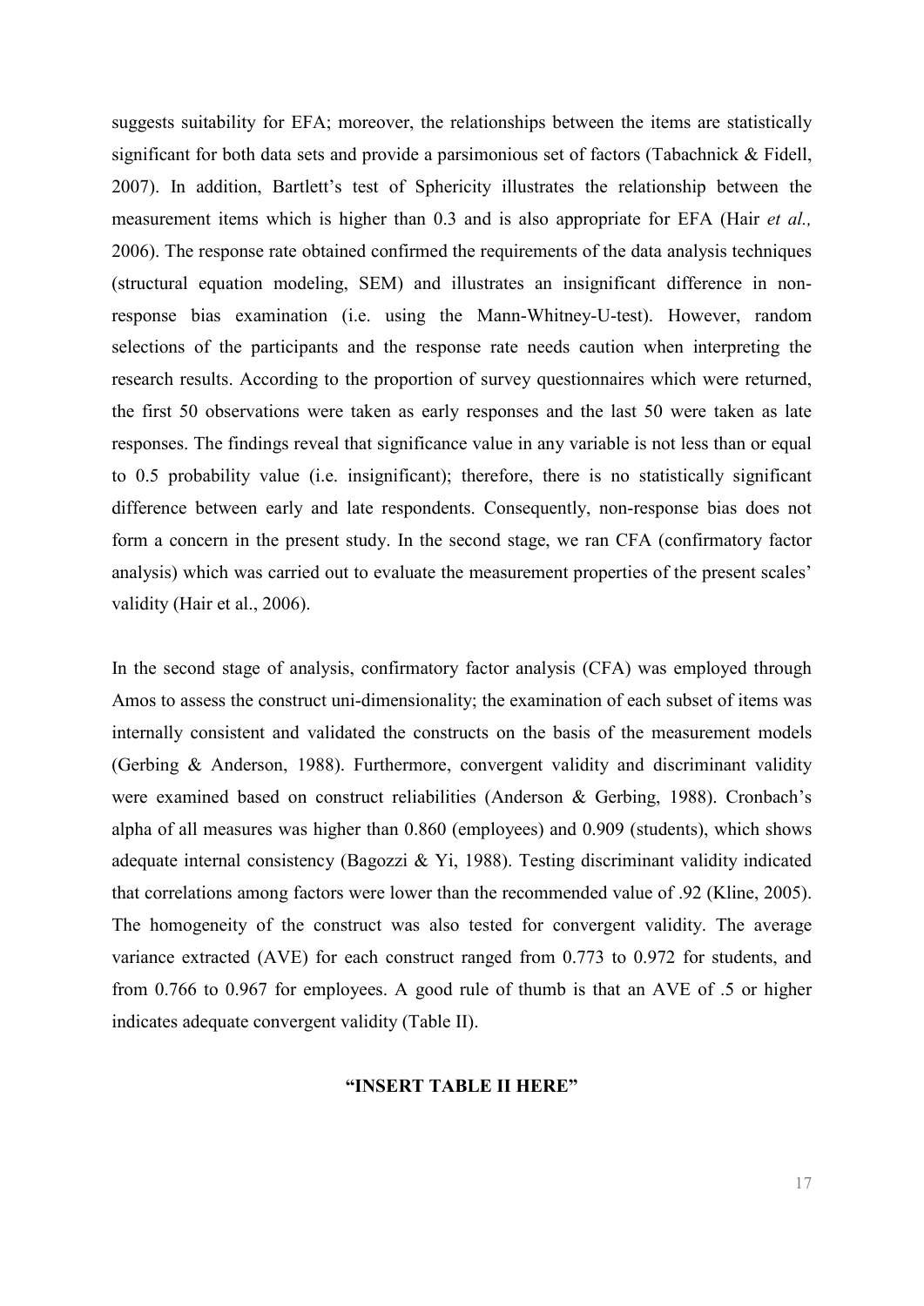suggests suitability for EFA; moreover, the relationships between the items are statistically significant for both data sets and provide a parsimonious set of factors (Tabachnick & Fidell, 2007). In addition, Bartlett's test of Sphericity illustrates the relationship between the measurement items which is higher than 0.3 and is also appropriate for EFA (Hair *et al.,* 2006). The response rate obtained confirmed the requirements of the data analysis techniques (structural equation modeling, SEM) and illustrates an insignificant difference in non-response bias examination (i.e. using the Mann-Whitney-U-test). However, random selections of the participants and the response rate needs caution when interpreting the research results. According to the proportion of survey questionnaires which were returned, the first 50 observations were taken as early responses and the last 50 were taken as late responses. The findings reveal that significance value in any variable is not less than or equal to 0.5 probability value (i.e. insignificant); therefore, there is no statistically significant difference between early and late respondents. Consequently, non-response bias does not form a concern in the present study. In the second stage, we ran CFA (confirmatory factor analysis) which was carried out to evaluate the measurement properties of the present scales' validity (Hair et al., 2006).

In the second stage of analysis, confirmatory factor analysis (CFA) was employed through Amos to assess the construct uni-dimensionality; the examination of each subset of items was internally consistent and validated the constructs on the basis of the measurement models (Gerbing & Anderson, 1988). Furthermore, convergent validity and discriminant validity were examined based on construct reliabilities (Anderson & Gerbing, 1988). Cronbach's alpha of all measures was higher than 0.860 (employees) and 0.909 (students), which shows adequate internal consistency (Bagozzi & Yi, 1988). Testing discriminant validity indicated that correlations among factors were lower than the recommended value of .92 (Kline, 2005). The homogeneity of the construct was also tested for convergent validity. The average variance extracted (AVE) for each construct ranged from 0.773 to 0.972 for students, and from 0.766 to 0.967 for employees. A good rule of thumb is that an AVE of .5 or higher indicates adequate convergent validity (Table II).

**"INSERT TABLE II HERE"**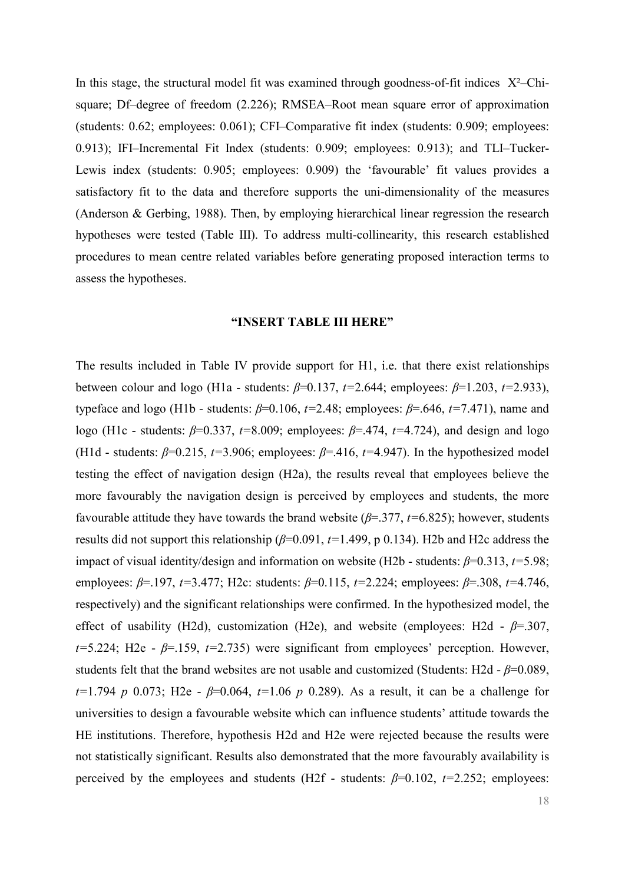In this stage, the structural model fit was examined through goodness-of-fit indices $X^2$–Chi-square; Df–degree of freedom (2.226); RMSEA–Root mean square error of approximation (students: 0.62; employees: 0.061); CFI–Comparative fit index (students: 0.909; employees: 0.913); IFI–Incremental Fit Index (students: 0.909; employees: 0.913); and TLI–Tucker-Lewis index (students: 0.905; employees: 0.909) the 'favourable' fit values provides a satisfactory fit to the data and therefore supports the uni-dimensionality of the measures (Anderson & Gerbing, 1988). Then, by employing hierarchical linear regression the research hypotheses were tested (Table III). To address multi-collinearity, this research established procedures to mean centre related variables before generating proposed interaction terms to assess the hypotheses.

**"INSERT TABLE III HERE"**

The results included in Table IV provide support for H1, i.e. that there exist relationships between colour and logo (H1a - students: $\beta$=0.137, $t$=2.644; employees: $\beta$=1.203, $t$=2.933), typeface and logo (H1b - students: $\beta$=0.106, $t$=2.48; employees: $\beta$=.646, $t$=7.471), name and logo (H1c - students: $\beta$=0.337, $t$=8.009; employees: $\beta$=.474, $t$=4.724), and design and logo (H1d - students: $\beta$=0.215, $t$=3.906; employees: $\beta$=.416, $t$=4.947). In the hypothesized model testing the effect of navigation design (H2a), the results reveal that employees believe the more favourably the navigation design is perceived by employees and students, the more favourable attitude they have towards the brand website ($\beta$=.377, $t$=6.825); however, students results did not support this relationship ($\beta$=0.091, $t$=1.499, p 0.134). H2b and H2c address the impact of visual identity/design and information on website (H2b - students: $\beta$=0.313, $t$=5.98; employees: $\beta$=.197, $t$=3.477; H2c: students: $\beta$=0.115, $t$=2.224; employees: $\beta$=.308, $t$=4.746, respectively) and the significant relationships were confirmed. In the hypothesized model, the effect of usability (H2d), customization (H2e), and website (employees: H2d - $\beta$=.307, $t$=5.224; H2e - $\beta$=.159, $t$=2.735) were significant from employees' perception. However, students felt that the brand websites are not usable and customized (Students: H2d - $\beta$=0.089, $t$=1.794 $p$ 0.073; H2e - $\beta$=0.064, $t$=1.06 $p$ 0.289). As a result, it can be a challenge for universities to design a favourable website which can influence students' attitude towards the HE institutions. Therefore, hypothesis H2d and H2e were rejected because the results were not statistically significant. Results also demonstrated that the more favourably availability is perceived by the employees and students (H2f - students: $\beta$=0.102, $t$=2.252; employees: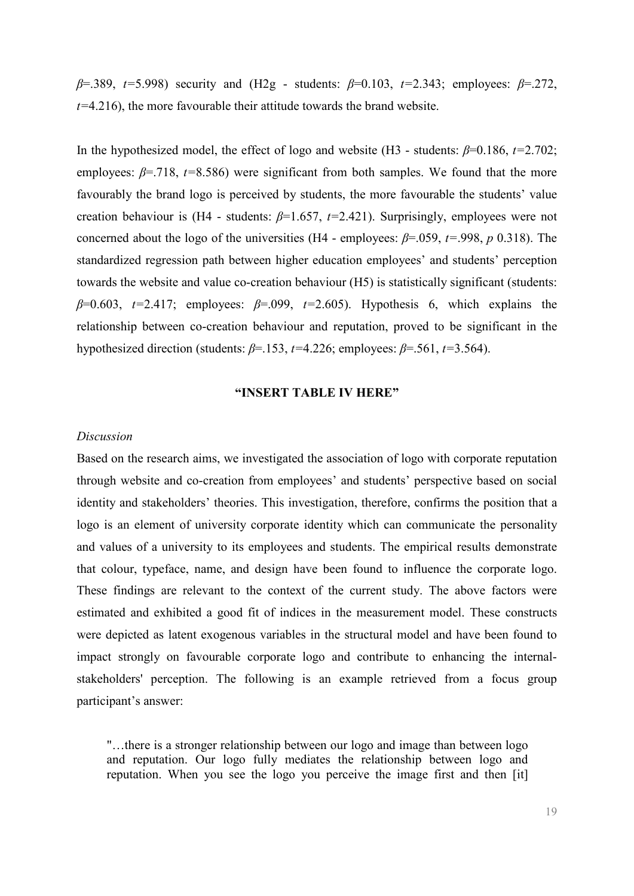$\beta$=.389, $t$=5.998) security and (H2g - students: $\beta$=0.103, $t$=2.343; employees: $\beta$=.272, $t$=4.216), the more favourable their attitude towards the brand website.

In the hypothesized model, the effect of logo and website (H3 - students: $\beta$=0.186, $t$=2.702; employees: $\beta$=.718, $t$=8.586) were significant from both samples. We found that the more favourably the brand logo is perceived by students, the more favourable the students' value creation behaviour is (H4 - students: $\beta$=1.657, $t$=2.421). Surprisingly, employees were not concerned about the logo of the universities (H4 - employees: $\beta$=.059, $t$=.998, $p$ 0.318). The standardized regression path between higher education employees' and students' perception towards the website and value co-creation behaviour (H5) is statistically significant (students: $\beta$=0.603, $t$=2.417; employees: $\beta$=.099, $t$=2.605). Hypothesis 6, which explains the relationship between co-creation behaviour and reputation, proved to be significant in the hypothesized direction (students: $\beta$=.153, $t$=4.226; employees: $\beta$=.561, $t$=3.564).

**"INSERT TABLE IV HERE"**

*Discussion*

Based on the research aims, we investigated the association of logo with corporate reputation through website and co-creation from employees' and students' perspective based on social identity and stakeholders' theories. This investigation, therefore, confirms the position that a logo is an element of university corporate identity which can communicate the personality and values of a university to its employees and students. The empirical results demonstrate that colour, typeface, name, and design have been found to influence the corporate logo. These findings are relevant to the context of the current study. The above factors were estimated and exhibited a good fit of indices in the measurement model. These constructs were depicted as latent exogenous variables in the structural model and have been found to impact strongly on favourable corporate logo and contribute to enhancing the internal-stakeholders' perception. The following is an example retrieved from a focus group participant's answer:

> "…there is a stronger relationship between our logo and image than between logo and reputation. Our logo fully mediates the relationship between logo and reputation. When you see the logo you perceive the image first and then [it]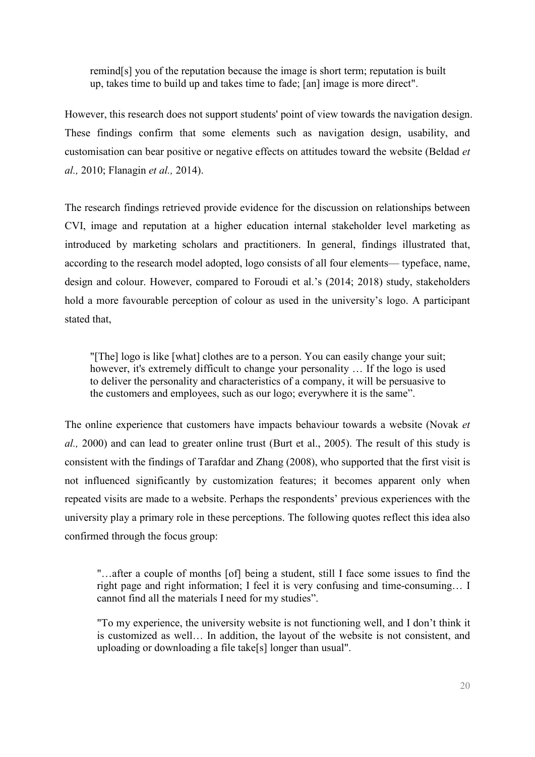> remind[s] you of the reputation because the image is short term; reputation is built up, takes time to build up and takes time to fade; [an] image is more direct".

However, this research does not support students' point of view towards the navigation design. These findings confirm that some elements such as navigation design, usability, and customisation can bear positive or negative effects on attitudes toward the website (Beldad *et al.,* 2010; Flanagin *et al.,* 2014).

The research findings retrieved provide evidence for the discussion on relationships between CVI, image and reputation at a higher education internal stakeholder level marketing as introduced by marketing scholars and practitioners. In general, findings illustrated that, according to the research model adopted, logo consists of all four elements— typeface, name, design and colour. However, compared to Foroudi et al.'s (2014; 2018) study, stakeholders hold a more favourable perception of colour as used in the university's logo. A participant stated that,

> "[The] logo is like [what] clothes are to a person. You can easily change your suit; however, it's extremely difficult to change your personality … If the logo is used to deliver the personality and characteristics of a company, it will be persuasive to the customers and employees, such as our logo; everywhere it is the same".

The online experience that customers have impacts behaviour towards a website (Novak *et al.,* 2000) and can lead to greater online trust (Burt et al., 2005). The result of this study is consistent with the findings of Tarafdar and Zhang (2008), who supported that the first visit is not influenced significantly by customization features; it becomes apparent only when repeated visits are made to a website. Perhaps the respondents' previous experiences with the university play a primary role in these perceptions. The following quotes reflect this idea also confirmed through the focus group:

> "…after a couple of months [of] being a student, still I face some issues to find the right page and right information; I feel it is very confusing and time-consuming… I cannot find all the materials I need for my studies".
>
> "To my experience, the university website is not functioning well, and I don't think it is customized as well… In addition, the layout of the website is not consistent, and uploading or downloading a file take[s] longer than usual".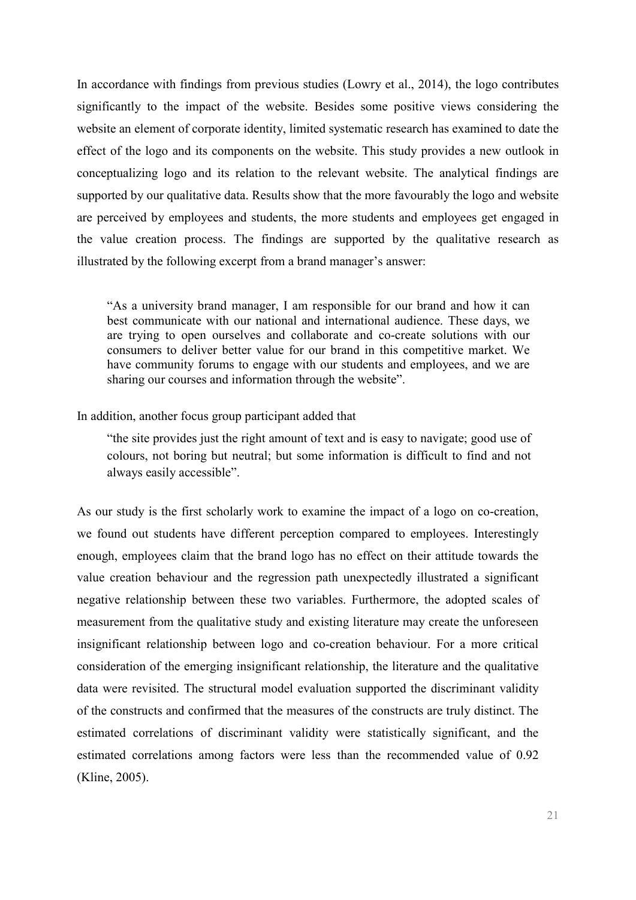In accordance with findings from previous studies (Lowry et al., 2014), the logo contributes significantly to the impact of the website. Besides some positive views considering the website an element of corporate identity, limited systematic research has examined to date the effect of the logo and its components on the website. This study provides a new outlook in conceptualizing logo and its relation to the relevant website. The analytical findings are supported by our qualitative data. Results show that the more favourably the logo and website are perceived by employees and students, the more students and employees get engaged in the value creation process. The findings are supported by the qualitative research as illustrated by the following excerpt from a brand manager's answer:

> "As a university brand manager, I am responsible for our brand and how it can best communicate with our national and international audience. These days, we are trying to open ourselves and collaborate and co-create solutions with our consumers to deliver better value for our brand in this competitive market. We have community forums to engage with our students and employees, and we are sharing our courses and information through the website".

In addition, another focus group participant added that

> "the site provides just the right amount of text and is easy to navigate; good use of colours, not boring but neutral; but some information is difficult to find and not always easily accessible".

As our study is the first scholarly work to examine the impact of a logo on co-creation, we found out students have different perception compared to employees. Interestingly enough, employees claim that the brand logo has no effect on their attitude towards the value creation behaviour and the regression path unexpectedly illustrated a significant negative relationship between these two variables. Furthermore, the adopted scales of measurement from the qualitative study and existing literature may create the unforeseen insignificant relationship between logo and co-creation behaviour. For a more critical consideration of the emerging insignificant relationship, the literature and the qualitative data were revisited. The structural model evaluation supported the discriminant validity of the constructs and confirmed that the measures of the constructs are truly distinct. The estimated correlations of discriminant validity were statistically significant, and the estimated correlations among factors were less than the recommended value of 0.92 (Kline, 2005).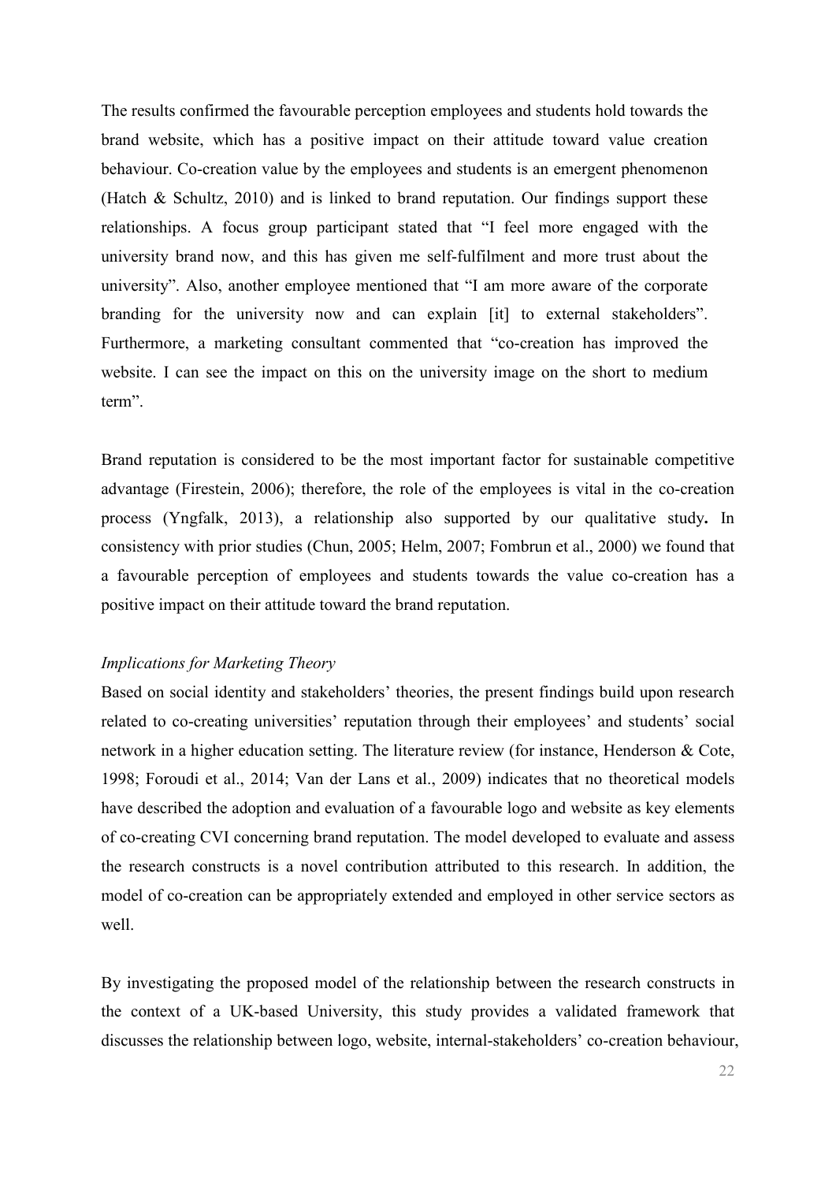The results confirmed the favourable perception employees and students hold towards the brand website, which has a positive impact on their attitude toward value creation behaviour. Co-creation value by the employees and students is an emergent phenomenon (Hatch & Schultz, 2010) and is linked to brand reputation. Our findings support these relationships. A focus group participant stated that "I feel more engaged with the university brand now, and this has given me self-fulfilment and more trust about the university". Also, another employee mentioned that "I am more aware of the corporate branding for the university now and can explain [it] to external stakeholders". Furthermore, a marketing consultant commented that "co-creation has improved the website. I can see the impact on this on the university image on the short to medium term".

Brand reputation is considered to be the most important factor for sustainable competitive advantage (Firestein, 2006); therefore, the role of the employees is vital in the co-creation process (Yngfalk, 2013), a relationship also supported by our qualitative study**.** In consistency with prior studies (Chun, 2005; Helm, 2007; Fombrun et al., 2000) we found that a favourable perception of employees and students towards the value co-creation has a positive impact on their attitude toward the brand reputation.

*Implications for Marketing Theory*

Based on social identity and stakeholders' theories, the present findings build upon research related to co-creating universities' reputation through their employees' and students' social network in a higher education setting. The literature review (for instance, Henderson & Cote, 1998; Foroudi et al., 2014; Van der Lans et al., 2009) indicates that no theoretical models have described the adoption and evaluation of a favourable logo and website as key elements of co-creating CVI concerning brand reputation. The model developed to evaluate and assess the research constructs is a novel contribution attributed to this research. In addition, the model of co-creation can be appropriately extended and employed in other service sectors as well.

By investigating the proposed model of the relationship between the research constructs in the context of a UK-based University, this study provides a validated framework that discusses the relationship between logo, website, internal-stakeholders' co-creation behaviour,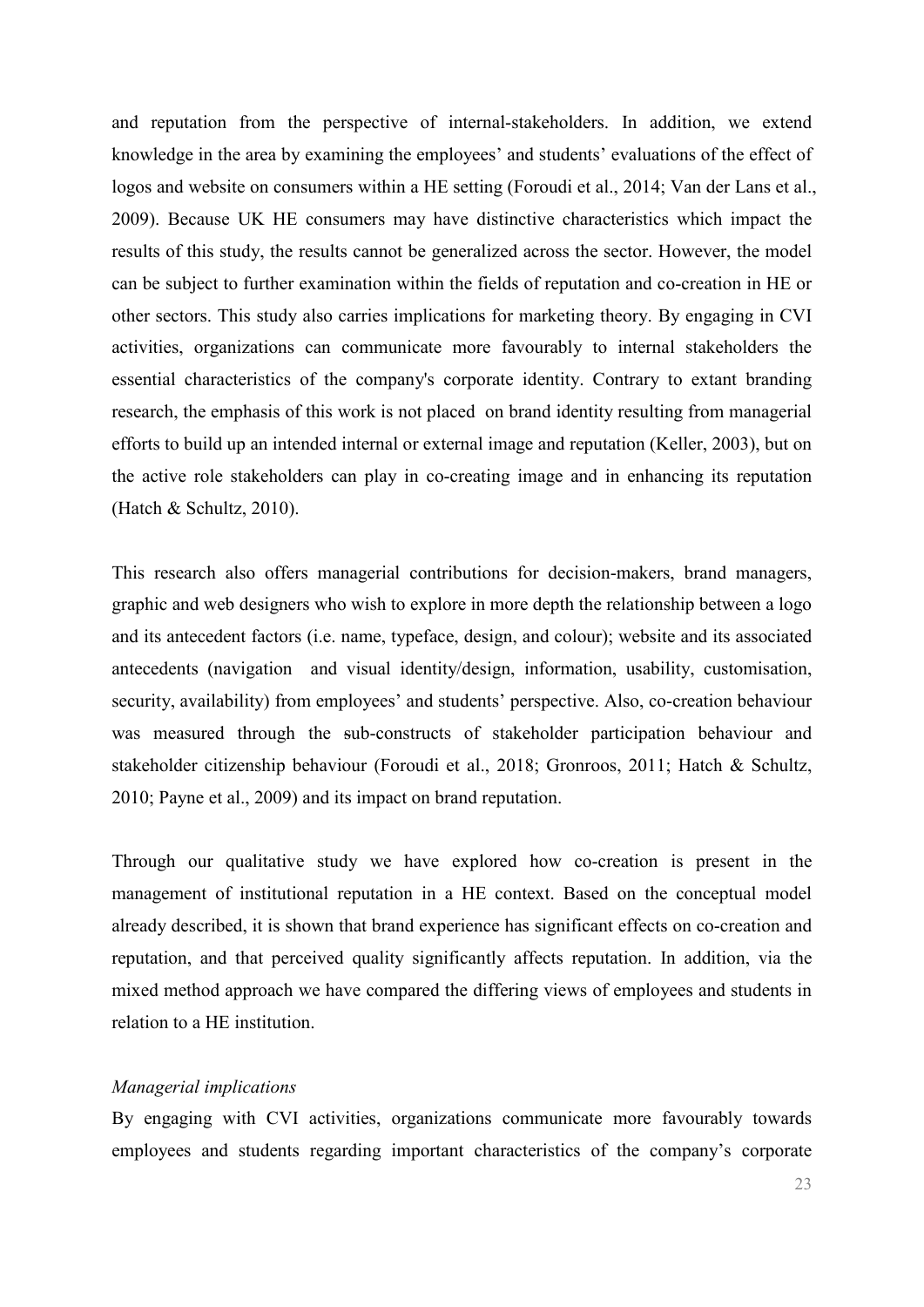and reputation from the perspective of internal-stakeholders. In addition, we extend knowledge in the area by examining the employees' and students' evaluations of the effect of logos and website on consumers within a HE setting (Foroudi et al., 2014; Van der Lans et al., 2009). Because UK HE consumers may have distinctive characteristics which impact the results of this study, the results cannot be generalized across the sector. However, the model can be subject to further examination within the fields of reputation and co-creation in HE or other sectors. This study also carries implications for marketing theory. By engaging in CVI activities, organizations can communicate more favourably to internal stakeholders the essential characteristics of the company's corporate identity. Contrary to extant branding research, the emphasis of this work is not placed on brand identity resulting from managerial efforts to build up an intended internal or external image and reputation (Keller, 2003), but on the active role stakeholders can play in co-creating image and in enhancing its reputation (Hatch & Schultz, 2010).

This research also offers managerial contributions for decision-makers, brand managers, graphic and web designers who wish to explore in more depth the relationship between a logo and its antecedent factors (i.e. name, typeface, design, and colour); website and its associated antecedents (navigation and visual identity/design, information, usability, customisation, security, availability) from employees' and students' perspective. Also, co-creation behaviour was measured through the sub-constructs of stakeholder participation behaviour and stakeholder citizenship behaviour (Foroudi et al., 2018; Gronroos, 2011; Hatch & Schultz, 2010; Payne et al., 2009) and its impact on brand reputation.

Through our qualitative study we have explored how co-creation is present in the management of institutional reputation in a HE context. Based on the conceptual model already described, it is shown that brand experience has significant effects on co-creation and reputation, and that perceived quality significantly affects reputation. In addition, via the mixed method approach we have compared the differing views of employees and students in relation to a HE institution.

*Managerial implications*

By engaging with CVI activities, organizations communicate more favourably towards employees and students regarding important characteristics of the company's corporate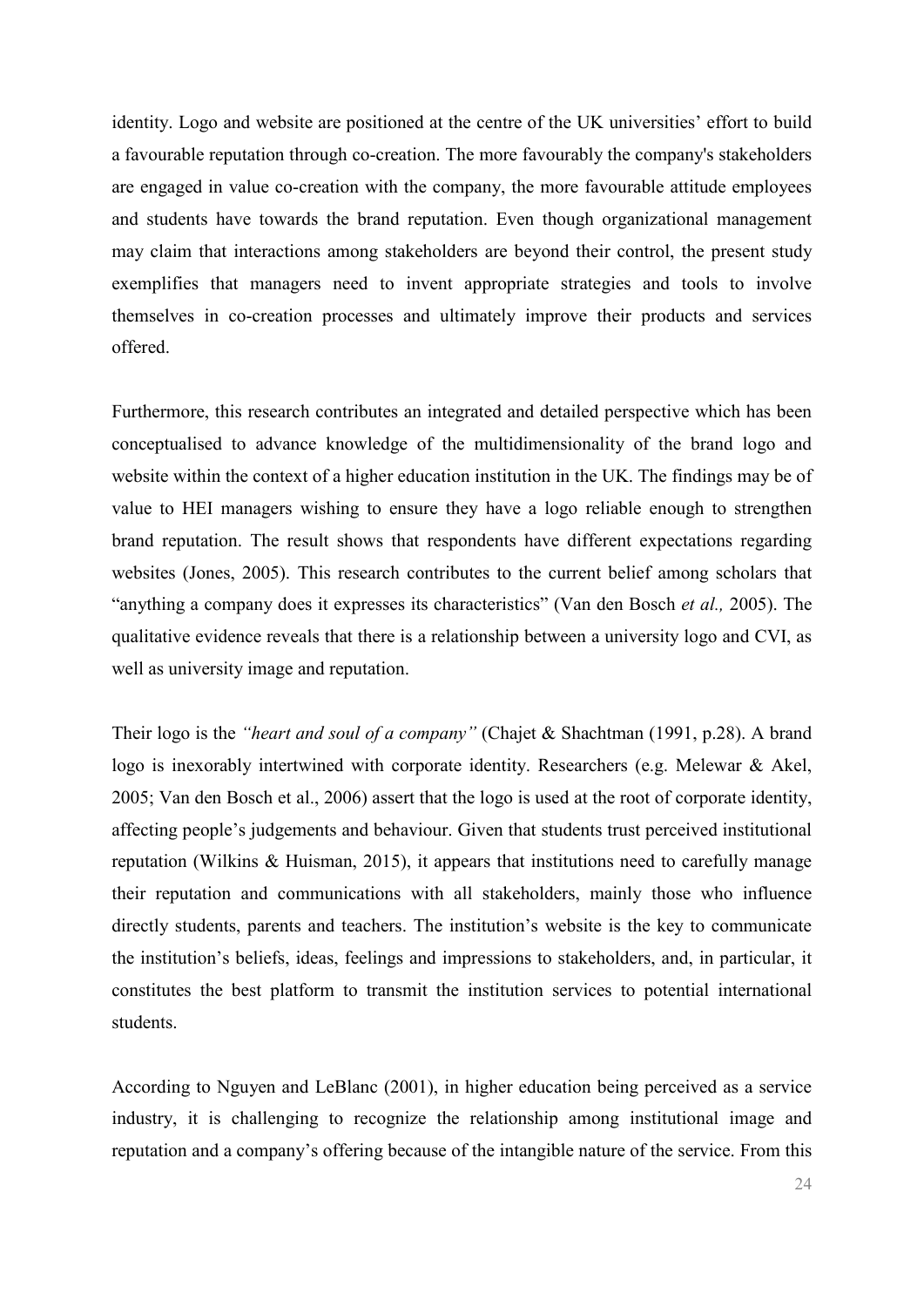identity. Logo and website are positioned at the centre of the UK universities' effort to build a favourable reputation through co-creation. The more favourably the company's stakeholders are engaged in value co-creation with the company, the more favourable attitude employees and students have towards the brand reputation. Even though organizational management may claim that interactions among stakeholders are beyond their control, the present study exemplifies that managers need to invent appropriate strategies and tools to involve themselves in co-creation processes and ultimately improve their products and services offered.

Furthermore, this research contributes an integrated and detailed perspective which has been conceptualised to advance knowledge of the multidimensionality of the brand logo and website within the context of a higher education institution in the UK. The findings may be of value to HEI managers wishing to ensure they have a logo reliable enough to strengthen brand reputation. The result shows that respondents have different expectations regarding websites (Jones, 2005). This research contributes to the current belief among scholars that "anything a company does it expresses its characteristics" (Van den Bosch *et al.,* 2005). The qualitative evidence reveals that there is a relationship between a university logo and CVI, as well as university image and reputation.

Their logo is the *"heart and soul of a company"* (Chajet & Shachtman (1991, p.28). A brand logo is inexorably intertwined with corporate identity. Researchers (e.g. Melewar & Akel, 2005; Van den Bosch et al., 2006) assert that the logo is used at the root of corporate identity, affecting people's judgements and behaviour. Given that students trust perceived institutional reputation (Wilkins & Huisman, 2015), it appears that institutions need to carefully manage their reputation and communications with all stakeholders, mainly those who influence directly students, parents and teachers. The institution's website is the key to communicate the institution's beliefs, ideas, feelings and impressions to stakeholders, and, in particular, it constitutes the best platform to transmit the institution services to potential international students.

According to Nguyen and LeBlanc (2001), in higher education being perceived as a service industry, it is challenging to recognize the relationship among institutional image and reputation and a company's offering because of the intangible nature of the service. From this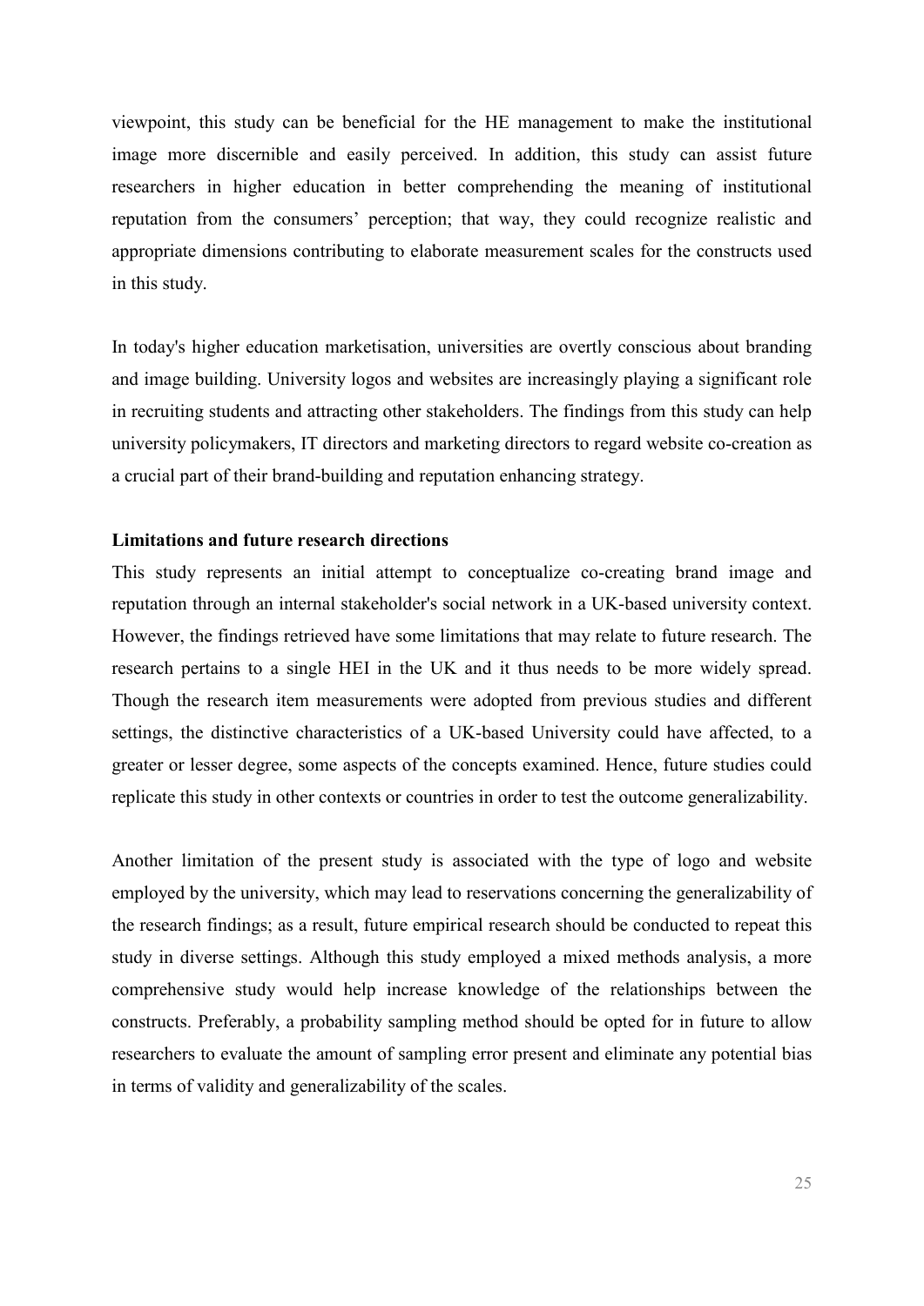viewpoint, this study can be beneficial for the HE management to make the institutional image more discernible and easily perceived. In addition, this study can assist future researchers in higher education in better comprehending the meaning of institutional reputation from the consumers' perception; that way, they could recognize realistic and appropriate dimensions contributing to elaborate measurement scales for the constructs used in this study.

In today's higher education marketisation, universities are overtly conscious about branding and image building. University logos and websites are increasingly playing a significant role in recruiting students and attracting other stakeholders. The findings from this study can help university policymakers, IT directors and marketing directors to regard website co-creation as a crucial part of their brand-building and reputation enhancing strategy.

**Limitations and future research directions**

This study represents an initial attempt to conceptualize co-creating brand image and reputation through an internal stakeholder's social network in a UK-based university context. However, the findings retrieved have some limitations that may relate to future research. The research pertains to a single HEI in the UK and it thus needs to be more widely spread. Though the research item measurements were adopted from previous studies and different settings, the distinctive characteristics of a UK-based University could have affected, to a greater or lesser degree, some aspects of the concepts examined. Hence, future studies could replicate this study in other contexts or countries in order to test the outcome generalizability.

Another limitation of the present study is associated with the type of logo and website employed by the university, which may lead to reservations concerning the generalizability of the research findings; as a result, future empirical research should be conducted to repeat this study in diverse settings. Although this study employed a mixed methods analysis, a more comprehensive study would help increase knowledge of the relationships between the constructs. Preferably, a probability sampling method should be opted for in future to allow researchers to evaluate the amount of sampling error present and eliminate any potential bias in terms of validity and generalizability of the scales.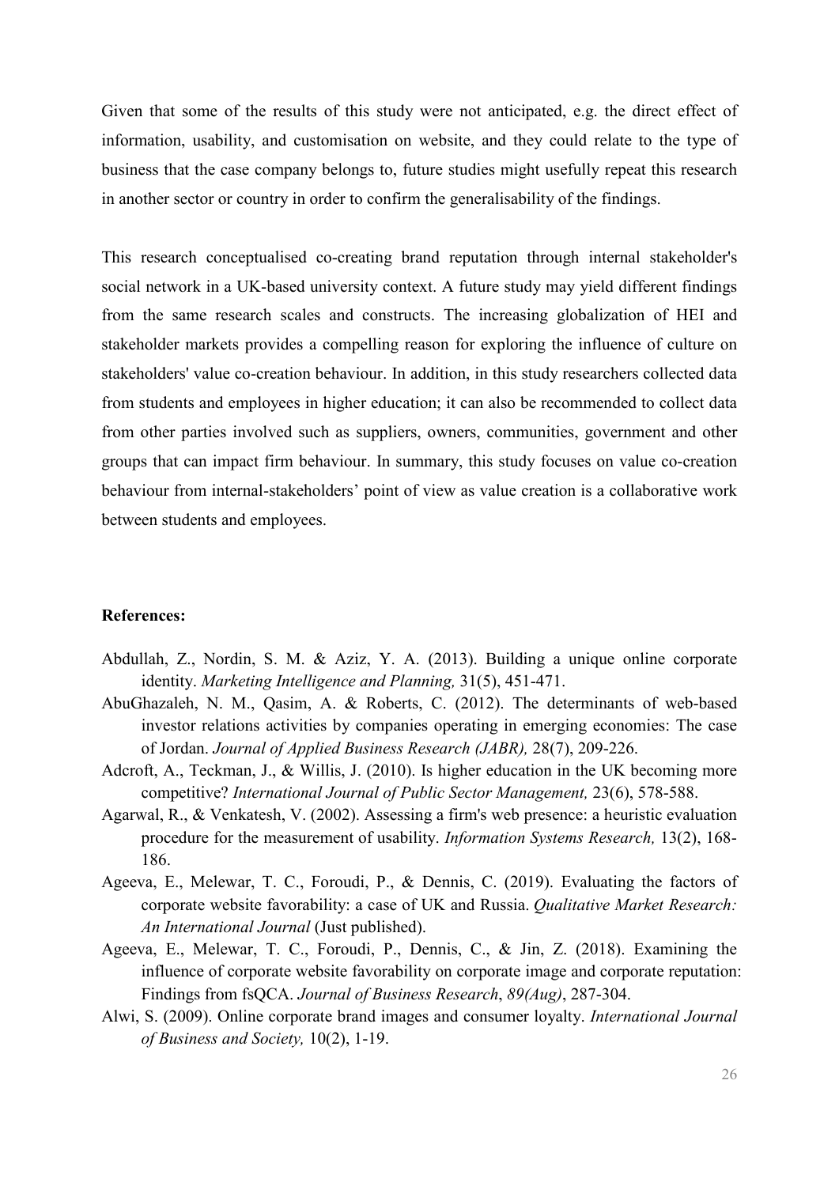Given that some of the results of this study were not anticipated, e.g. the direct effect of information, usability, and customisation on website, and they could relate to the type of business that the case company belongs to, future studies might usefully repeat this research in another sector or country in order to confirm the generalisability of the findings.

This research conceptualised co-creating brand reputation through internal stakeholder's social network in a UK-based university context. A future study may yield different findings from the same research scales and constructs. The increasing globalization of HEI and stakeholder markets provides a compelling reason for exploring the influence of culture on stakeholders' value co-creation behaviour. In addition, in this study researchers collected data from students and employees in higher education; it can also be recommended to collect data from other parties involved such as suppliers, owners, communities, government and other groups that can impact firm behaviour. In summary, this study focuses on value co-creation behaviour from internal-stakeholders' point of view as value creation is a collaborative work between students and employees.

**References:**

Abdullah, Z., Nordin, S. M. & Aziz, Y. A. (2013). Building a unique online corporate identity. *Marketing Intelligence and Planning,* 31(5), 451-471.

AbuGhazaleh, N. M., Qasim, A. & Roberts, C. (2012). The determinants of web-based investor relations activities by companies operating in emerging economies: The case of Jordan. *Journal of Applied Business Research (JABR),* 28(7), 209-226.

Adcroft, A., Teckman, J., & Willis, J. (2010). Is higher education in the UK becoming more competitive? *International Journal of Public Sector Management,* 23(6), 578-588.

Agarwal, R., & Venkatesh, V. (2002). Assessing a firm's web presence: a heuristic evaluation procedure for the measurement of usability. *Information Systems Research,* 13(2), 168-186.

Ageeva, E., Melewar, T. C., Foroudi, P., & Dennis, C. (2019). Evaluating the factors of corporate website favorability: a case of UK and Russia. *Qualitative Market Research: An International Journal* (Just published).

Ageeva, E., Melewar, T. C., Foroudi, P., Dennis, C., & Jin, Z. (2018). Examining the influence of corporate website favorability on corporate image and corporate reputation: Findings from fsQCA. *Journal of Business Research*, *89(Aug)*, 287-304.

Alwi, S. (2009). Online corporate brand images and consumer loyalty. *International Journal of Business and Society,* 10(2), 1-19.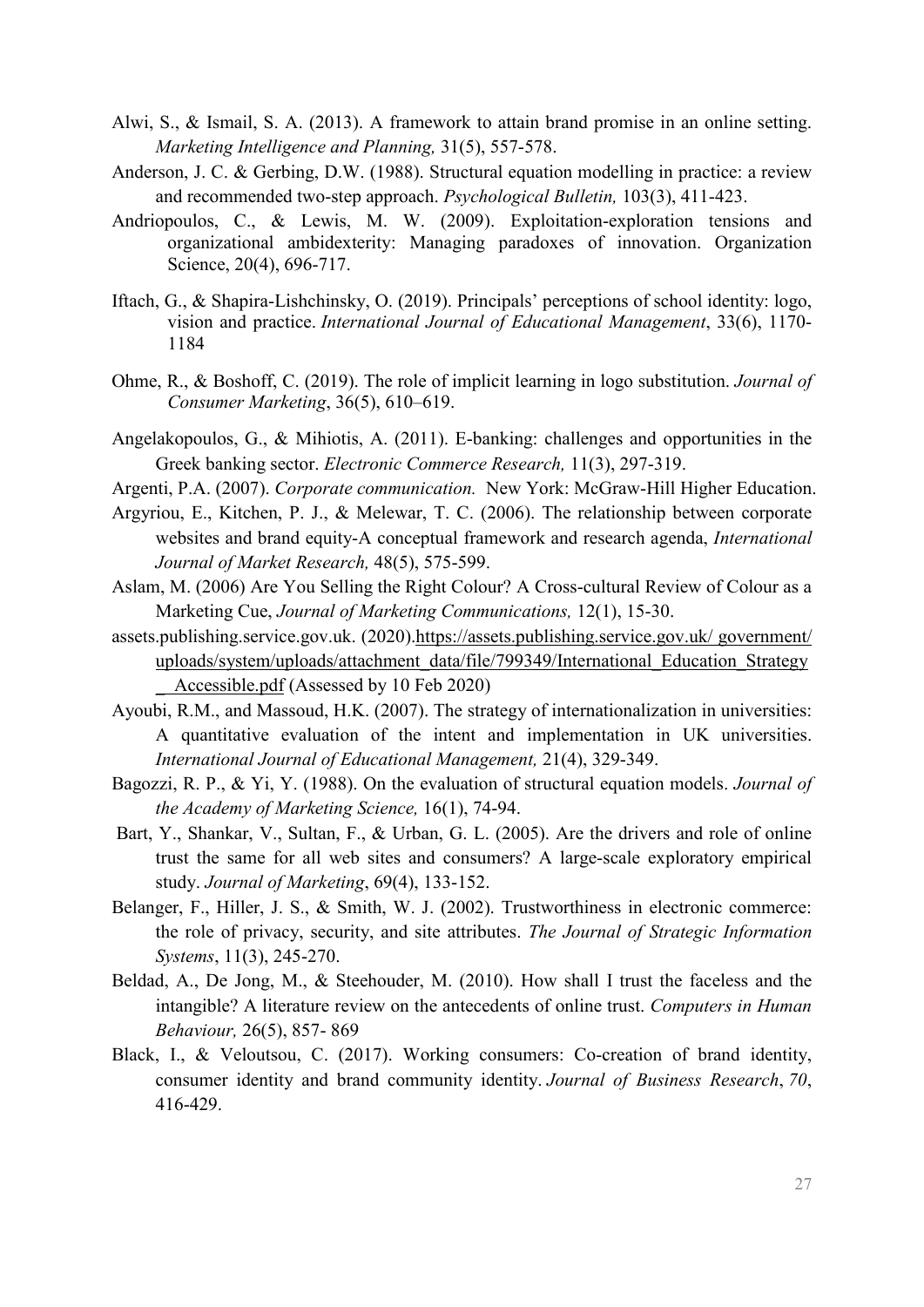Alwi, S., & Ismail, S. A. (2013). A framework to attain brand promise in an online setting. *Marketing Intelligence and Planning,* 31(5), 557-578.

Anderson, J. C. & Gerbing, D.W. (1988). Structural equation modelling in practice: a review and recommended two-step approach. *Psychological Bulletin,* 103(3), 411-423.

Andriopoulos, C., & Lewis, M. W. (2009). Exploitation-exploration tensions and organizational ambidexterity: Managing paradoxes of innovation. Organization Science, 20(4), 696-717.

Iftach, G., & Shapira-Lishchinsky, O. (2019). Principals' perceptions of school identity: logo, vision and practice. *International Journal of Educational Management*, 33(6), 1170-1184

Ohme, R., & Boshoff, C. (2019). The role of implicit learning in logo substitution. *Journal of Consumer Marketing*, 36(5), 610–619.

Angelakopoulos, G., & Mihiotis, A. (2011). E-banking: challenges and opportunities in the Greek banking sector. *Electronic Commerce Research,* 11(3), 297-319.

Argenti, P.A. (2007). *Corporate communication.* New York: McGraw-Hill Higher Education.

Argyriou, E., Kitchen, P. J., & Melewar, T. C. (2006). The relationship between corporate websites and brand equity-A conceptual framework and research agenda, *International Journal of Market Research,* 48(5), 575-599.

Aslam, M. (2006) Are You Selling the Right Colour? A Cross-cultural Review of Colour as a Marketing Cue, *Journal of Marketing Communications,* 12(1), 15-30.

assets.publishing.service.gov.uk. (2020).https://assets.publishing.service.gov.uk/ government/uploads/system/uploads/attachment_data/file/799349/International_Education_Strategy_Accessible.pdf (Assessed by 10 Feb 2020)

Ayoubi, R.M., and Massoud, H.K. (2007). The strategy of internationalization in universities: A quantitative evaluation of the intent and implementation in UK universities. *International Journal of Educational Management,* 21(4), 329-349.

Bagozzi, R. P., & Yi, Y. (1988). On the evaluation of structural equation models. *Journal of the Academy of Marketing Science,* 16(1), 74-94.

Bart, Y., Shankar, V., Sultan, F., & Urban, G. L. (2005). Are the drivers and role of online trust the same for all web sites and consumers? A large-scale exploratory empirical study. *Journal of Marketing*, 69(4), 133-152.

Belanger, F., Hiller, J. S., & Smith, W. J. (2002). Trustworthiness in electronic commerce: the role of privacy, security, and site attributes. *The Journal of Strategic Information Systems*, 11(3), 245-270.

Beldad, A., De Jong, M., & Steehouder, M. (2010). How shall I trust the faceless and the intangible? A literature review on the antecedents of online trust. *Computers in Human Behaviour,* 26(5), 857- 869

Black, I., & Veloutsou, C. (2017). Working consumers: Co-creation of brand identity, consumer identity and brand community identity. *Journal of Business Research*, *70*, 416-429.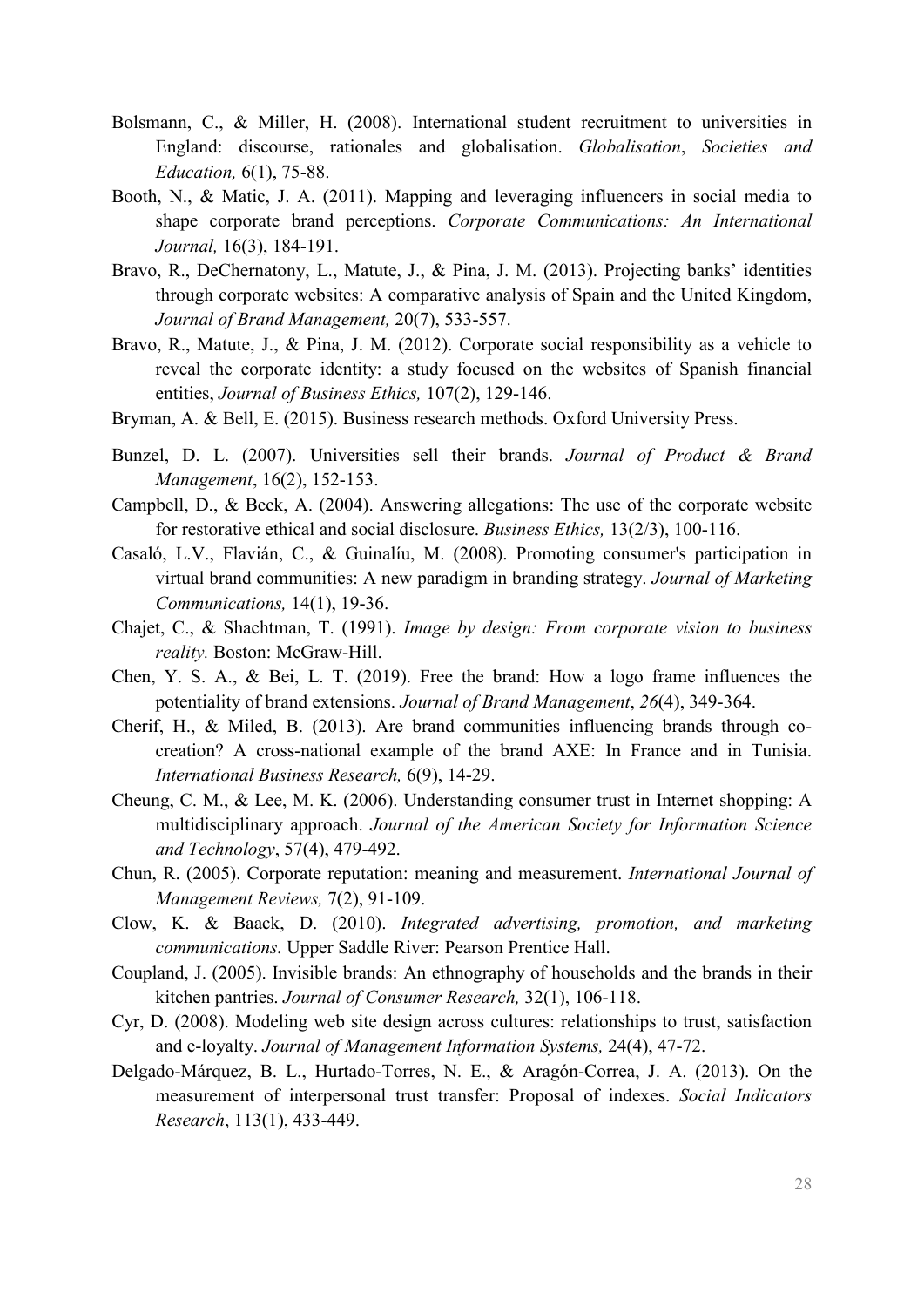Bolsmann, C., & Miller, H. (2008). International student recruitment to universities in England: discourse, rationales and globalisation. *Globalisation*, *Societies and Education,* 6(1), 75-88.

Booth, N., & Matic, J. A. (2011). Mapping and leveraging influencers in social media to shape corporate brand perceptions. *Corporate Communications: An International Journal,* 16(3), 184-191.

Bravo, R., DeChernatony, L., Matute, J., & Pina, J. M. (2013). Projecting banks' identities through corporate websites: A comparative analysis of Spain and the United Kingdom, *Journal of Brand Management,* 20(7), 533-557.

Bravo, R., Matute, J., & Pina, J. M. (2012). Corporate social responsibility as a vehicle to reveal the corporate identity: a study focused on the websites of Spanish financial entities, *Journal of Business Ethics,* 107(2), 129-146.

Bryman, A. & Bell, E. (2015). Business research methods. Oxford University Press.

Bunzel, D. L. (2007). Universities sell their brands. *Journal of Product & Brand Management*, 16(2), 152-153.

Campbell, D., & Beck, A. (2004). Answering allegations: The use of the corporate website for restorative ethical and social disclosure. *Business Ethics,* 13(2/3), 100-116.

Casaló, L.V., Flavián, C., & Guinalíu, M. (2008). Promoting consumer's participation in virtual brand communities: A new paradigm in branding strategy. *Journal of Marketing Communications,* 14(1), 19-36.

Chajet, C., & Shachtman, T. (1991). *Image by design: From corporate vision to business reality.* Boston: McGraw-Hill.

Chen, Y. S. A., & Bei, L. T. (2019). Free the brand: How a logo frame influences the potentiality of brand extensions. *Journal of Brand Management*, *26*(4), 349-364.

Cherif, H., & Miled, B. (2013). Are brand communities influencing brands through co-creation? A cross-national example of the brand AXE: In France and in Tunisia. *International Business Research,* 6(9), 14-29.

Cheung, C. M., & Lee, M. K. (2006). Understanding consumer trust in Internet shopping: A multidisciplinary approach. *Journal of the American Society for Information Science and Technology*, 57(4), 479-492.

Chun, R. (2005). Corporate reputation: meaning and measurement. *International Journal of Management Reviews,* 7(2), 91-109.

Clow, K. & Baack, D. (2010). *Integrated advertising, promotion, and marketing communications.* Upper Saddle River: Pearson Prentice Hall.

Coupland, J. (2005). Invisible brands: An ethnography of households and the brands in their kitchen pantries. *Journal of Consumer Research,* 32(1), 106-118.

Cyr, D. (2008). Modeling web site design across cultures: relationships to trust, satisfaction and e-loyalty. *Journal of Management Information Systems,* 24(4), 47-72.

Delgado-Márquez, B. L., Hurtado-Torres, N. E., & Aragón-Correa, J. A. (2013). On the measurement of interpersonal trust transfer: Proposal of indexes. *Social Indicators Research*, 113(1), 433-449.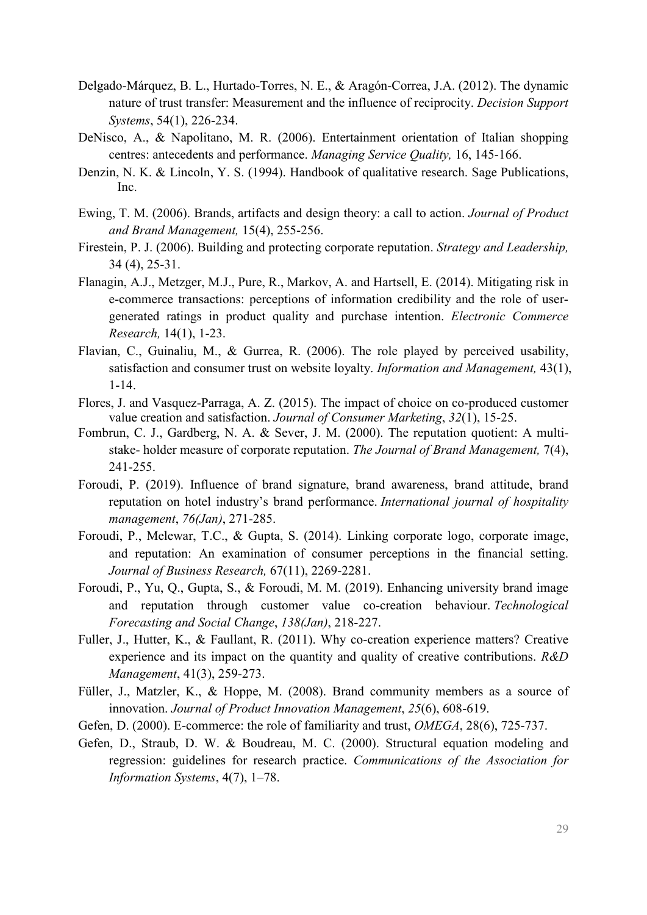Delgado-Márquez, B. L., Hurtado-Torres, N. E., & Aragón-Correa, J.A. (2012). The dynamic nature of trust transfer: Measurement and the influence of reciprocity. *Decision Support Systems*, 54(1), 226-234.

DeNisco, A., & Napolitano, M. R. (2006). Entertainment orientation of Italian shopping centres: antecedents and performance. *Managing Service Quality,* 16, 145-166.

Denzin, N. K. & Lincoln, Y. S. (1994). Handbook of qualitative research. Sage Publications, Inc.

Ewing, T. M. (2006). Brands, artifacts and design theory: a call to action. *Journal of Product and Brand Management,* 15(4), 255-256.

Firestein, P. J. (2006). Building and protecting corporate reputation. *Strategy and Leadership,* 34 (4), 25-31.

Flanagin, A.J., Metzger, M.J., Pure, R., Markov, A. and Hartsell, E. (2014). Mitigating risk in e-commerce transactions: perceptions of information credibility and the role of user-generated ratings in product quality and purchase intention. *Electronic Commerce Research,* 14(1), 1-23.

Flavian, C., Guinaliu, M., & Gurrea, R. (2006). The role played by perceived usability, satisfaction and consumer trust on website loyalty. *Information and Management,* 43(1), 1-14.

Flores, J. and Vasquez-Parraga, A. Z. (2015). The impact of choice on co-produced customer value creation and satisfaction. *Journal of Consumer Marketing*, *32*(1), 15-25.

Fombrun, C. J., Gardberg, N. A. & Sever, J. M. (2000). The reputation quotient: A multi-stake- holder measure of corporate reputation. *The Journal of Brand Management,* 7(4), 241-255.

Foroudi, P. (2019). Influence of brand signature, brand awareness, brand attitude, brand reputation on hotel industry's brand performance. *International journal of hospitality management*, *76(Jan)*, 271-285.

Foroudi, P., Melewar, T.C., & Gupta, S. (2014). Linking corporate logo, corporate image, and reputation: An examination of consumer perceptions in the financial setting. *Journal of Business Research,* 67(11), 2269-2281.

Foroudi, P., Yu, Q., Gupta, S., & Foroudi, M. M. (2019). Enhancing university brand image and reputation through customer value co-creation behaviour. *Technological Forecasting and Social Change*, *138(Jan)*, 218-227.

Fuller, J., Hutter, K., & Faullant, R. (2011). Why co-creation experience matters? Creative experience and its impact on the quantity and quality of creative contributions. *R&D Management*, 41(3), 259-273.

Füller, J., Matzler, K., & Hoppe, M. (2008). Brand community members as a source of innovation. *Journal of Product Innovation Management*, *25*(6), 608-619.

Gefen, D. (2000). E-commerce: the role of familiarity and trust, *OMEGA*, 28(6), 725-737.

Gefen, D., Straub, D. W. & Boudreau, M. C. (2000). Structural equation modeling and regression: guidelines for research practice. *Communications of the Association for Information Systems*, 4(7), 1–78.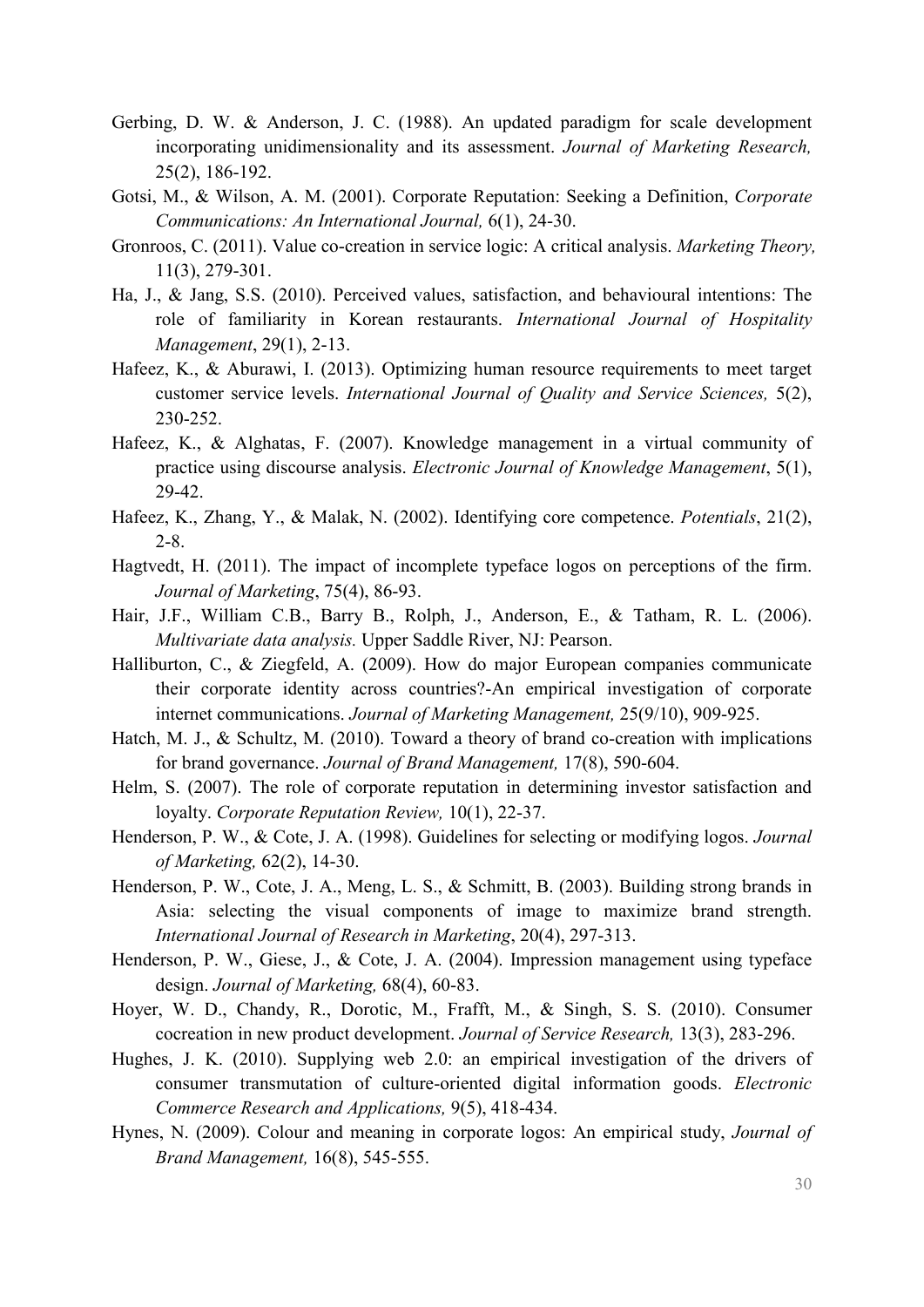Gerbing, D. W. & Anderson, J. C. (1988). An updated paradigm for scale development incorporating unidimensionality and its assessment. *Journal of Marketing Research,* 25(2), 186-192.

Gotsi, M., & Wilson, A. M. (2001). Corporate Reputation: Seeking a Definition, *Corporate Communications: An International Journal,* 6(1), 24-30.

Gronroos, C. (2011). Value co-creation in service logic: A critical analysis. *Marketing Theory,* 11(3), 279-301.

Ha, J., & Jang, S.S. (2010). Perceived values, satisfaction, and behavioural intentions: The role of familiarity in Korean restaurants. *International Journal of Hospitality Management*, 29(1), 2-13.

Hafeez, K., & Aburawi, I. (2013). Optimizing human resource requirements to meet target customer service levels. *International Journal of Quality and Service Sciences,* 5(2), 230-252.

Hafeez, K., & Alghatas, F. (2007). Knowledge management in a virtual community of practice using discourse analysis. *Electronic Journal of Knowledge Management*, 5(1), 29-42.

Hafeez, K., Zhang, Y., & Malak, N. (2002). Identifying core competence. *Potentials*, 21(2), 2-8.

Hagtvedt, H. (2011). The impact of incomplete typeface logos on perceptions of the firm. *Journal of Marketing*, 75(4), 86-93.

Hair, J.F., William C.B., Barry B., Rolph, J., Anderson, E., & Tatham, R. L. (2006). *Multivariate data analysis.* Upper Saddle River, NJ: Pearson.

Halliburton, C., & Ziegfeld, A. (2009). How do major European companies communicate their corporate identity across countries?-An empirical investigation of corporate internet communications. *Journal of Marketing Management,* 25(9/10), 909-925.

Hatch, M. J., & Schultz, M. (2010). Toward a theory of brand co-creation with implications for brand governance. *Journal of Brand Management,* 17(8), 590-604.

Helm, S. (2007). The role of corporate reputation in determining investor satisfaction and loyalty. *Corporate Reputation Review,* 10(1), 22-37.

Henderson, P. W., & Cote, J. A. (1998). Guidelines for selecting or modifying logos. *Journal of Marketing,* 62(2), 14-30.

Henderson, P. W., Cote, J. A., Meng, L. S., & Schmitt, B. (2003). Building strong brands in Asia: selecting the visual components of image to maximize brand strength. *International Journal of Research in Marketing*, 20(4), 297-313.

Henderson, P. W., Giese, J., & Cote, J. A. (2004). Impression management using typeface design. *Journal of Marketing,* 68(4), 60-83.

Hoyer, W. D., Chandy, R., Dorotic, M., Frafft, M., & Singh, S. S. (2010). Consumer cocreation in new product development. *Journal of Service Research,* 13(3), 283-296.

Hughes, J. K. (2010). Supplying web 2.0: an empirical investigation of the drivers of consumer transmutation of culture-oriented digital information goods. *Electronic Commerce Research and Applications,* 9(5), 418-434.

Hynes, N. (2009). Colour and meaning in corporate logos: An empirical study, *Journal of Brand Management,* 16(8), 545-555.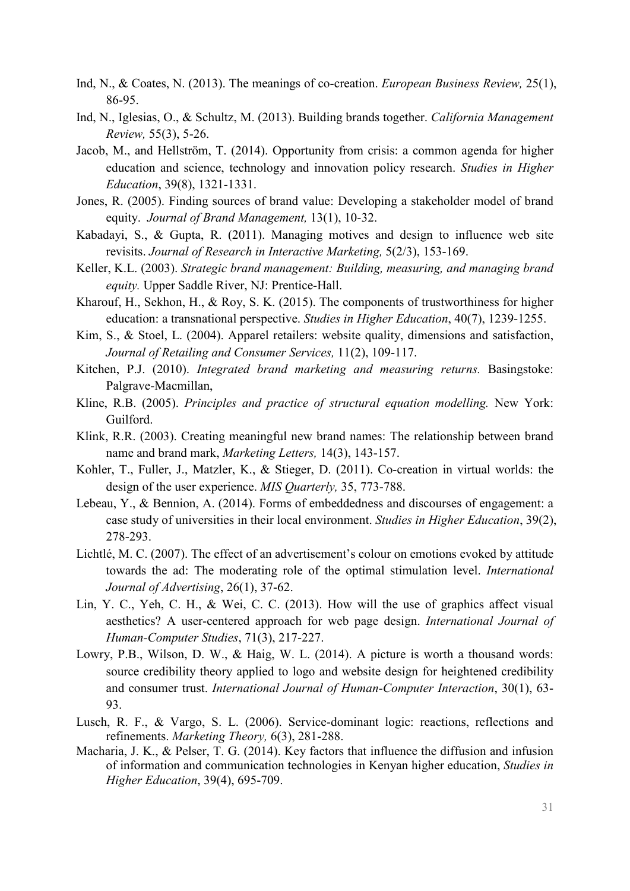Ind, N., & Coates, N. (2013). The meanings of co-creation. *European Business Review,* 25(1), 86-95.

Ind, N., Iglesias, O., & Schultz, M. (2013). Building brands together. *California Management Review,* 55(3), 5-26.

Jacob, M., and Hellström, T. (2014). Opportunity from crisis: a common agenda for higher education and science, technology and innovation policy research. *Studies in Higher Education*, 39(8), 1321-1331.

Jones, R. (2005). Finding sources of brand value: Developing a stakeholder model of brand equity. *Journal of Brand Management,* 13(1), 10-32.

Kabadayi, S., & Gupta, R. (2011). Managing motives and design to influence web site revisits. *Journal of Research in Interactive Marketing,* 5(2/3), 153-169.

Keller, K.L. (2003). *Strategic brand management: Building, measuring, and managing brand equity.* Upper Saddle River, NJ: Prentice-Hall.

Kharouf, H., Sekhon, H., & Roy, S. K. (2015). The components of trustworthiness for higher education: a transnational perspective. *Studies in Higher Education*, 40(7), 1239-1255.

Kim, S., & Stoel, L. (2004). Apparel retailers: website quality, dimensions and satisfaction, *Journal of Retailing and Consumer Services,* 11(2), 109-117.

Kitchen, P.J. (2010). *Integrated brand marketing and measuring returns.* Basingstoke: Palgrave-Macmillan,

Kline, R.B. (2005). *Principles and practice of structural equation modelling.* New York: Guilford.

Klink, R.R. (2003). Creating meaningful new brand names: The relationship between brand name and brand mark, *Marketing Letters,* 14(3), 143-157.

Kohler, T., Fuller, J., Matzler, K., & Stieger, D. (2011). Co-creation in virtual worlds: the design of the user experience. *MIS Quarterly,* 35, 773-788.

Lebeau, Y., & Bennion, A. (2014). Forms of embeddedness and discourses of engagement: a case study of universities in their local environment. *Studies in Higher Education*, 39(2), 278-293.

Lichtlé, M. C. (2007). The effect of an advertisement's colour on emotions evoked by attitude towards the ad: The moderating role of the optimal stimulation level. *International Journal of Advertising*, 26(1), 37-62.

Lin, Y. C., Yeh, C. H., & Wei, C. C. (2013). How will the use of graphics affect visual aesthetics? A user-centered approach for web page design. *International Journal of Human-Computer Studies*, 71(3), 217-227.

Lowry, P.B., Wilson, D. W., & Haig, W. L. (2014). A picture is worth a thousand words: source credibility theory applied to logo and website design for heightened credibility and consumer trust. *International Journal of Human-Computer Interaction*, 30(1), 63-93.

Lusch, R. F., & Vargo, S. L. (2006). Service-dominant logic: reactions, reflections and refinements. *Marketing Theory,* 6(3), 281-288.

Macharia, J. K., & Pelser, T. G. (2014). Key factors that influence the diffusion and infusion of information and communication technologies in Kenyan higher education, *Studies in Higher Education*, 39(4), 695-709.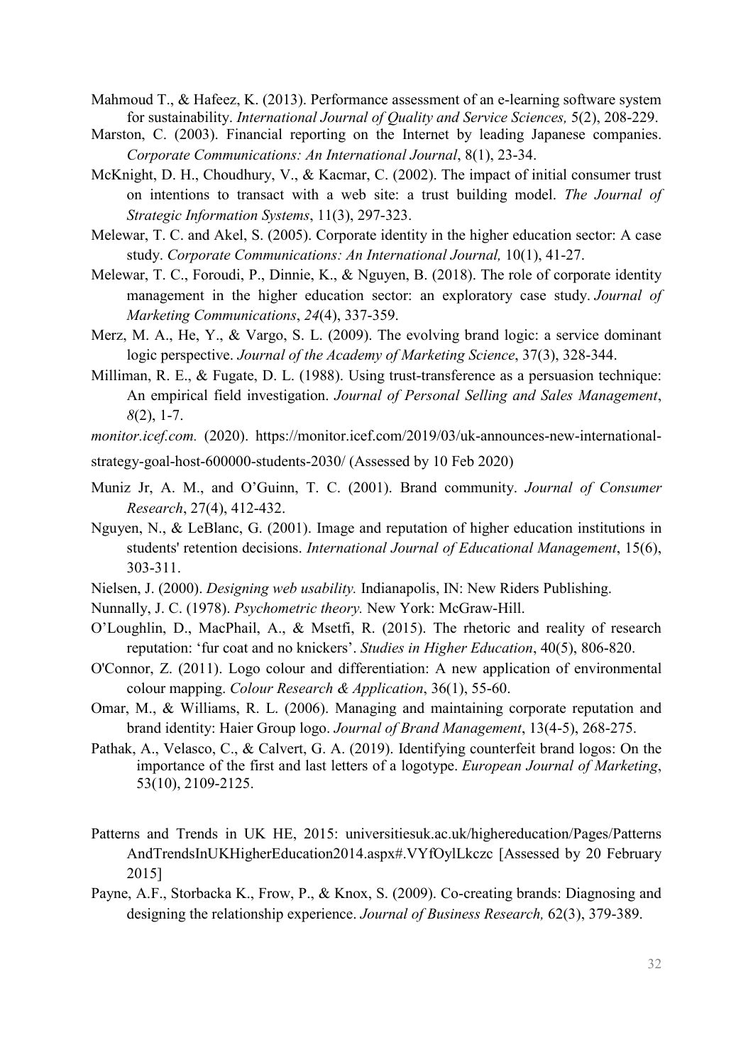Mahmoud T., & Hafeez, K. (2013). Performance assessment of an e-learning software system for sustainability. *International Journal of Quality and Service Sciences,* 5(2), 208-229.

Marston, C. (2003). Financial reporting on the Internet by leading Japanese companies. *Corporate Communications: An International Journal*, 8(1), 23-34.

McKnight, D. H., Choudhury, V., & Kacmar, C. (2002). The impact of initial consumer trust on intentions to transact with a web site: a trust building model. *The Journal of Strategic Information Systems*, 11(3), 297-323.

Melewar, T. C. and Akel, S. (2005). Corporate identity in the higher education sector: A case study. *Corporate Communications: An International Journal,* 10(1), 41-27.

Melewar, T. C., Foroudi, P., Dinnie, K., & Nguyen, B. (2018). The role of corporate identity management in the higher education sector: an exploratory case study. *Journal of Marketing Communications*, *24*(4), 337-359.

Merz, M. A., He, Y., & Vargo, S. L. (2009). The evolving brand logic: a service dominant logic perspective. *Journal of the Academy of Marketing Science*, 37(3), 328-344.

Milliman, R. E., & Fugate, D. L. (1988). Using trust-transference as a persuasion technique: An empirical field investigation. *Journal of Personal Selling and Sales Management*, *8*(2), 1-7.

*monitor.icef.com.* (2020). https://monitor.icef.com/2019/03/uk-announces-new-international-strategy-goal-host-600000-students-2030/ (Assessed by 10 Feb 2020)

Muniz Jr, A. M., and O'Guinn, T. C. (2001). Brand community. *Journal of Consumer Research*, 27(4), 412-432.

Nguyen, N., & LeBlanc, G. (2001). Image and reputation of higher education institutions in students' retention decisions. *International Journal of Educational Management*, 15(6), 303-311.

Nielsen, J. (2000). *Designing web usability.* Indianapolis, IN: New Riders Publishing.

Nunnally, J. C. (1978). *Psychometric theory.* New York: McGraw-Hill.

O'Loughlin, D., MacPhail, A., & Msetfi, R. (2015). The rhetoric and reality of research reputation: 'fur coat and no knickers'. *Studies in Higher Education*, 40(5), 806-820.

O'Connor, Z. (2011). Logo colour and differentiation: A new application of environmental colour mapping. *Colour Research & Application*, 36(1), 55-60.

Omar, M., & Williams, R. L. (2006). Managing and maintaining corporate reputation and brand identity: Haier Group logo. *Journal of Brand Management*, 13(4-5), 268-275.

Pathak, A., Velasco, C., & Calvert, G. A. (2019). Identifying counterfeit brand logos: On the importance of the first and last letters of a logotype. *European Journal of Marketing*, 53(10), 2109-2125.

Patterns and Trends in UK HE, 2015: universitiesuk.ac.uk/highereducation/Pages/PatternsAndTrendsInUKHigherEducation2014.aspx#.VYfOylLkczc [Assessed by 20 February 2015]

Payne, A.F., Storbacka K., Frow, P., & Knox, S. (2009). Co-creating brands: Diagnosing and designing the relationship experience. *Journal of Business Research,* 62(3), 379-389.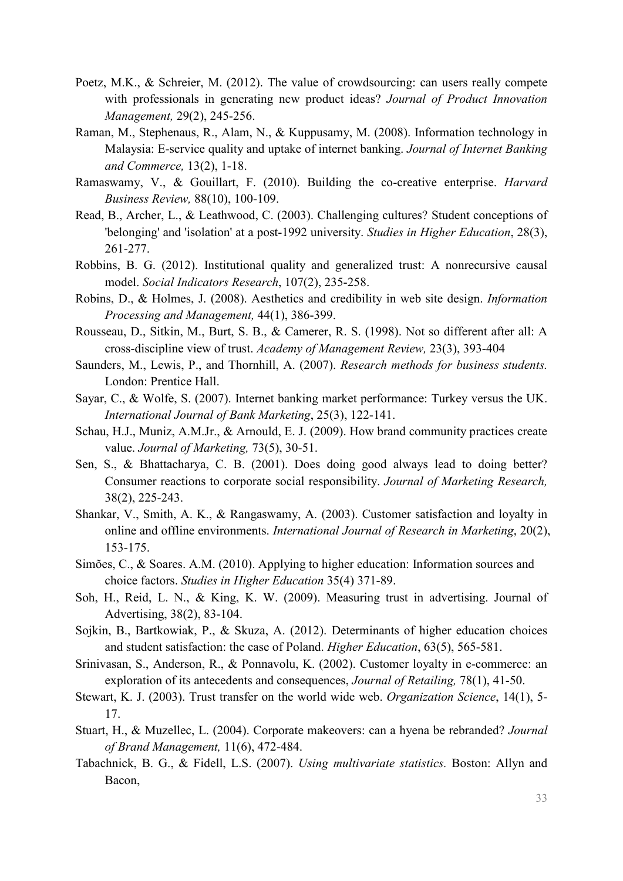Poetz, M.K., & Schreier, M. (2012). The value of crowdsourcing: can users really compete with professionals in generating new product ideas? *Journal of Product Innovation Management,* 29(2), 245-256.

Raman, M., Stephenaus, R., Alam, N., & Kuppusamy, M. (2008). Information technology in Malaysia: E-service quality and uptake of internet banking. *Journal of Internet Banking and Commerce,* 13(2), 1-18.

Ramaswamy, V., & Gouillart, F. (2010). Building the co-creative enterprise. *Harvard Business Review,* 88(10), 100-109.

Read, B., Archer, L., & Leathwood, C. (2003). Challenging cultures? Student conceptions of 'belonging' and 'isolation' at a post-1992 university. *Studies in Higher Education*, 28(3), 261-277.

Robbins, B. G. (2012). Institutional quality and generalized trust: A nonrecursive causal model. *Social Indicators Research*, 107(2), 235-258.

Robins, D., & Holmes, J. (2008). Aesthetics and credibility in web site design. *Information Processing and Management,* 44(1), 386-399.

Rousseau, D., Sitkin, M., Burt, S. B., & Camerer, R. S. (1998). Not so different after all: A cross-discipline view of trust. *Academy of Management Review,* 23(3), 393-404

Saunders, M., Lewis, P., and Thornhill, A. (2007). *Research methods for business students.* London: Prentice Hall.

Sayar, C., & Wolfe, S. (2007). Internet banking market performance: Turkey versus the UK. *International Journal of Bank Marketing*, 25(3), 122-141.

Schau, H.J., Muniz, A.M.Jr., & Arnould, E. J. (2009). How brand community practices create value. *Journal of Marketing,* 73(5), 30-51.

Sen, S., & Bhattacharya, C. B. (2001). Does doing good always lead to doing better? Consumer reactions to corporate social responsibility. *Journal of Marketing Research,* 38(2), 225-243.

Shankar, V., Smith, A. K., & Rangaswamy, A. (2003). Customer satisfaction and loyalty in online and offline environments. *International Journal of Research in Marketing*, 20(2), 153-175.

Simões, C., & Soares. A.M. (2010). Applying to higher education: Information sources and choice factors. *Studies in Higher Education* 35(4) 371-89.

Soh, H., Reid, L. N., & King, K. W. (2009). Measuring trust in advertising. Journal of Advertising, 38(2), 83-104.

Sojkin, B., Bartkowiak, P., & Skuza, A. (2012). Determinants of higher education choices and student satisfaction: the case of Poland. *Higher Education*, 63(5), 565-581.

Srinivasan, S., Anderson, R., & Ponnavolu, K. (2002). Customer loyalty in e-commerce: an exploration of its antecedents and consequences, *Journal of Retailing,* 78(1), 41-50.

Stewart, K. J. (2003). Trust transfer on the world wide web. *Organization Science*, 14(1), 5-17.

Stuart, H., & Muzellec, L. (2004). Corporate makeovers: can a hyena be rebranded? *Journal of Brand Management,* 11(6), 472-484.

Tabachnick, B. G., & Fidell, L.S. (2007). *Using multivariate statistics.* Boston: Allyn and Bacon,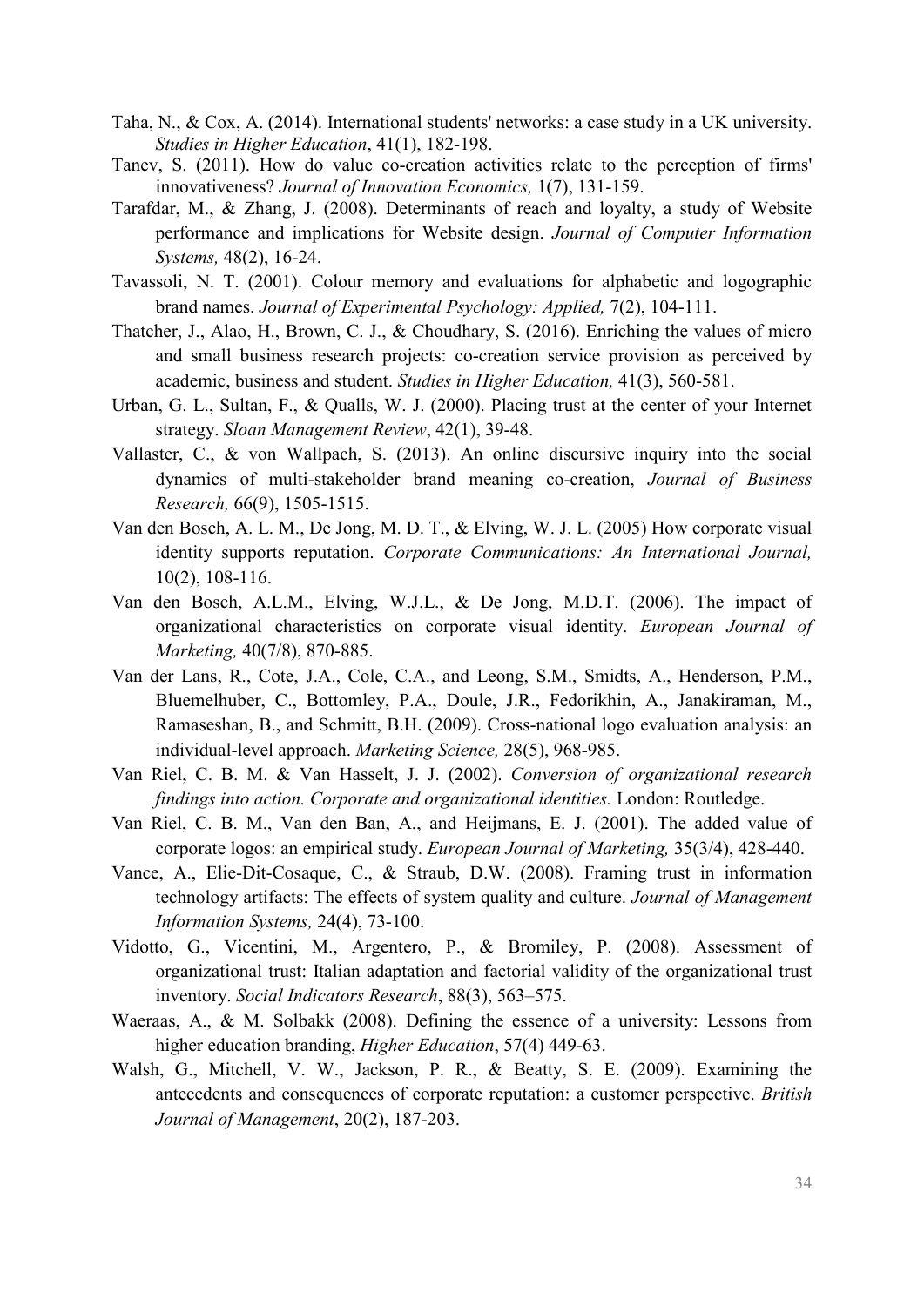Taha, N., & Cox, A. (2014). International students' networks: a case study in a UK university. *Studies in Higher Education*, 41(1), 182-198.

Tanev, S. (2011). How do value co-creation activities relate to the perception of firms' innovativeness? *Journal of Innovation Economics,* 1(7), 131-159.

Tarafdar, M., & Zhang, J. (2008). Determinants of reach and loyalty, a study of Website performance and implications for Website design. *Journal of Computer Information Systems,* 48(2), 16-24.

Tavassoli, N. T. (2001). Colour memory and evaluations for alphabetic and logographic brand names. *Journal of Experimental Psychology: Applied,* 7(2), 104-111.

Thatcher, J., Alao, H., Brown, C. J., & Choudhary, S. (2016). Enriching the values of micro and small business research projects: co-creation service provision as perceived by academic, business and student. *Studies in Higher Education,* 41(3), 560-581.

Urban, G. L., Sultan, F., & Qualls, W. J. (2000). Placing trust at the center of your Internet strategy. *Sloan Management Review*, 42(1), 39-48.

Vallaster, C., & von Wallpach, S. (2013). An online discursive inquiry into the social dynamics of multi-stakeholder brand meaning co-creation, *Journal of Business Research,* 66(9), 1505-1515.

Van den Bosch, A. L. M., De Jong, M. D. T., & Elving, W. J. L. (2005) How corporate visual identity supports reputation. *Corporate Communications: An International Journal,* 10(2), 108-116.

Van den Bosch, A.L.M., Elving, W.J.L., & De Jong, M.D.T. (2006). The impact of organizational characteristics on corporate visual identity. *European Journal of Marketing,* 40(7/8), 870-885.

Van der Lans, R., Cote, J.A., Cole, C.A., and Leong, S.M., Smidts, A., Henderson, P.M., Bluemelhuber, C., Bottomley, P.A., Doule, J.R., Fedorikhin, A., Janakiraman, M., Ramaseshan, B., and Schmitt, B.H. (2009). Cross-national logo evaluation analysis: an individual-level approach. *Marketing Science,* 28(5), 968-985.

Van Riel, C. B. M. & Van Hasselt, J. J. (2002). *Conversion of organizational research findings into action. Corporate and organizational identities.* London: Routledge.

Van Riel, C. B. M., Van den Ban, A., and Heijmans, E. J. (2001). The added value of corporate logos: an empirical study. *European Journal of Marketing,* 35(3/4), 428-440.

Vance, A., Elie-Dit-Cosaque, C., & Straub, D.W. (2008). Framing trust in information technology artifacts: The effects of system quality and culture. *Journal of Management Information Systems,* 24(4), 73-100.

Vidotto, G., Vicentini, M., Argentero, P., & Bromiley, P. (2008). Assessment of organizational trust: Italian adaptation and factorial validity of the organizational trust inventory. *Social Indicators Research*, 88(3), 563–575.

Waeraas, A., & M. Solbakk (2008). Defining the essence of a university: Lessons from higher education branding, *Higher Education*, 57(4) 449-63.

Walsh, G., Mitchell, V. W., Jackson, P. R., & Beatty, S. E. (2009). Examining the antecedents and consequences of corporate reputation: a customer perspective. *British Journal of Management*, 20(2), 187-203.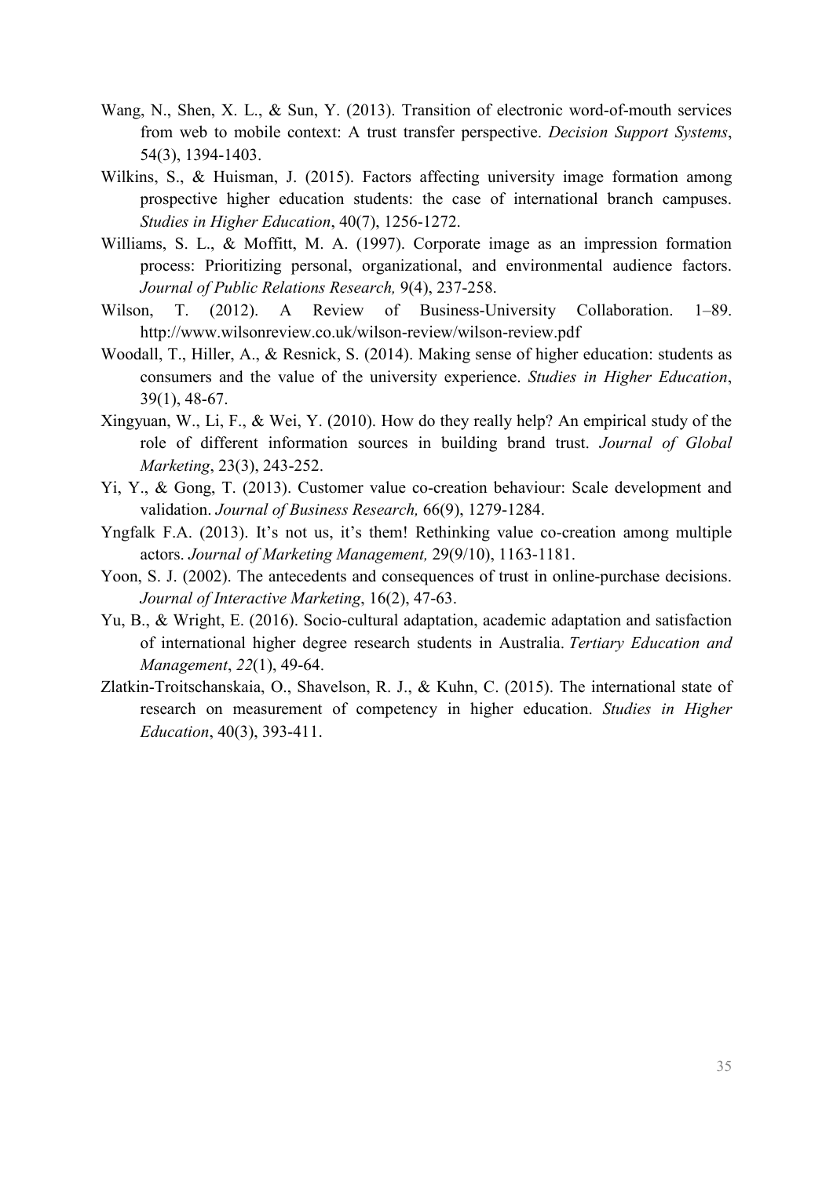Wang, N., Shen, X. L., & Sun, Y. (2013). Transition of electronic word-of-mouth services from web to mobile context: A trust transfer perspective. *Decision Support Systems*, 54(3), 1394-1403.

Wilkins, S., & Huisman, J. (2015). Factors affecting university image formation among prospective higher education students: the case of international branch campuses. *Studies in Higher Education*, 40(7), 1256-1272.

Williams, S. L., & Moffitt, M. A. (1997). Corporate image as an impression formation process: Prioritizing personal, organizational, and environmental audience factors. *Journal of Public Relations Research,* 9(4), 237-258.

Wilson, T. (2012). A Review of Business-University Collaboration. 1–89. http://www.wilsonreview.co.uk/wilson-review/wilson-review.pdf

Woodall, T., Hiller, A., & Resnick, S. (2014). Making sense of higher education: students as consumers and the value of the university experience. *Studies in Higher Education*, 39(1), 48-67.

Xingyuan, W., Li, F., & Wei, Y. (2010). How do they really help? An empirical study of the role of different information sources in building brand trust. *Journal of Global Marketing*, 23(3), 243-252.

Yi, Y., & Gong, T. (2013). Customer value co-creation behaviour: Scale development and validation. *Journal of Business Research,* 66(9), 1279-1284.

Yngfalk F.A. (2013). It's not us, it's them! Rethinking value co-creation among multiple actors. *Journal of Marketing Management,* 29(9/10), 1163-1181.

Yoon, S. J. (2002). The antecedents and consequences of trust in online-purchase decisions. *Journal of Interactive Marketing*, 16(2), 47-63.

Yu, B., & Wright, E. (2016). Socio-cultural adaptation, academic adaptation and satisfaction of international higher degree research students in Australia. *Tertiary Education and Management*, *22*(1), 49-64.

Zlatkin-Troitschanskaia, O., Shavelson, R. J., & Kuhn, C. (2015). The international state of research on measurement of competency in higher education. *Studies in Higher Education*, 40(3), 393-411.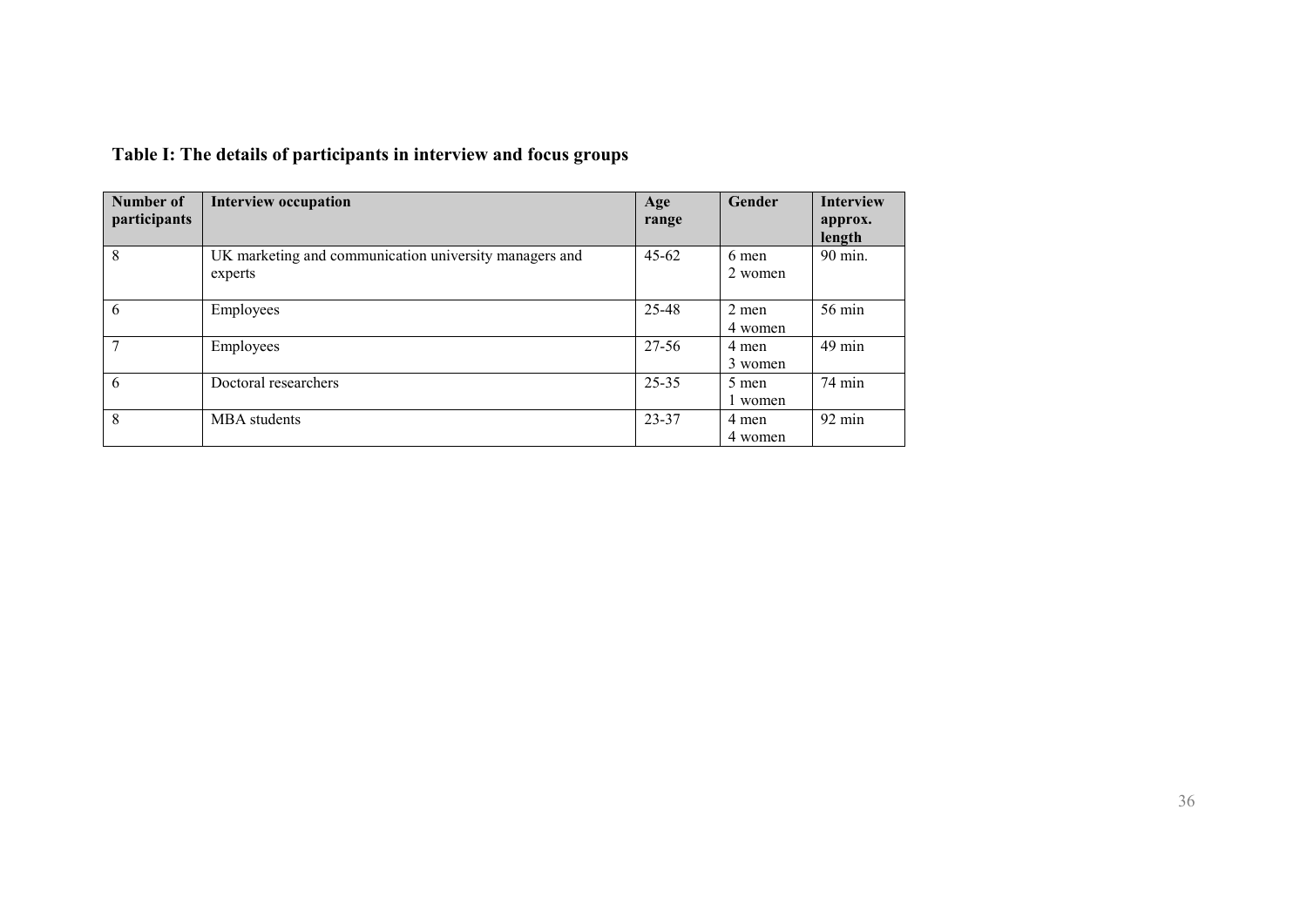**Table I: The details of participants in interview and focus groups**

| Number of participants | Interview occupation | Age range | Gender | Interview approx. length |
|---|---|---|---|---|
| 8 | UK marketing and communication university managers and experts | 45-62 | 6 men 2 women | 90 min. |
| 6 | Employees | 25-48 | 2 men 4 women | 56 min |
| 7 | Employees | 27-56 | 4 men 3 women | 49 min |
| 6 | Doctoral researchers | 25-35 | 5 men 1 women | 74 min |
| 8 | MBA students | 23-37 | 4 men 4 women | 92 min |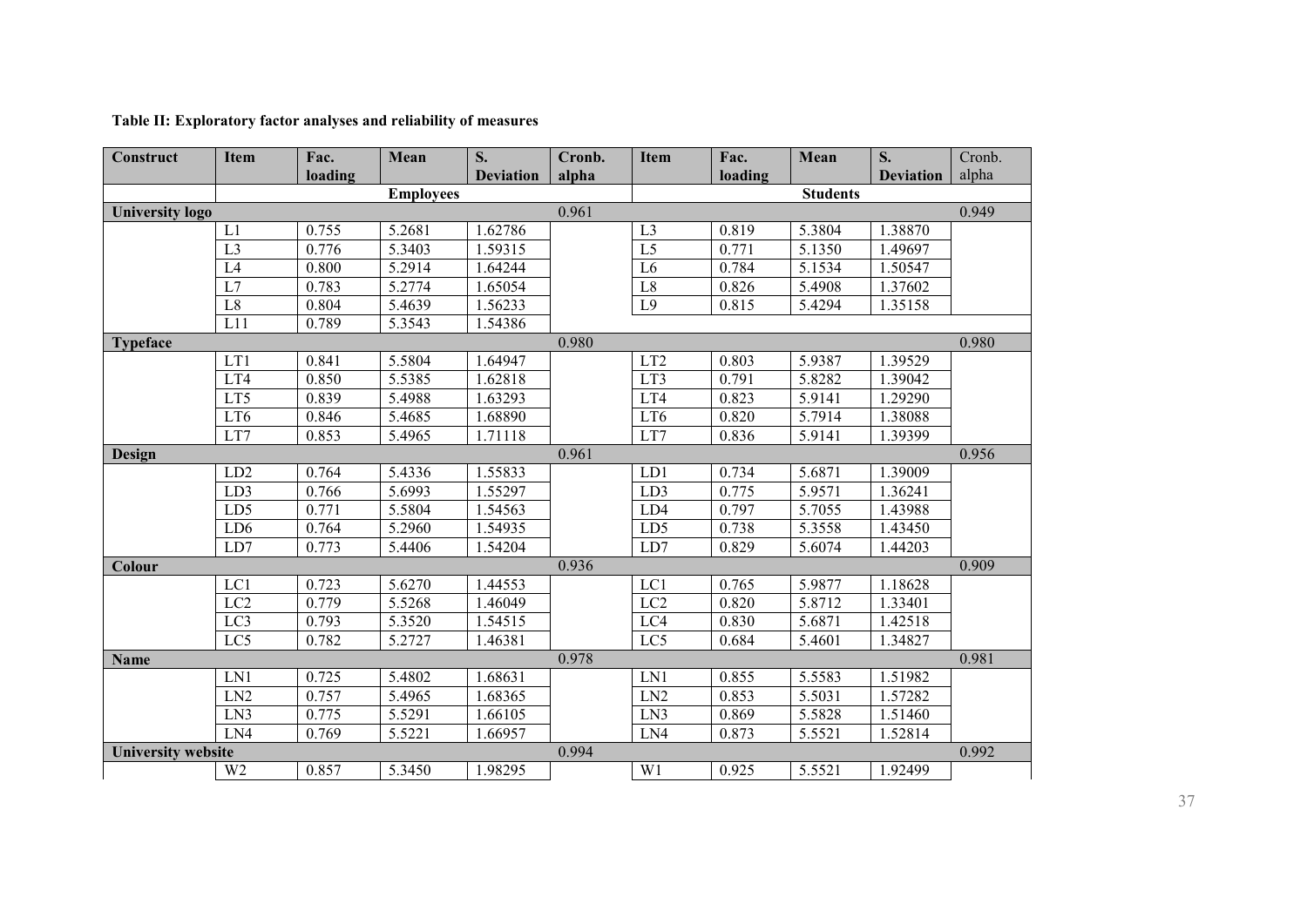**Table II: Exploratory factor analyses and reliability of measures**

| Construct | Item | Fac. loading | Mean | S. Deviation | Cronb. alpha | Item | Fac. loading | Mean | S. Deviation | Cronb. alpha |
|---|---|---|---|---|---|---|---|---|---|---|
| | | | Employees | | | | | Students | | |
| **University logo** | | | | | 0.961 | | | | | 0.949 |
| | L1 | 0.755 | 5.2681 | 1.62786 | | L3 | 0.819 | 5.3804 | 1.38870 | |
| | L3 | 0.776 | 5.3403 | 1.59315 | | L5 | 0.771 | 5.1350 | 1.49697 | |
| | L4 | 0.800 | 5.2914 | 1.64244 | | L6 | 0.784 | 5.1534 | 1.50547 | |
| | L7 | 0.783 | 5.2774 | 1.65054 | | L8 | 0.826 | 5.4908 | 1.37602 | |
| | L8 | 0.804 | 5.4639 | 1.56233 | | L9 | 0.815 | 5.4294 | 1.35158 | |
| | L11 | 0.789 | 5.3543 | 1.54386 | | | | | | |
| **Typeface** | | | | | 0.980 | | | | | 0.980 |
| | LT1 | 0.841 | 5.5804 | 1.64947 | | LT2 | 0.803 | 5.9387 | 1.39529 | |
| | LT4 | 0.850 | 5.5385 | 1.62818 | | LT3 | 0.791 | 5.8282 | 1.39042 | |
| | LT5 | 0.839 | 5.4988 | 1.63293 | | LT4 | 0.823 | 5.9141 | 1.29290 | |
| | LT6 | 0.846 | 5.4685 | 1.68890 | | LT6 | 0.820 | 5.7914 | 1.38088 | |
| | LT7 | 0.853 | 5.4965 | 1.71118 | | LT7 | 0.836 | 5.9141 | 1.39399 | |
| **Design** | | | | | 0.961 | | | | | 0.956 |
| | LD2 | 0.764 | 5.4336 | 1.55833 | | LD1 | 0.734 | 5.6871 | 1.39009 | |
| | LD3 | 0.766 | 5.6993 | 1.55297 | | LD3 | 0.775 | 5.9571 | 1.36241 | |
| | LD5 | 0.771 | 5.5804 | 1.54563 | | LD4 | 0.797 | 5.7055 | 1.43988 | |
| | LD6 | 0.764 | 5.2960 | 1.54935 | | LD5 | 0.738 | 5.3558 | 1.43450 | |
| | LD7 | 0.773 | 5.4406 | 1.54204 | | LD7 | 0.829 | 5.6074 | 1.44203 | |
| **Colour** | | | | | 0.936 | | | | | 0.909 |
| | LC1 | 0.723 | 5.6270 | 1.44553 | | LC1 | 0.765 | 5.9877 | 1.18628 | |
| | LC2 | 0.779 | 5.5268 | 1.46049 | | LC2 | 0.820 | 5.8712 | 1.33401 | |
| | LC3 | 0.793 | 5.3520 | 1.54515 | | LC4 | 0.830 | 5.6871 | 1.42518 | |
| | LC5 | 0.782 | 5.2727 | 1.46381 | | LC5 | 0.684 | 5.4601 | 1.34827 | |
| **Name** | | | | | 0.978 | | | | | 0.981 |
| | LN1 | 0.725 | 5.4802 | 1.68631 | | LN1 | 0.855 | 5.5583 | 1.51982 | |
| | LN2 | 0.757 | 5.4965 | 1.68365 | | LN2 | 0.853 | 5.5031 | 1.57282 | |
| | LN3 | 0.775 | 5.5291 | 1.66105 | | LN3 | 0.869 | 5.5828 | 1.51460 | |
| | LN4 | 0.769 | 5.5221 | 1.66957 | | LN4 | 0.873 | 5.5521 | 1.52814 | |
| **University website** | | | | | 0.994 | | | | | 0.992 |
| | W2 | 0.857 | 5.3450 | 1.98295 | | W1 | 0.925 | 5.5521 | 1.92499 | |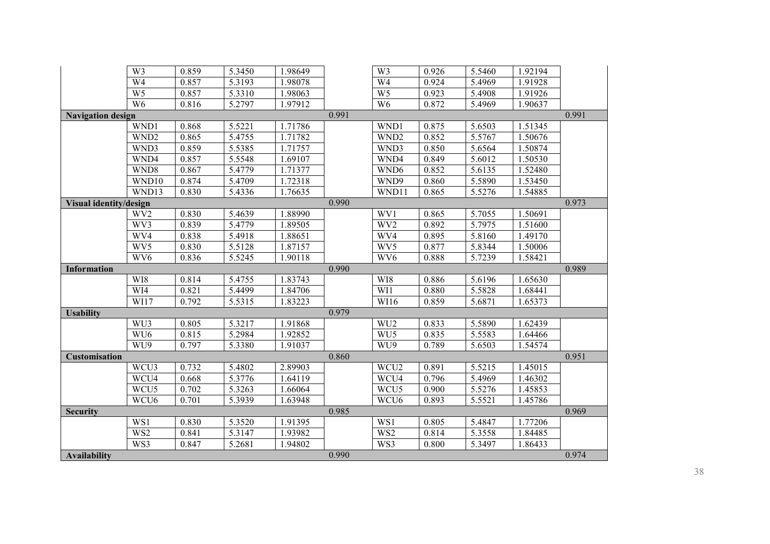| | | | | | | | | | | |
|---|---|---|---|---|---|---|---|---|---|---|
| | W3 | 0.859 | 5.3450 | 1.98649 | | W3 | 0.926 | 5.5460 | 1.92194 | |
| | W4 | 0.857 | 5.3193 | 1.98078 | | W4 | 0.924 | 5.4969 | 1.91928 | |
| | W5 | 0.857 | 5.3310 | 1.98063 | | W5 | 0.923 | 5.4908 | 1.91926 | |
| | W6 | 0.816 | 5.2797 | 1.97912 | | W6 | 0.872 | 5.4969 | 1.90637 | |
| **Navigation design** | | | | | 0.991 | | | | | 0.991 |
| | WND1 | 0.868 | 5.5221 | 1.71786 | | WND1 | 0.875 | 5.6503 | 1.51345 | |
| | WND2 | 0.865 | 5.4755 | 1.71782 | | WND2 | 0.852 | 5.5767 | 1.50676 | |
| | WND3 | 0.859 | 5.5385 | 1.71757 | | WND3 | 0.850 | 5.6564 | 1.50874 | |
| | WND4 | 0.857 | 5.5548 | 1.69107 | | WND4 | 0.849 | 5.6012 | 1.50530 | |
| | WND8 | 0.867 | 5.4779 | 1.71377 | | WND6 | 0.852 | 5.6135 | 1.52480 | |
| | WND10 | 0.874 | 5.4709 | 1.72318 | | WND9 | 0.860 | 5.5890 | 1.53450 | |
| | WND13 | 0.830 | 5.4336 | 1.76635 | | WND11 | 0.865 | 5.5276 | 1.54885 | |
| **Visual identity/design** | | | | | 0.990 | | | | | 0.973 |
| | WV2 | 0.830 | 5.4639 | 1.88990 | | WV1 | 0.865 | 5.7055 | 1.50691 | |
| | WV3 | 0.839 | 5.4779 | 1.89505 | | WV2 | 0.892 | 5.7975 | 1.51600 | |
| | WV4 | 0.838 | 5.4918 | 1.88651 | | WV4 | 0.895 | 5.8160 | 1.49170 | |
| | WV5 | 0.830 | 5.5128 | 1.87157 | | WV5 | 0.877 | 5.8344 | 1.50006 | |
| | WV6 | 0.836 | 5.5245 | 1.90118 | | WV6 | 0.888 | 5.7239 | 1.58421 | |
| **Information** | | | | | 0.990 | | | | | 0.989 |
| | WI8 | 0.814 | 5.4755 | 1.83743 | | WI8 | 0.886 | 5.6196 | 1.65630 | |
| | WI4 | 0.821 | 5.4499 | 1.84706 | | WI1 | 0.880 | 5.5828 | 1.68441 | |
| | WI17 | 0.792 | 5.5315 | 1.83223 | | WI16 | 0.859 | 5.6871 | 1.65373 | |
| **Usability** | | | | | 0.979 | | | | | |
| | WU3 | 0.805 | 5.3217 | 1.91868 | | WU2 | 0.833 | 5.5890 | 1.62439 | |
| | WU6 | 0.815 | 5.2984 | 1.92852 | | WU5 | 0.835 | 5.5583 | 1.64466 | |
| | WU9 | 0.797 | 5.3380 | 1.91037 | | WU9 | 0.789 | 5.6503 | 1.54574 | |
| **Customisation** | | | | | 0.860 | | | | | 0.951 |
| | WCU3 | 0.732 | 5.4802 | 2.89903 | | WCU2 | 0.891 | 5.5215 | 1.45015 | |
| | WCU4 | 0.668 | 5.3776 | 1.64119 | | WCU4 | 0.796 | 5.4969 | 1.46302 | |
| | WCU5 | 0.702 | 5.3263 | 1.66064 | | WCU5 | 0.900 | 5.5276 | 1.45853 | |
| | WCU6 | 0.701 | 5.3939 | 1.63948 | | WCU6 | 0.893 | 5.5521 | 1.45786 | |
| **Security** | | | | | 0.985 | | | | | 0.969 |
| | WS1 | 0.830 | 5.3520 | 1.91395 | | WS1 | 0.805 | 5.4847 | 1.77206 | |
| | WS2 | 0.841 | 5.3147 | 1.93982 | | WS2 | 0.814 | 5.3558 | 1.84485 | |
| | WS3 | 0.847 | 5.2681 | 1.94802 | | WS3 | 0.800 | 5.3497 | 1.86433 | |
| **Availability** | | | | | 0.990 | | | | | 0.974 |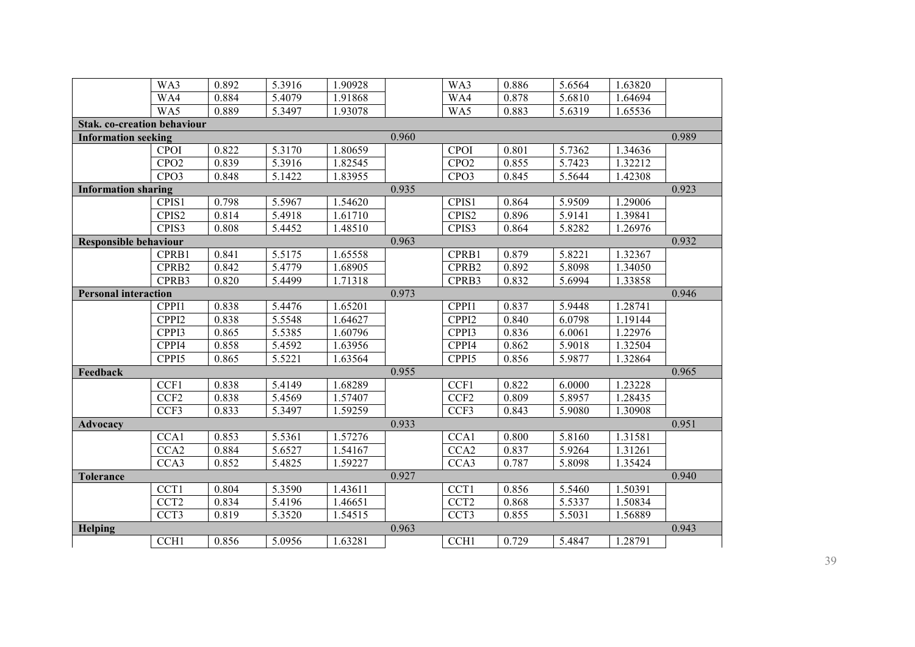| | | | | | | | | | | |
|---|---|---|---|---|---|---|---|---|---|---|
| | WA3 | 0.892 | 5.3916 | 1.90928 | | WA3 | 0.886 | 5.6564 | 1.63820 | |
| | WA4 | 0.884 | 5.4079 | 1.91868 | | WA4 | 0.878 | 5.6810 | 1.64694 | |
| | WA5 | 0.889 | 5.3497 | 1.93078 | | WA5 | 0.883 | 5.6319 | 1.65536 | |
| **Stak. co-creation behaviour** | | | | | | | | | | |
| **Information seeking** | | | | | 0.960 | | | | | 0.989 |
| | CPOI | 0.822 | 5.3170 | 1.80659 | | CPOI | 0.801 | 5.7362 | 1.34636 | |
| | CPO2 | 0.839 | 5.3916 | 1.82545 | | CPO2 | 0.855 | 5.7423 | 1.32212 | |
| | CPO3 | 0.848 | 5.1422 | 1.83955 | | CPO3 | 0.845 | 5.5644 | 1.42308 | |
| **Information sharing** | | | | | 0.935 | | | | | 0.923 |
| | CPIS1 | 0.798 | 5.5967 | 1.54620 | | CPIS1 | 0.864 | 5.9509 | 1.29006 | |
| | CPIS2 | 0.814 | 5.4918 | 1.61710 | | CPIS2 | 0.896 | 5.9141 | 1.39841 | |
| | CPIS3 | 0.808 | 5.4452 | 1.48510 | | CPIS3 | 0.864 | 5.8282 | 1.26976 | |
| **Responsible behaviour** | | | | | 0.963 | | | | | 0.932 |
| | CPRB1 | 0.841 | 5.5175 | 1.65558 | | CPRB1 | 0.879 | 5.8221 | 1.32367 | |
| | CPRB2 | 0.842 | 5.4779 | 1.68905 | | CPRB2 | 0.892 | 5.8098 | 1.34050 | |
| | CPRB3 | 0.820 | 5.4499 | 1.71318 | | CPRB3 | 0.832 | 5.6994 | 1.33858 | |
| **Personal interaction** | | | | | 0.973 | | | | | 0.946 |
| | CPPI1 | 0.838 | 5.4476 | 1.65201 | | CPPI1 | 0.837 | 5.9448 | 1.28741 | |
| | CPPI2 | 0.838 | 5.5548 | 1.64627 | | CPPI2 | 0.840 | 6.0798 | 1.19144 | |
| | CPPI3 | 0.865 | 5.5385 | 1.60796 | | CPPI3 | 0.836 | 6.0061 | 1.22976 | |
| | CPPI4 | 0.858 | 5.4592 | 1.63956 | | CPPI4 | 0.862 | 5.9018 | 1.32504 | |
| | CPPI5 | 0.865 | 5.5221 | 1.63564 | | CPPI5 | 0.856 | 5.9877 | 1.32864 | |
| **Feedback** | | | | | 0.955 | | | | | 0.965 |
| | CCF1 | 0.838 | 5.4149 | 1.68289 | | CCF1 | 0.822 | 6.0000 | 1.23228 | |
| | CCF2 | 0.838 | 5.4569 | 1.57407 | | CCF2 | 0.809 | 5.8957 | 1.28435 | |
| | CCF3 | 0.833 | 5.3497 | 1.59259 | | CCF3 | 0.843 | 5.9080 | 1.30908 | |
| **Advocacy** | | | | | 0.933 | | | | | 0.951 |
| | CCA1 | 0.853 | 5.5361 | 1.57276 | | CCA1 | 0.800 | 5.8160 | 1.31581 | |
| | CCA2 | 0.884 | 5.6527 | 1.54167 | | CCA2 | 0.837 | 5.9264 | 1.31261 | |
| | CCA3 | 0.852 | 5.4825 | 1.59227 | | CCA3 | 0.787 | 5.8098 | 1.35424 | |
| **Tolerance** | | | | | 0.927 | | | | | 0.940 |
| | CCT1 | 0.804 | 5.3590 | 1.43611 | | CCT1 | 0.856 | 5.5460 | 1.50391 | |
| | CCT2 | 0.834 | 5.4196 | 1.46651 | | CCT2 | 0.868 | 5.5337 | 1.50834 | |
| | CCT3 | 0.819 | 5.3520 | 1.54515 | | CCT3 | 0.855 | 5.5031 | 1.56889 | |
| **Helping** | | | | | 0.963 | | | | | 0.943 |
| | CCH1 | 0.856 | 5.0956 | 1.63281 | | CCH1 | 0.729 | 5.4847 | 1.28791 | |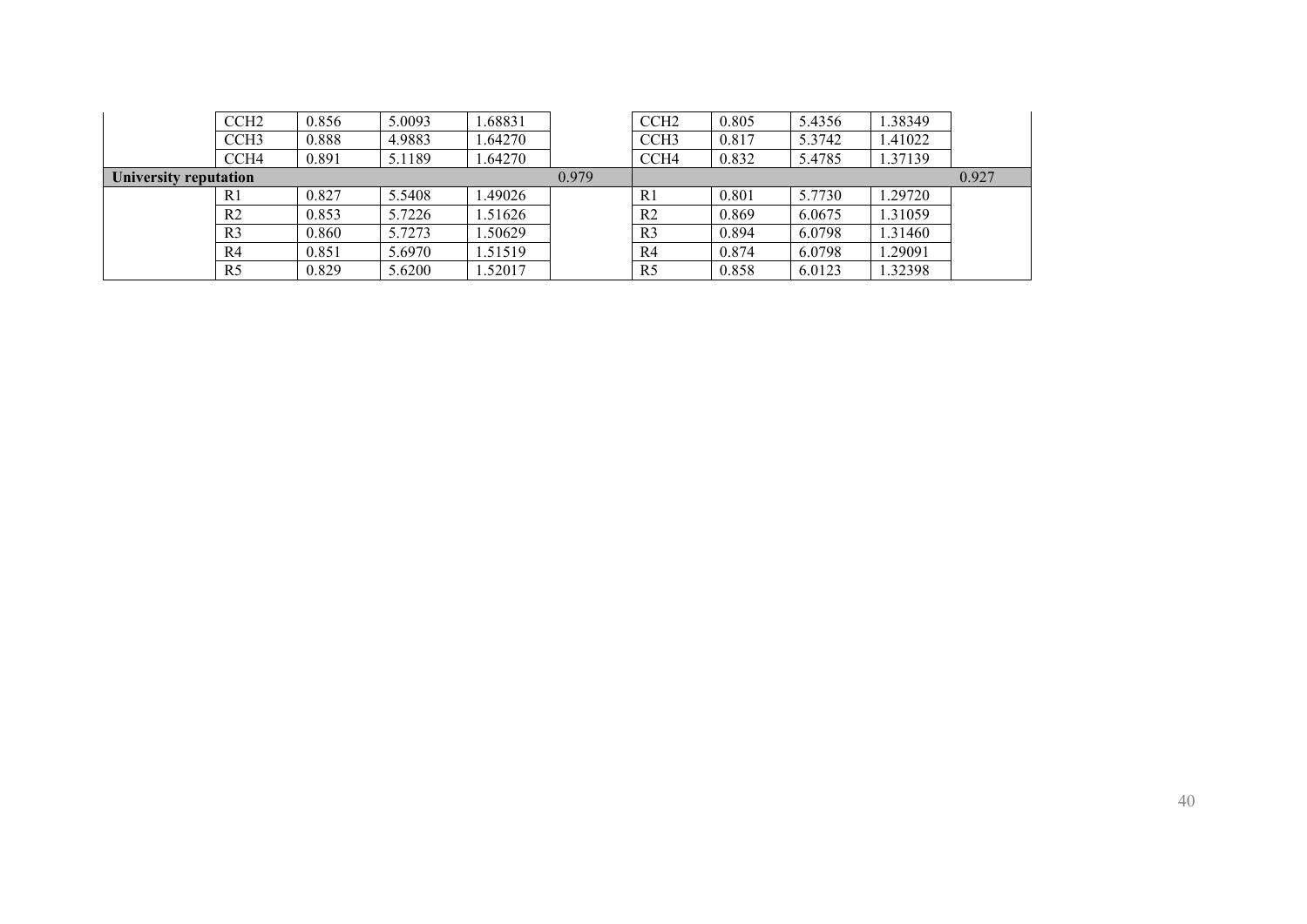| | | | | | | | | | | |
|---|---|---|---|---|---|---|---|---|---|---|
| | CCH2 | 0.856 | 5.0093 | 1.68831 | | CCH2 | 0.805 | 5.4356 | 1.38349 | |
| | CCH3 | 0.888 | 4.9883 | 1.64270 | | CCH3 | 0.817 | 5.3742 | 1.41022 | |
| | CCH4 | 0.891 | 5.1189 | 1.64270 | | CCH4 | 0.832 | 5.4785 | 1.37139 | |
| **University reputation** | | | | | 0.979 | | | | | 0.927 |
| | R1 | 0.827 | 5.5408 | 1.49026 | | R1 | 0.801 | 5.7730 | 1.29720 | |
| | R2 | 0.853 | 5.7226 | 1.51626 | | R2 | 0.869 | 6.0675 | 1.31059 | |
| | R3 | 0.860 | 5.7273 | 1.50629 | | R3 | 0.894 | 6.0798 | 1.31460 | |
| | R4 | 0.851 | 5.6970 | 1.51519 | | R4 | 0.874 | 6.0798 | 1.29091 | |
| | R5 | 0.829 | 5.6200 | 1.52017 | | R5 | 0.858 | 6.0123 | 1.32398 | |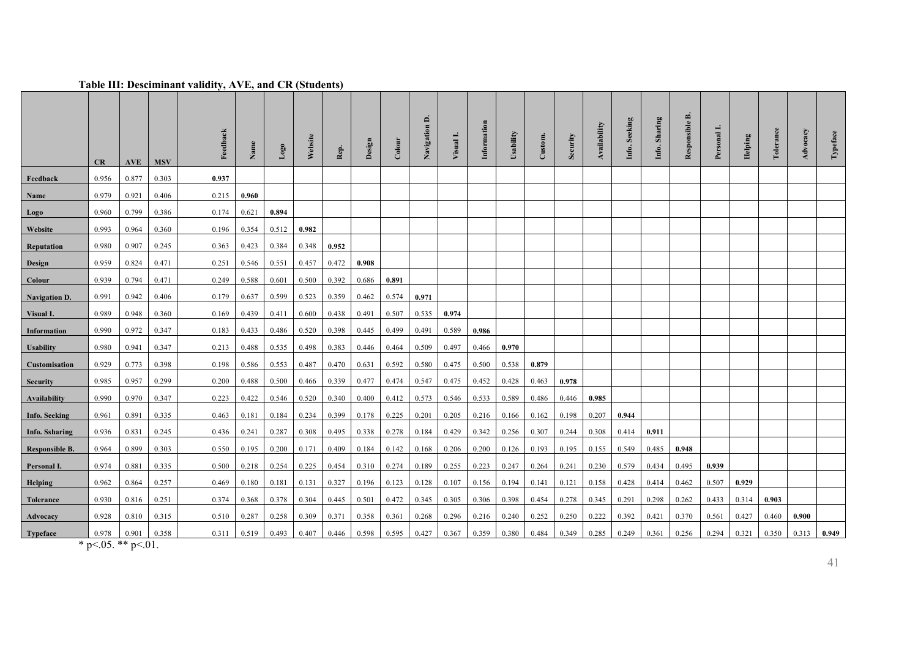**Table III: Desciminant validity, AVE, and CR (Students)**

| | CR | AVE | MSV | Feedback | Name | Logo | Website | Rep. | Design | Colour | Navigation D. | Visual I. | Information | Usability | Custom. | Security | Availability | Info. Seeking | Info. Sharing | Responsible B. | Personal I. | Helping | Tolerance | Advocacy | Typeface |
|---|---|---|---|---|---|---|---|---|---|---|---|---|---|---|---|---|---|---|---|---|---|---|---|---|---|
| **Feedback** | 0.956 | 0.877 | 0.303 | **0.937** | | | | | | | | | | | | | | | | | | | | | |
| **Name** | 0.979 | 0.921 | 0.406 | 0.215 | **0.960** | | | | | | | | | | | | | | | | | | | | |
| **Logo** | 0.960 | 0.799 | 0.386 | 0.174 | 0.621 | **0.894** | | | | | | | | | | | | | | | | | | | |
| **Website** | 0.993 | 0.964 | 0.360 | 0.196 | 0.354 | 0.512 | **0.982** | | | | | | | | | | | | | | | | | | |
| **Reputation** | 0.980 | 0.907 | 0.245 | 0.363 | 0.423 | 0.384 | 0.348 | **0.952** | | | | | | | | | | | | | | | | | |
| **Design** | 0.959 | 0.824 | 0.471 | 0.251 | 0.546 | 0.551 | 0.457 | 0.472 | **0.908** | | | | | | | | | | | | | | | | |
| **Colour** | 0.939 | 0.794 | 0.471 | 0.249 | 0.588 | 0.601 | 0.500 | 0.392 | 0.686 | **0.891** | | | | | | | | | | | | | | | |
| **Navigation D.** | 0.991 | 0.942 | 0.406 | 0.179 | 0.637 | 0.599 | 0.523 | 0.359 | 0.462 | 0.574 | **0.971** | | | | | | | | | | | | | | |
| **Visual I.** | 0.989 | 0.948 | 0.360 | 0.169 | 0.439 | 0.411 | 0.600 | 0.438 | 0.491 | 0.507 | 0.535 | **0.974** | | | | | | | | | | | | | |
| **Information** | 0.990 | 0.972 | 0.347 | 0.183 | 0.433 | 0.486 | 0.520 | 0.398 | 0.445 | 0.499 | 0.491 | 0.589 | **0.986** | | | | | | | | | | | | |
| **Usability** | 0.980 | 0.941 | 0.347 | 0.213 | 0.488 | 0.535 | 0.498 | 0.383 | 0.446 | 0.464 | 0.509 | 0.497 | 0.466 | **0.970** | | | | | | | | | | | |
| **Customisation** | 0.929 | 0.773 | 0.398 | 0.198 | 0.586 | 0.553 | 0.487 | 0.470 | 0.631 | 0.592 | 0.580 | 0.475 | 0.500 | 0.538 | **0.879** | | | | | | | | | | |
| **Security** | 0.985 | 0.957 | 0.299 | 0.200 | 0.488 | 0.500 | 0.466 | 0.339 | 0.477 | 0.474 | 0.547 | 0.475 | 0.452 | 0.428 | 0.463 | **0.978** | | | | | | | | | |
| **Availability** | 0.990 | 0.970 | 0.347 | 0.223 | 0.422 | 0.546 | 0.520 | 0.340 | 0.400 | 0.412 | 0.573 | 0.546 | 0.533 | 0.589 | 0.486 | 0.446 | **0.985** | | | | | | | | |
| **Info. Seeking** | 0.961 | 0.891 | 0.335 | 0.463 | 0.181 | 0.184 | 0.234 | 0.399 | 0.178 | 0.225 | 0.201 | 0.205 | 0.216 | 0.166 | 0.162 | 0.198 | 0.207 | **0.944** | | | | | | | |
| **Info. Ssharing** | 0.936 | 0.831 | 0.245 | 0.436 | 0.241 | 0.287 | 0.308 | 0.495 | 0.338 | 0.278 | 0.184 | 0.429 | 0.342 | 0.256 | 0.307 | 0.244 | 0.308 | 0.414 | **0.911** | | | | | | |
| **Responsible B.** | 0.964 | 0.899 | 0.303 | 0.550 | 0.195 | 0.200 | 0.171 | 0.409 | 0.184 | 0.142 | 0.168 | 0.206 | 0.200 | 0.126 | 0.193 | 0.195 | 0.155 | 0.549 | 0.485 | **0.948** | | | | | |
| **Personal I.** | 0.974 | 0.881 | 0.335 | 0.500 | 0.218 | 0.254 | 0.225 | 0.454 | 0.310 | 0.274 | 0.189 | 0.255 | 0.223 | 0.247 | 0.264 | 0.241 | 0.230 | 0.579 | 0.434 | 0.495 | **0.939** | | | | |
| **Helping** | 0.962 | 0.864 | 0.257 | 0.469 | 0.180 | 0.181 | 0.131 | 0.327 | 0.196 | 0.123 | 0.128 | 0.107 | 0.156 | 0.194 | 0.141 | 0.121 | 0.158 | 0.428 | 0.414 | 0.462 | 0.507 | **0.929** | | | |
| **Tolerance** | 0.930 | 0.816 | 0.251 | 0.374 | 0.368 | 0.378 | 0.304 | 0.445 | 0.501 | 0.472 | 0.345 | 0.305 | 0.306 | 0.398 | 0.454 | 0.278 | 0.345 | 0.291 | 0.298 | 0.262 | 0.433 | 0.314 | **0.903** | | |
| **Advocacy** | 0.928 | 0.810 | 0.315 | 0.510 | 0.287 | 0.258 | 0.309 | 0.371 | 0.358 | 0.361 | 0.268 | 0.296 | 0.216 | 0.240 | 0.252 | 0.250 | 0.222 | 0.392 | 0.421 | 0.370 | 0.561 | 0.427 | 0.460 | **0.900** | |
| **Typeface** | 0.978 | 0.901 | 0.358 | 0.311 | 0.519 | 0.493 | 0.407 | 0.446 | 0.598 | 0.595 | 0.427 | 0.367 | 0.359 | 0.380 | 0.484 | 0.349 | 0.285 | 0.249 | 0.361 | 0.256 | 0.294 | 0.321 | 0.350 | 0.313 | **0.949** |

* $p<.05$. ** $p<.01$.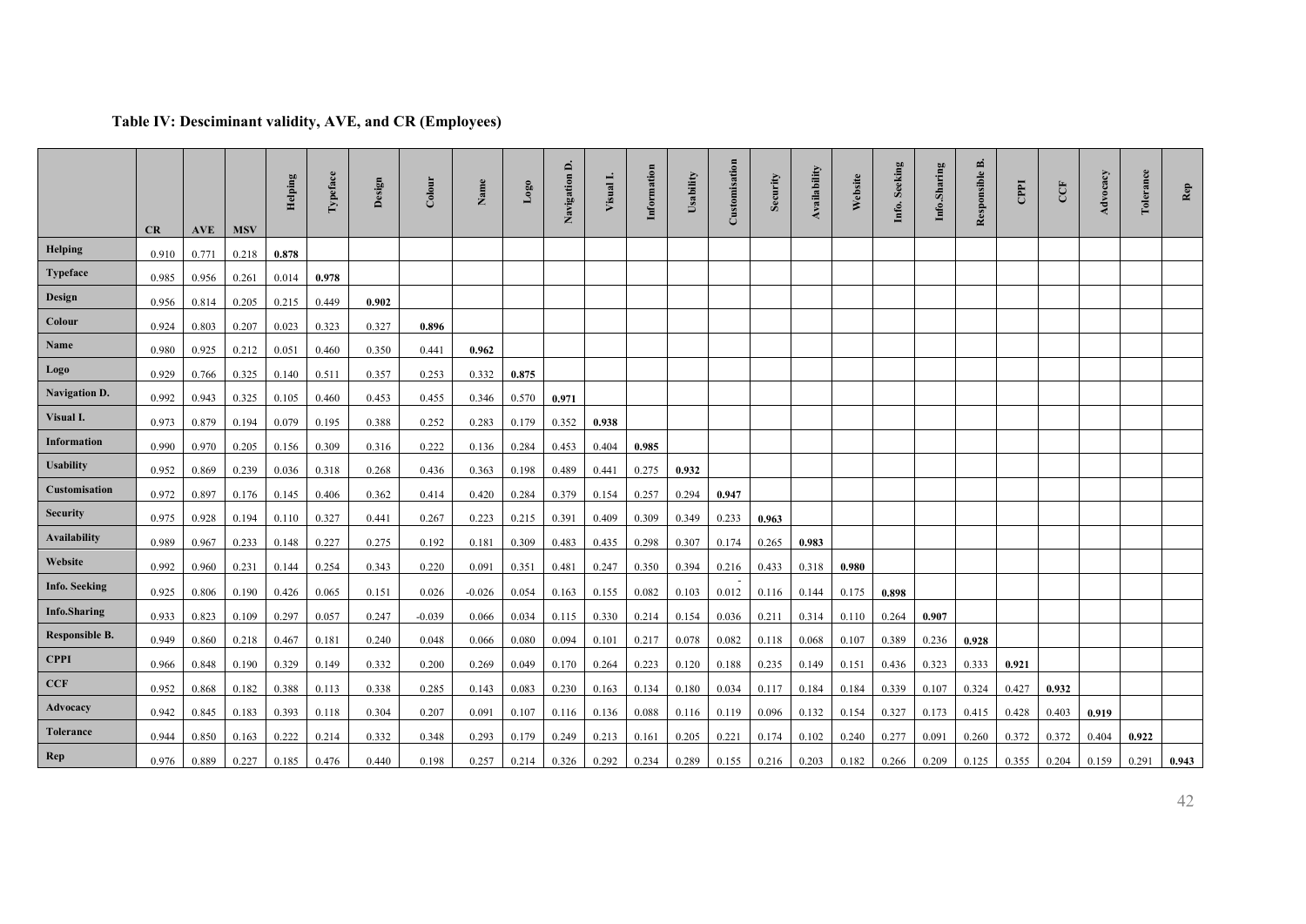**Table IV: Desciminant validity, AVE, and CR (Employees)**

| | CR | AVE | MSV | Helping | Typeface | Design | Colour | Name | Logo | Navigation D. | Visual I. | Information | Usability | Customisation | Security | Availability | Website | Info. Seeking | Info.Sharing | Responsible B. | CPPI | CCF | Advocacy | Tolerance | Rep |
|---|---|---|---|---|---|---|---|---|---|---|---|---|---|---|---|---|---|---|---|---|---|---|---|---|---|
| **Helping** | 0.910 | 0.771 | 0.218 | **0.878** | | | | | | | | | | | | | | | | | | | | | |
| **Typeface** | 0.985 | 0.956 | 0.261 | 0.014 | **0.978** | | | | | | | | | | | | | | | | | | | | |
| **Design** | 0.956 | 0.814 | 0.205 | 0.215 | 0.449 | **0.902** | | | | | | | | | | | | | | | | | | | |
| **Colour** | 0.924 | 0.803 | 0.207 | 0.023 | 0.323 | 0.327 | **0.896** | | | | | | | | | | | | | | | | | | |
| **Name** | 0.980 | 0.925 | 0.212 | 0.051 | 0.460 | 0.350 | 0.441 | **0.962** | | | | | | | | | | | | | | | | | |
| **Logo** | 0.929 | 0.766 | 0.325 | 0.140 | 0.511 | 0.357 | 0.253 | 0.332 | **0.875** | | | | | | | | | | | | | | | | |
| **Navigation D.** | 0.992 | 0.943 | 0.325 | 0.105 | 0.460 | 0.453 | 0.455 | 0.346 | 0.570 | **0.971** | | | | | | | | | | | | | | | |
| **Visual I.** | 0.973 | 0.879 | 0.194 | 0.079 | 0.195 | 0.388 | 0.252 | 0.283 | 0.179 | 0.352 | **0.938** | | | | | | | | | | | | | | |
| **Information** | 0.990 | 0.970 | 0.205 | 0.156 | 0.309 | 0.316 | 0.222 | 0.136 | 0.284 | 0.453 | 0.404 | **0.985** | | | | | | | | | | | | | |
| **Usability** | 0.952 | 0.869 | 0.239 | 0.036 | 0.318 | 0.268 | 0.436 | 0.363 | 0.198 | 0.489 | 0.441 | 0.275 | **0.932** | | | | | | | | | | | | |
| **Customisation** | 0.972 | 0.897 | 0.176 | 0.145 | 0.406 | 0.362 | 0.414 | 0.420 | 0.284 | 0.379 | 0.154 | 0.257 | 0.294 | **0.947** | | | | | | | | | | | |
| **Security** | 0.975 | 0.928 | 0.194 | 0.110 | 0.327 | 0.441 | 0.267 | 0.223 | 0.215 | 0.391 | 0.409 | 0.309 | 0.349 | 0.233 | **0.963** | | | | | | | | | | |
| **Availability** | 0.989 | 0.967 | 0.233 | 0.148 | 0.227 | 0.275 | 0.192 | 0.181 | 0.309 | 0.483 | 0.435 | 0.298 | 0.307 | 0.174 | 0.265 | **0.983** | | | | | | | | | |
| **Website** | 0.992 | 0.960 | 0.231 | 0.144 | 0.254 | 0.343 | 0.220 | 0.091 | 0.351 | 0.481 | 0.247 | 0.350 | 0.394 | 0.216 | 0.433 | 0.318 | **0.980** | | | | | | | | |
| **Info. Seeking** | 0.925 | 0.806 | 0.190 | 0.426 | 0.065 | 0.151 | 0.026 | -0.026 | 0.054 | 0.163 | 0.155 | 0.082 | 0.103 | -0.012 | 0.116 | 0.144 | 0.175 | **0.898** | | | | | | | |
| **Info.Sharing** | 0.933 | 0.823 | 0.109 | 0.297 | 0.057 | 0.247 | -0.039 | 0.066 | 0.034 | 0.115 | 0.330 | 0.214 | 0.154 | 0.036 | 0.211 | 0.314 | 0.110 | 0.264 | **0.907** | | | | | | |
| **Responsible B.** | 0.949 | 0.860 | 0.218 | 0.467 | 0.181 | 0.240 | 0.048 | 0.066 | 0.080 | 0.094 | 0.101 | 0.217 | 0.078 | 0.082 | 0.118 | 0.068 | 0.107 | 0.389 | 0.236 | **0.928** | | | | | |
| **CPPI** | 0.966 | 0.848 | 0.190 | 0.329 | 0.149 | 0.332 | 0.200 | 0.269 | 0.049 | 0.170 | 0.264 | 0.223 | 0.120 | 0.188 | 0.235 | 0.149 | 0.151 | 0.436 | 0.323 | 0.333 | **0.921** | | | | |
| **CCF** | 0.952 | 0.868 | 0.182 | 0.388 | 0.113 | 0.338 | 0.285 | 0.143 | 0.083 | 0.230 | 0.163 | 0.134 | 0.180 | 0.034 | 0.117 | 0.184 | 0.184 | 0.339 | 0.107 | 0.324 | 0.427 | **0.932** | | | |
| **Advocacy** | 0.942 | 0.845 | 0.183 | 0.393 | 0.118 | 0.304 | 0.207 | 0.091 | 0.107 | 0.116 | 0.136 | 0.088 | 0.116 | 0.119 | 0.096 | 0.132 | 0.154 | 0.327 | 0.173 | 0.415 | 0.428 | 0.403 | **0.919** | | |
| **Tolerance** | 0.944 | 0.850 | 0.163 | 0.222 | 0.214 | 0.332 | 0.348 | 0.293 | 0.179 | 0.249 | 0.213 | 0.161 | 0.205 | 0.221 | 0.174 | 0.102 | 0.240 | 0.277 | 0.091 | 0.260 | 0.372 | 0.372 | 0.404 | **0.922** | |
| **Rep** | 0.976 | 0.889 | 0.227 | 0.185 | 0.476 | 0.440 | 0.198 | 0.257 | 0.214 | 0.326 | 0.292 | 0.234 | 0.289 | 0.155 | 0.216 | 0.203 | 0.182 | 0.266 | 0.209 | 0.125 | 0.355 | 0.204 | 0.159 | 0.291 | **0.943** |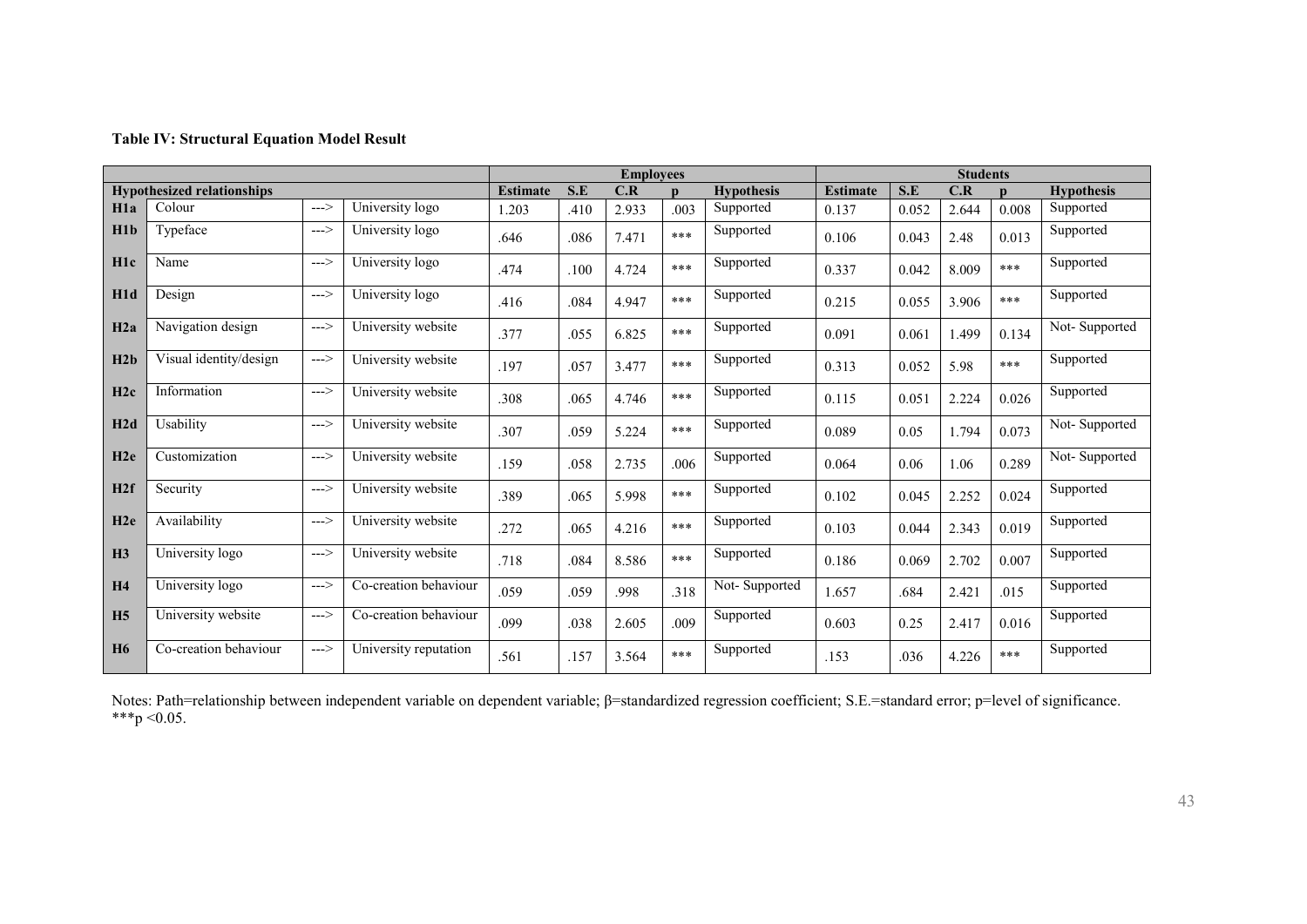**Table IV: Structural Equation Model Result**

| Hypothesized relationships | | | | Employees | | | | | Students | | | | |
|---|---|---|---|---|---|---|---|---|---|---|---|---|---|
| | | | | Estimate | S.E | C.R | p | Hypothesis | Estimate | S.E | C.R | p | Hypothesis |
| H1a | Colour | ---> | University logo | 1.203 | .410 | 2.933 | .003 | Supported | 0.137 | 0.052 | 2.644 | 0.008 | Supported |
| H1b | Typeface | ---> | University logo | .646 | .086 | 7.471 | *** | Supported | 0.106 | 0.043 | 2.48 | 0.013 | Supported |
| H1c | Name | ---> | University logo | .474 | .100 | 4.724 | *** | Supported | 0.337 | 0.042 | 8.009 | *** | Supported |
| H1d | Design | ---> | University logo | .416 | .084 | 4.947 | *** | Supported | 0.215 | 0.055 | 3.906 | *** | Supported |
| H2a | Navigation design | ---> | University website | .377 | .055 | 6.825 | *** | Supported | 0.091 | 0.061 | 1.499 | 0.134 | Not- Supported |
| H2b | Visual identity/design | ---> | University website | .197 | .057 | 3.477 | *** | Supported | 0.313 | 0.052 | 5.98 | *** | Supported |
| H2c | Information | ---> | University website | .308 | .065 | 4.746 | *** | Supported | 0.115 | 0.051 | 2.224 | 0.026 | Supported |
| H2d | Usability | ---> | University website | .307 | .059 | 5.224 | *** | Supported | 0.089 | 0.05 | 1.794 | 0.073 | Not- Supported |
| H2e | Customization | ---> | University website | .159 | .058 | 2.735 | .006 | Supported | 0.064 | 0.06 | 1.06 | 0.289 | Not- Supported |
| H2f | Security | ---> | University website | .389 | .065 | 5.998 | *** | Supported | 0.102 | 0.045 | 2.252 | 0.024 | Supported |
| H2e | Availability | ---> | University website | .272 | .065 | 4.216 | *** | Supported | 0.103 | 0.044 | 2.343 | 0.019 | Supported |
| H3 | University logo | ---> | University website | .718 | .084 | 8.586 | *** | Supported | 0.186 | 0.069 | 2.702 | 0.007 | Supported |
| H4 | University logo | ---> | Co-creation behaviour | .059 | .059 | .998 | .318 | Not- Supported | 1.657 | .684 | 2.421 | .015 | Supported |
| H5 | University website | ---> | Co-creation behaviour | .099 | .038 | 2.605 | .009 | Supported | 0.603 | 0.25 | 2.417 | 0.016 | Supported |
| H6 | Co-creation behaviour | ---> | University reputation | .561 | .157 | 3.564 | *** | Supported | .153 | .036 | 4.226 | *** | Supported |

Notes: Path=relationship between independent variable on dependent variable; β=standardized regression coefficient; S.E.=standard error; p=level of significance. ***$p < 0.05$.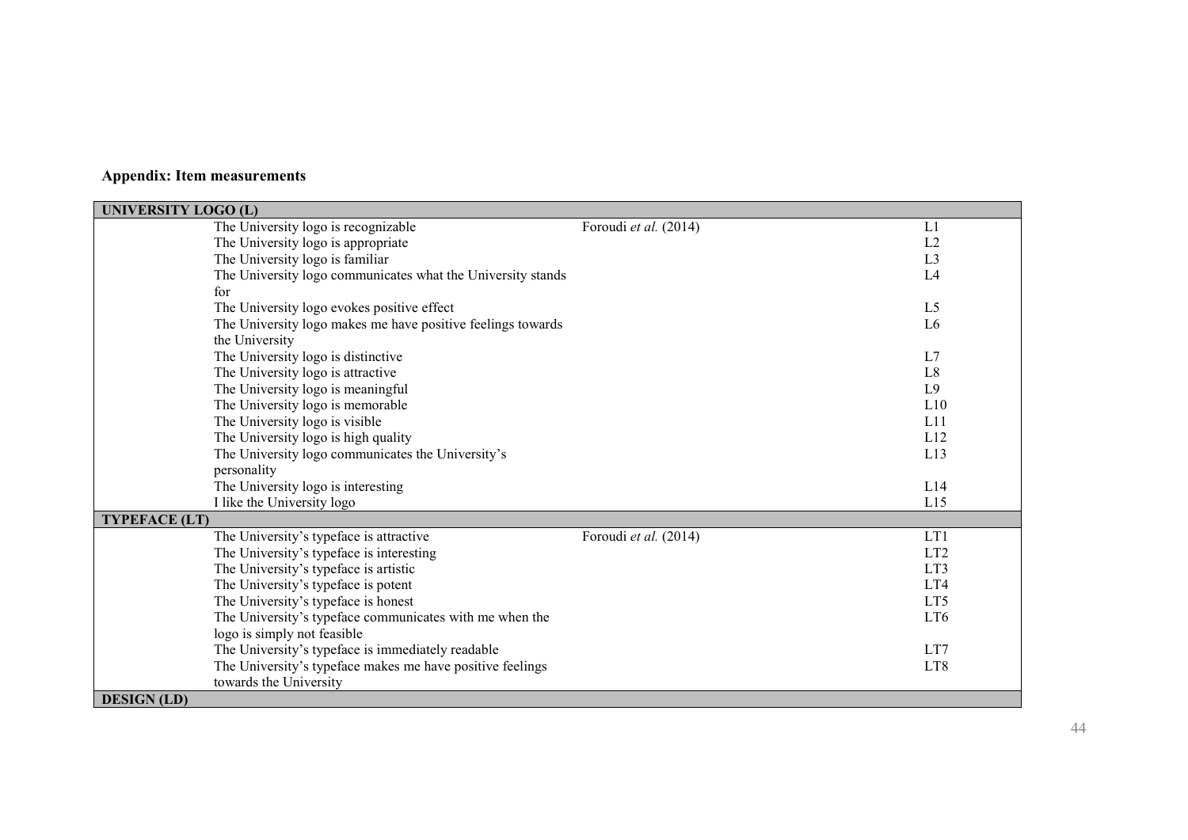**Appendix: Item measurements**

| UNIVERSITY LOGO (L) | | |
|---|---|---|
| The University logo is recognizable | Foroudi *et al.* (2014) | L1 |
| The University logo is appropriate | | L2 |
| The University logo is familiar | | L3 |
| The University logo communicates what the University stands for | | L4 |
| The University logo evokes positive effect | | L5 |
| The University logo makes me have positive feelings towards the University | | L6 |
| The University logo is distinctive | | L7 |
| The University logo is attractive | | L8 |
| The University logo is meaningful | | L9 |
| The University logo is memorable | | L10 |
| The University logo is visible | | L11 |
| The University logo is high quality | | L12 |
| The University logo communicates the University's personality | | L13 |
| The University logo is interesting | | L14 |
| I like the University logo | | L15 |
| **TYPEFACE (LT)** | | |
| The University's typeface is attractive | Foroudi *et al.* (2014) | LT1 |
| The University's typeface is interesting | | LT2 |
| The University's typeface is artistic | | LT3 |
| The University's typeface is potent | | LT4 |
| The University's typeface is honest | | LT5 |
| The University's typeface communicates with me when the logo is simply not feasible | | LT6 |
| The University's typeface is immediately readable | | LT7 |
| The University's typeface makes me have positive feelings towards the University | | LT8 |
| **DESIGN (LD)** | | |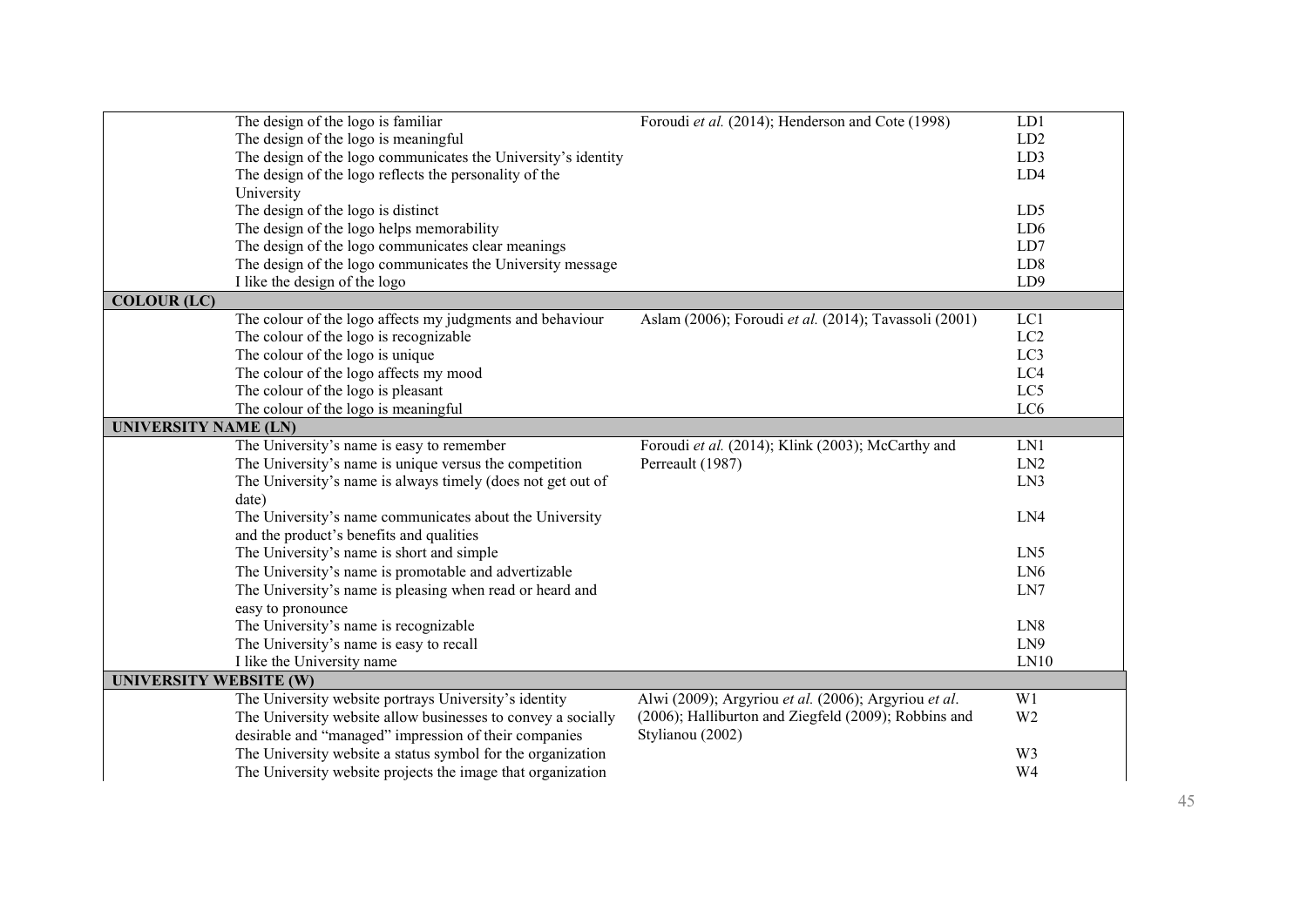| | | | |
|---|---|---|---|
| | The design of the logo is familiar | Foroudi *et al.* (2014); Henderson and Cote (1998) | LD1 |
| | The design of the logo is meaningful | | LD2 |
| | The design of the logo communicates the University's identity | | LD3 |
| | The design of the logo reflects the personality of the University | | LD4 |
| | The design of the logo is distinct | | LD5 |
| | The design of the logo helps memorability | | LD6 |
| | The design of the logo communicates clear meanings | | LD7 |
| | The design of the logo communicates the University message | | LD8 |
| | I like the design of the logo | | LD9 |
| **COLOUR (LC)** | | | |
| | The colour of the logo affects my judgments and behaviour | Aslam (2006); Foroudi *et al.* (2014); Tavassoli (2001) | LC1 |
| | The colour of the logo is recognizable | | LC2 |
| | The colour of the logo is unique | | LC3 |
| | The colour of the logo affects my mood | | LC4 |
| | The colour of the logo is pleasant | | LC5 |
| | The colour of the logo is meaningful | | LC6 |
| **UNIVERSITY NAME (LN)** | | | |
| | The University's name is easy to remember | Foroudi *et al.* (2014); Klink (2003); McCarthy and Perreault (1987) | LN1 |
| | The University's name is unique versus the competition | | LN2 |
| | The University's name is always timely (does not get out of date) | | LN3 |
| | The University's name communicates about the University and the product's benefits and qualities | | LN4 |
| | The University's name is short and simple | | LN5 |
| | The University's name is promotable and advertizable | | LN6 |
| | The University's name is pleasing when read or heard and easy to pronounce | | LN7 |
| | The University's name is recognizable | | LN8 |
| | The University's name is easy to recall | | LN9 |
| | I like the University name | | LN10 |
| **UNIVERSITY WEBSITE (W)** | | | |
| | The University website portrays University's identity | Alwi (2009); Argyriou *et al.* (2006); Argyriou *et al.* (2006); Halliburton and Ziegfeld (2009); Robbins and Stylianou (2002) | W1 |
| | The University website allow businesses to convey a socially desirable and "managed" impression of their companies | | W2 |
| | The University website a status symbol for the organization | | W3 |
| | The University website projects the image that organization | | W4 |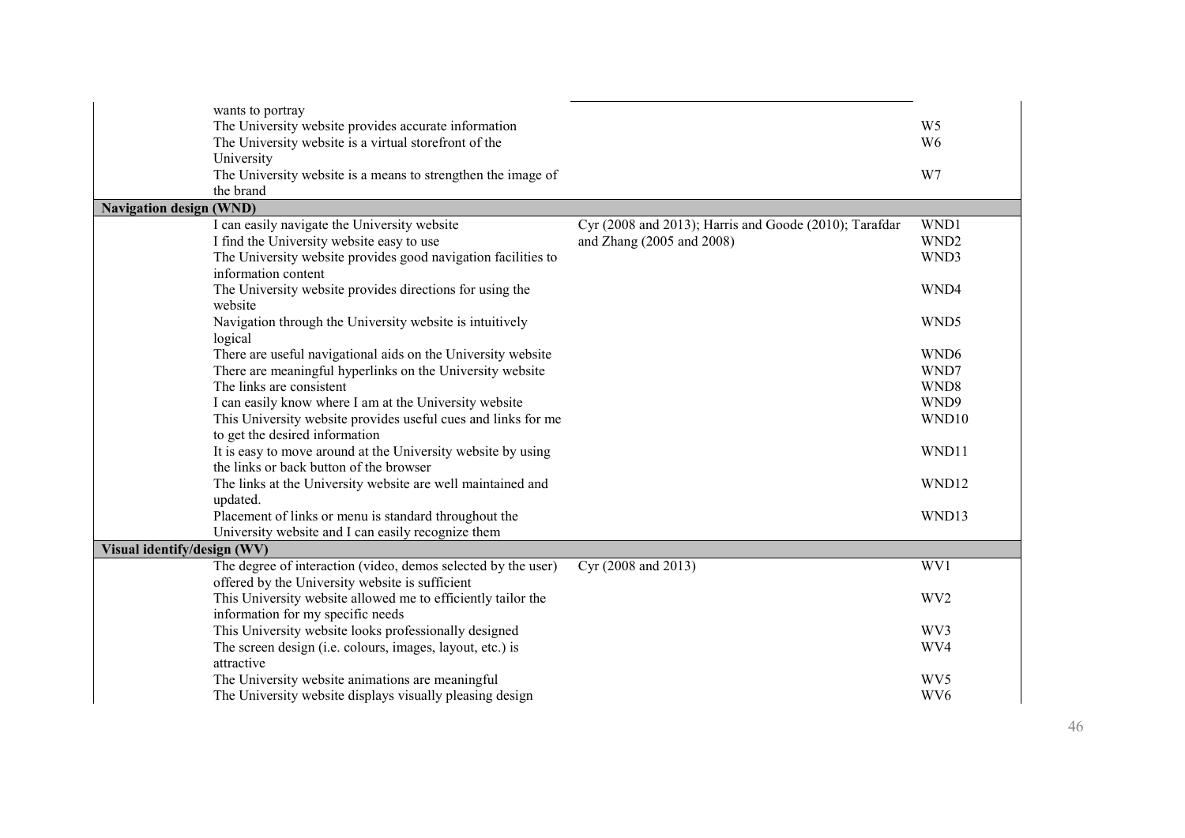| | | | |
|---|---|---|---|
| | wants to portray | | |
| | The University website provides accurate information | | W5 |
| | The University website is a virtual storefront of the University | | W6 |
| | The University website is a means to strengthen the image of the brand | | W7 |
| **Navigation design (WND)** | | | |
| | I can easily navigate the University website | Cyr (2008 and 2013); Harris and Goode (2010); Tarafdar and Zhang (2005 and 2008) | WND1 |
| | I find the University website easy to use | | WND2 |
| | The University website provides good navigation facilities to information content | | WND3 |
| | The University website provides directions for using the website | | WND4 |
| | Navigation through the University website is intuitively logical | | WND5 |
| | There are useful navigational aids on the University website | | WND6 |
| | There are meaningful hyperlinks on the University website | | WND7 |
| | The links are consistent | | WND8 |
| | I can easily know where I am at the University website | | WND9 |
| | This University website provides useful cues and links for me to get the desired information | | WND10 |
| | It is easy to move around at the University website by using the links or back button of the browser | | WND11 |
| | The links at the University website are well maintained and updated. | | WND12 |
| | Placement of links or menu is standard throughout the University website and I can easily recognize them | | WND13 |
| **Visual identify/design (WV)** | | | |
| | The degree of interaction (video, demos selected by the user) offered by the University website is sufficient | Cyr (2008 and 2013) | WV1 |
| | This University website allowed me to efficiently tailor the information for my specific needs | | WV2 |
| | This University website looks professionally designed | | WV3 |
| | The screen design (i.e. colours, images, layout, etc.) is attractive | | WV4 |
| | The University website animations are meaningful | | WV5 |
| | The University website displays visually pleasing design | | WV6 |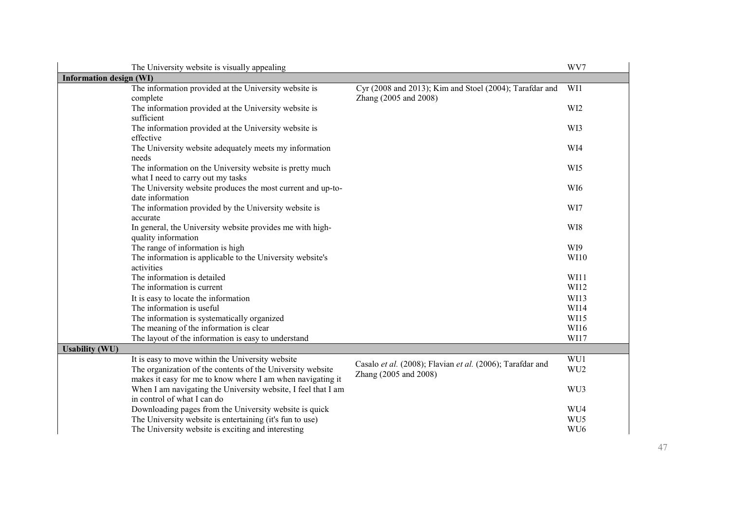| | | | |
|---|---|---|---|
| | The University website is visually appealing | | WV7 |
| **Information design (WI)** | | | |
| | The information provided at the University website is complete | Cyr (2008 and 2013); Kim and Stoel (2004); Tarafdar and Zhang (2005 and 2008) | WI1 |
| | The information provided at the University website is sufficient | | WI2 |
| | The information provided at the University website is effective | | WI3 |
| | The University website adequately meets my information needs | | WI4 |
| | The information on the University website is pretty much what I need to carry out my tasks | | WI5 |
| | The University website produces the most current and up-to-date information | | WI6 |
| | The information provided by the University website is accurate | | WI7 |
| | In general, the University website provides me with high-quality information | | WI8 |
| | The range of information is high | | WI9 |
| | The information is applicable to the University website's activities | | WI10 |
| | The information is detailed | | WI11 |
| | The information is current | | WI12 |
| | It is easy to locate the information | | WI13 |
| | The information is useful | | WI14 |
| | The information is systematically organized | | WI15 |
| | The meaning of the information is clear | | WI16 |
| | The layout of the information is easy to understand | | WI17 |
| **Usability (WU)** | | | |
| | It is easy to move within the University website | Casalo *et al.* (2008); Flavian *et al.* (2006); Tarafdar and Zhang (2005 and 2008) | WU1 |
| | The organization of the contents of the University website makes it easy for me to know where I am when navigating it | | WU2 |
| | When I am navigating the University website, I feel that I am in control of what I can do | | WU3 |
| | Downloading pages from the University website is quick | | WU4 |
| | The University website is entertaining (it's fun to use) | | WU5 |
| | The University website is exciting and interesting | | WU6 |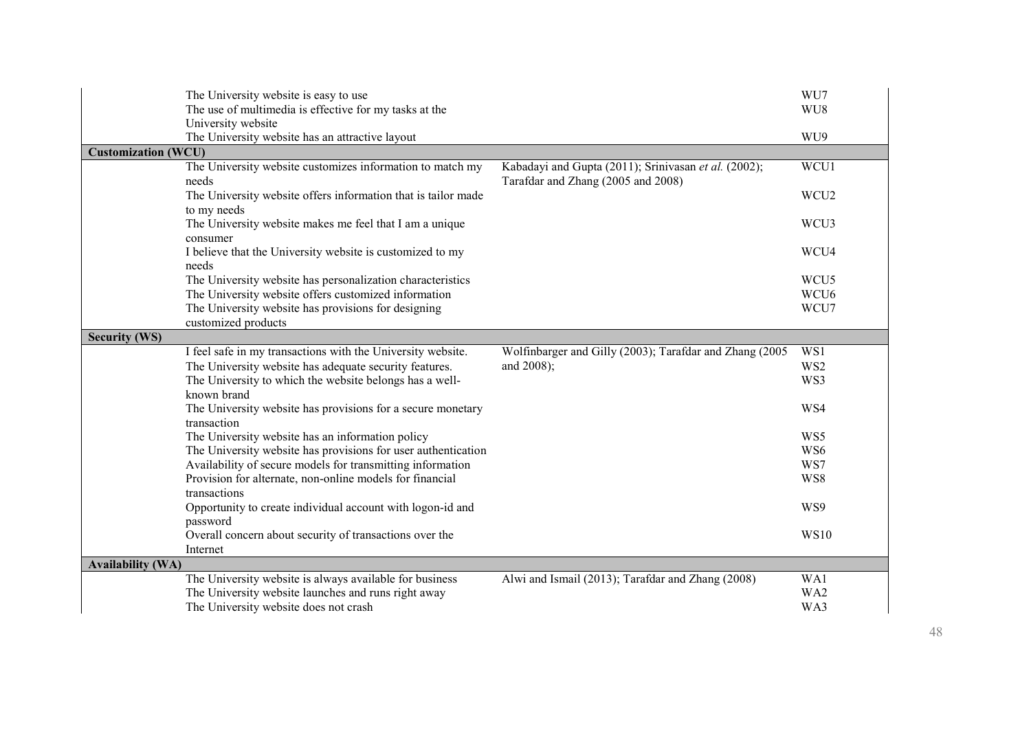| | | | |
|---|---|---|---|
| | The University website is easy to use | | WU7 |
| | The use of multimedia is effective for my tasks at the University website | | WU8 |
| | The University website has an attractive layout | | WU9 |
| **Customization (WCU)** | | | |
| | The University website customizes information to match my needs | Kabadayi and Gupta (2011); Srinivasan *et al.* (2002); Tarafdar and Zhang (2005 and 2008) | WCU1 |
| | The University website offers information that is tailor made to my needs | | WCU2 |
| | The University website makes me feel that I am a unique consumer | | WCU3 |
| | I believe that the University website is customized to my needs | | WCU4 |
| | The University website has personalization characteristics | | WCU5 |
| | The University website offers customized information | | WCU6 |
| | The University website has provisions for designing customized products | | WCU7 |
| **Security (WS)** | | | |
| | I feel safe in my transactions with the University website. | Wolfinbarger and Gilly (2003); Tarafdar and Zhang (2005 and 2008); | WS1 |
| | The University website has adequate security features. | | WS2 |
| | The University to which the website belongs has a well-known brand | | WS3 |
| | The University website has provisions for a secure monetary transaction | | WS4 |
| | The University website has an information policy | | WS5 |
| | The University website has provisions for user authentication | | WS6 |
| | Availability of secure models for transmitting information | | WS7 |
| | Provision for alternate, non-online models for financial transactions | | WS8 |
| | Opportunity to create individual account with logon-id and password | | WS9 |
| | Overall concern about security of transactions over the Internet | | WS10 |
| **Availability (WA)** | | | |
| | The University website is always available for business | Alwi and Ismail (2013); Tarafdar and Zhang (2008) | WA1 |
| | The University website launches and runs right away | | WA2 |
| | The University website does not crash | | WA3 |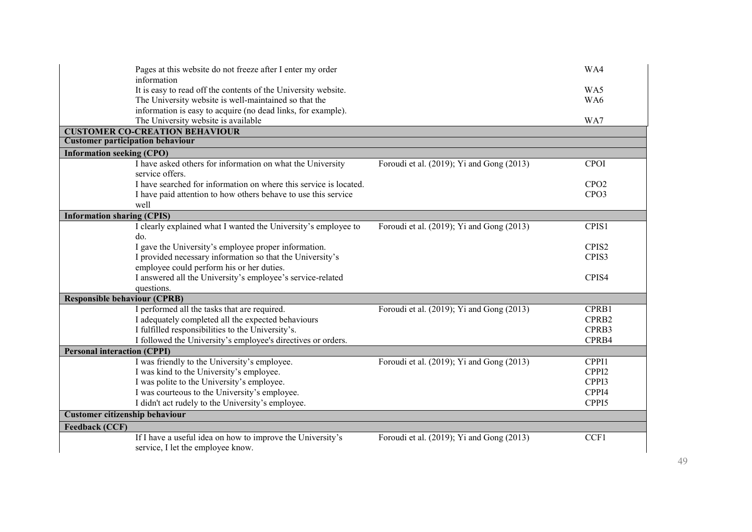| | | | |
|---|---|---|---|
| | Pages at this website do not freeze after I enter my order information | | WA4 |
| | It is easy to read off the contents of the University website. | | WA5 |
| | The University website is well-maintained so that the information is easy to acquire (no dead links, for example). | | WA6 |
| | The University website is available | | WA7 |
| **CUSTOMER CO-CREATION BEHAVIOUR** | | | |
| **Customer participation behaviour** | | | |
| **Information seeking (CPO)** | | | |
| | I have asked others for information on what the University service offers. | Foroudi et al. (2019); Yi and Gong (2013) | CPOI |
| | I have searched for information on where this service is located. | | CPO2 |
| | I have paid attention to how others behave to use this service well | | CPO3 |
| **Information sharing (CPIS)** | | | |
| | I clearly explained what I wanted the University's employee to do. | Foroudi et al. (2019); Yi and Gong (2013) | CPIS1 |
| | I gave the University's employee proper information. | | CPIS2 |
| | I provided necessary information so that the University's employee could perform his or her duties. | | CPIS3 |
| | I answered all the University's employee's service-related questions. | | CPIS4 |
| **Responsible behaviour (CPRB)** | | | |
| | I performed all the tasks that are required. | Foroudi et al. (2019); Yi and Gong (2013) | CPRB1 |
| | I adequately completed all the expected behaviours | | CPRB2 |
| | I fulfilled responsibilities to the University's. | | CPRB3 |
| | I followed the University's employee's directives or orders. | | CPRB4 |
| **Personal interaction (CPPI)** | | | |
| | I was friendly to the University's employee. | Foroudi et al. (2019); Yi and Gong (2013) | CPPI1 |
| | I was kind to the University's employee. | | CPPI2 |
| | I was polite to the University's employee. | | CPPI3 |
| | I was courteous to the University's employee. | | CPPI4 |
| | I didn't act rudely to the University's employee. | | CPPI5 |
| **Customer citizenship behaviour** | | | |
| **Feedback (CCF)** | | | |
| | If I have a useful idea on how to improve the University's service, I let the employee know. | Foroudi et al. (2019); Yi and Gong (2013) | CCF1 |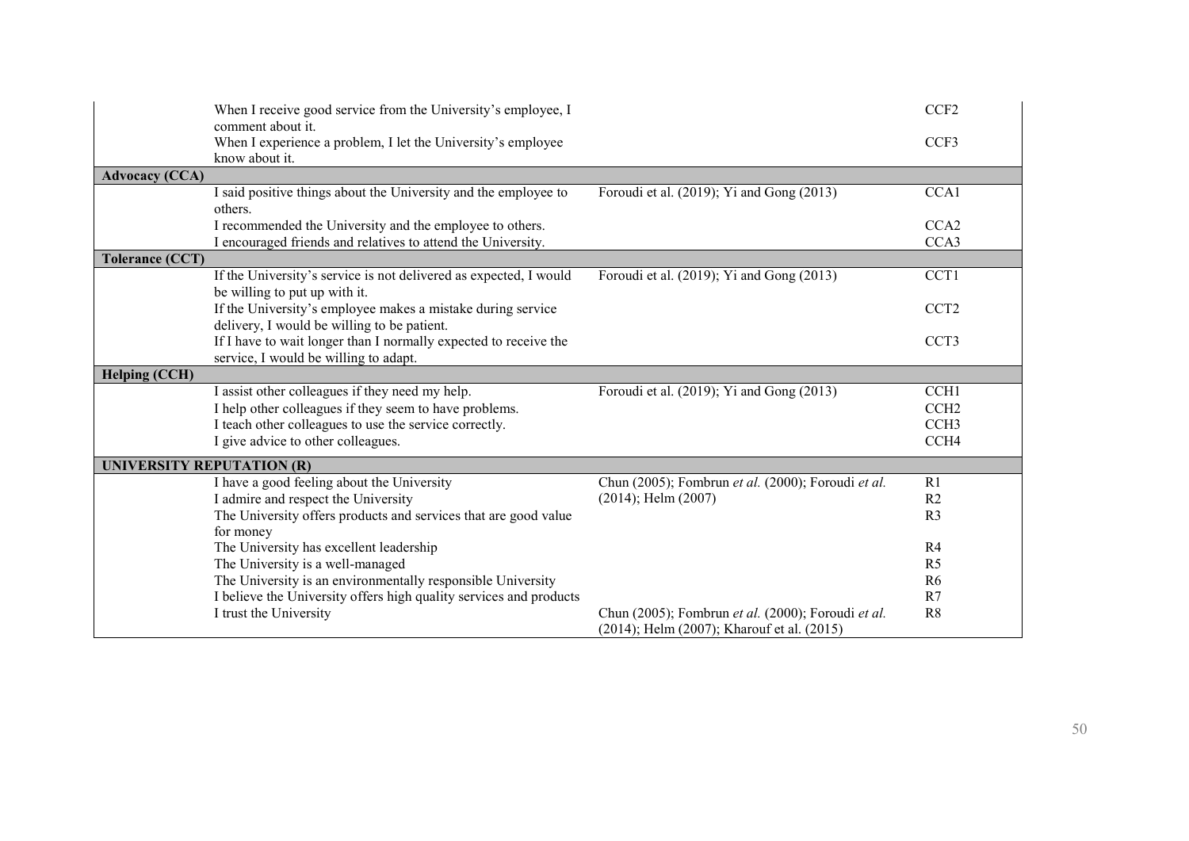| | | | |
|---|---|---|---|
| | When I receive good service from the University's employee, I comment about it. | | CCF2 |
| | When I experience a problem, I let the University's employee know about it. | | CCF3 |
| **Advocacy (CCA)** | | | |
| | I said positive things about the University and the employee to others. | Foroudi et al. (2019); Yi and Gong (2013) | CCA1 |
| | I recommended the University and the employee to others. | | CCA2 |
| | I encouraged friends and relatives to attend the University. | | CCA3 |
| **Tolerance (CCT)** | | | |
| | If the University's service is not delivered as expected, I would be willing to put up with it. | Foroudi et al. (2019); Yi and Gong (2013) | CCT1 |
| | If the University's employee makes a mistake during service delivery, I would be willing to be patient. | | CCT2 |
| | If I have to wait longer than I normally expected to receive the service, I would be willing to adapt. | | CCT3 |
| **Helping (CCH)** | | | |
| | I assist other colleagues if they need my help. | Foroudi et al. (2019); Yi and Gong (2013) | CCH1 |
| | I help other colleagues if they seem to have problems. | | CCH2 |
| | I teach other colleagues to use the service correctly. | | CCH3 |
| | I give advice to other colleagues. | | CCH4 |
| **UNIVERSITY REPUTATION (R)** | | | |
| | I have a good feeling about the University | Chun (2005); Fombrun *et al.* (2000); Foroudi *et al.* (2014); Helm (2007) | R1 |
| | I admire and respect the University | | R2 |
| | The University offers products and services that are good value for money | | R3 |
| | The University has excellent leadership | | R4 |
| | The University is a well-managed | | R5 |
| | The University is an environmentally responsible University | | R6 |
| | I believe the University offers high quality services and products | | R7 |
| | I trust the University | Chun (2005); Fombrun *et al.* (2000); Foroudi *et al.* (2014); Helm (2007); Kharouf et al. (2015) | R8 |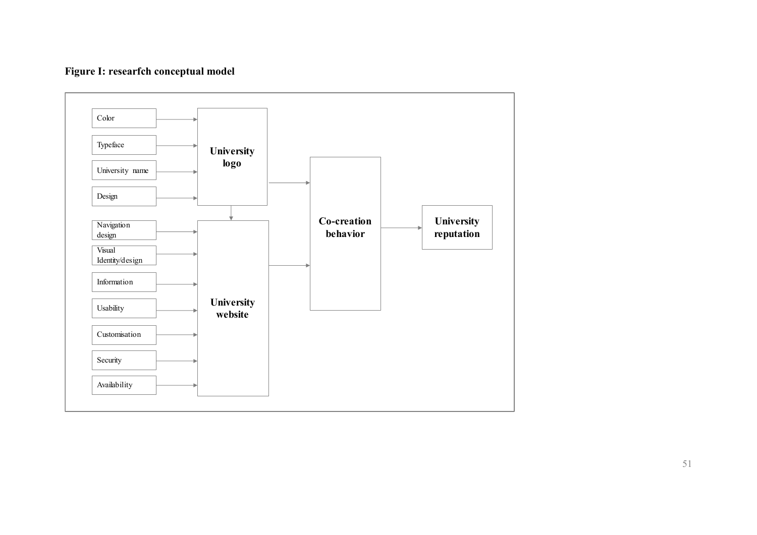**Figure I: researfch conceptual model**

Color

Typeface

University name

Design

University logo

Navigation design

Visual Identity/design

Information

Usability

Customisation

Security

Availability

University website

Co-creation behavior

University reputation